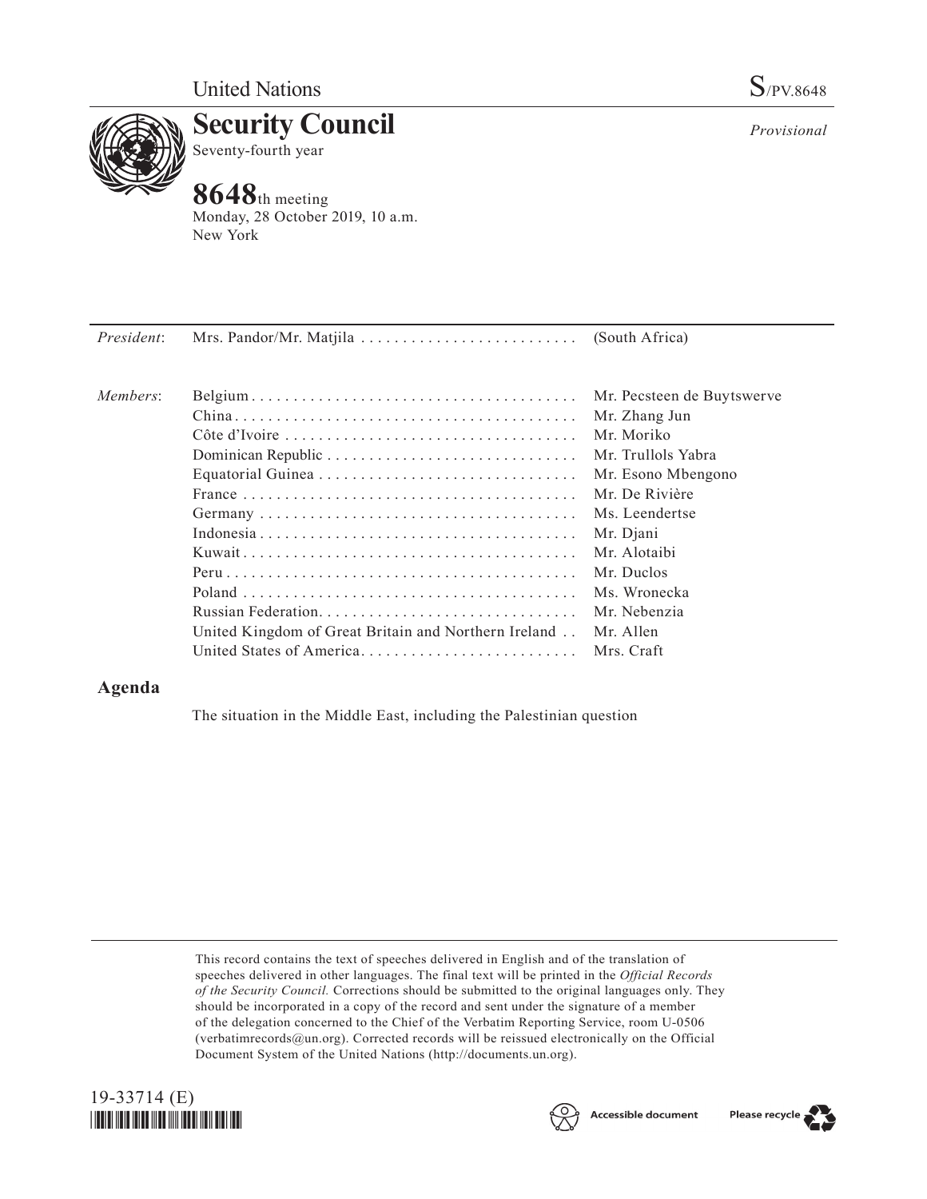United Nations

S/PV.8648

# Security Council

Seventy-fourth year

*Provisional*

## 8648th meeting

Monday, 28 October 2019, 10 a.m.
New York

| | | |
|---|---|---|
| *President*: | Mrs. Pandor/Mr. Matjila | (South Africa) |
| *Members*: | Belgium | Mr. Pecsteen de Buytswerve |
| | China | Mr. Zhang Jun |
| | Côte d'Ivoire | Mr. Moriko |
| | Dominican Republic | Mr. Trullols Yabra |
| | Equatorial Guinea | Mr. Esono Mbengono |
| | France | Mr. De Rivière |
| | Germany | Ms. Leendertse |
| | Indonesia | Mr. Djani |
| | Kuwait | Mr. Alotaibi |
| | Peru | Mr. Duclos |
| | Poland | Ms. Wronecka |
| | Russian Federation | Mr. Nebenzia |
| | United Kingdom of Great Britain and Northern Ireland | Mr. Allen |
| | United States of America | Mrs. Craft |

## Agenda

The situation in the Middle East, including the Palestinian question

This record contains the text of speeches delivered in English and of the translation of speeches delivered in other languages. The final text will be printed in the *Official Records of the Security Council.* Corrections should be submitted to the original languages only. They should be incorporated in a copy of the record and sent under the signature of a member of the delegation concerned to the Chief of the Verbatim Reporting Service, room U-0506 (verbatimrecords@un.org). Corrected records will be reissued electronically on the Official Document System of the United Nations (http://documents.un.org).

19-33714 (E)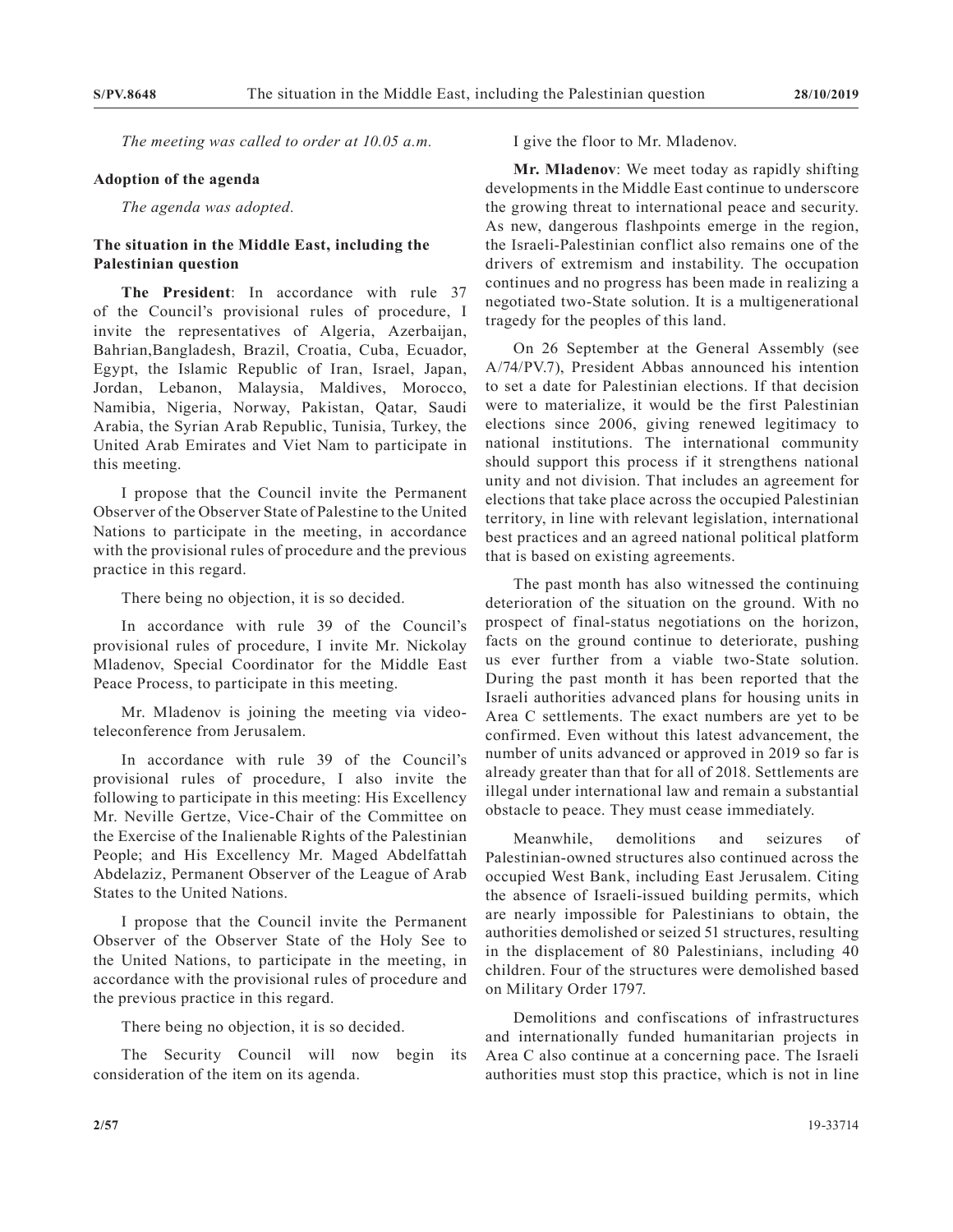*The meeting was called to order at 10.05 a.m.*

## Adoption of the agenda

*The agenda was adopted.*

## The situation in the Middle East, including the Palestinian question

**The President**: In accordance with rule 37 of the Council's provisional rules of procedure, I invite the representatives of Algeria, Azerbaijan, Bahrian,Bangladesh, Brazil, Croatia, Cuba, Ecuador, Egypt, the Islamic Republic of Iran, Israel, Japan, Jordan, Lebanon, Malaysia, Maldives, Morocco, Namibia, Nigeria, Norway, Pakistan, Qatar, Saudi Arabia, the Syrian Arab Republic, Tunisia, Turkey, the United Arab Emirates and Viet Nam to participate in this meeting.

I propose that the Council invite the Permanent Observer of the Observer State of Palestine to the United Nations to participate in the meeting, in accordance with the provisional rules of procedure and the previous practice in this regard.

There being no objection, it is so decided.

In accordance with rule 39 of the Council's provisional rules of procedure, I invite Mr. Nickolay Mladenov, Special Coordinator for the Middle East Peace Process, to participate in this meeting.

Mr. Mladenov is joining the meeting via video-teleconference from Jerusalem.

In accordance with rule 39 of the Council's provisional rules of procedure, I also invite the following to participate in this meeting: His Excellency Mr. Neville Gertze, Vice-Chair of the Committee on the Exercise of the Inalienable Rights of the Palestinian People; and His Excellency Mr. Maged Abdelfattah Abdelaziz, Permanent Observer of the League of Arab States to the United Nations.

I propose that the Council invite the Permanent Observer of the Observer State of the Holy See to the United Nations, to participate in the meeting, in accordance with the provisional rules of procedure and the previous practice in this regard.

There being no objection, it is so decided.

The Security Council will now begin its consideration of the item on its agenda.

I give the floor to Mr. Mladenov.

**Mr. Mladenov**: We meet today as rapidly shifting developments in the Middle East continue to underscore the growing threat to international peace and security. As new, dangerous flashpoints emerge in the region, the Israeli-Palestinian conflict also remains one of the drivers of extremism and instability. The occupation continues and no progress has been made in realizing a negotiated two-State solution. It is a multigenerational tragedy for the peoples of this land.

On 26 September at the General Assembly (see A/74/PV.7), President Abbas announced his intention to set a date for Palestinian elections. If that decision were to materialize, it would be the first Palestinian elections since 2006, giving renewed legitimacy to national institutions. The international community should support this process if it strengthens national unity and not division. That includes an agreement for elections that take place across the occupied Palestinian territory, in line with relevant legislation, international best practices and an agreed national political platform that is based on existing agreements.

The past month has also witnessed the continuing deterioration of the situation on the ground. With no prospect of final-status negotiations on the horizon, facts on the ground continue to deteriorate, pushing us ever further from a viable two-State solution. During the past month it has been reported that the Israeli authorities advanced plans for housing units in Area C settlements. The exact numbers are yet to be confirmed. Even without this latest advancement, the number of units advanced or approved in 2019 so far is already greater than that for all of 2018. Settlements are illegal under international law and remain a substantial obstacle to peace. They must cease immediately.

Meanwhile, demolitions and seizures of Palestinian-owned structures also continued across the occupied West Bank, including East Jerusalem. Citing the absence of Israeli-issued building permits, which are nearly impossible for Palestinians to obtain, the authorities demolished or seized 51 structures, resulting in the displacement of 80 Palestinians, including 40 children. Four of the structures were demolished based on Military Order 1797.

Demolitions and confiscations of infrastructures and internationally funded humanitarian projects in Area C also continue at a concerning pace. The Israeli authorities must stop this practice, which is not in line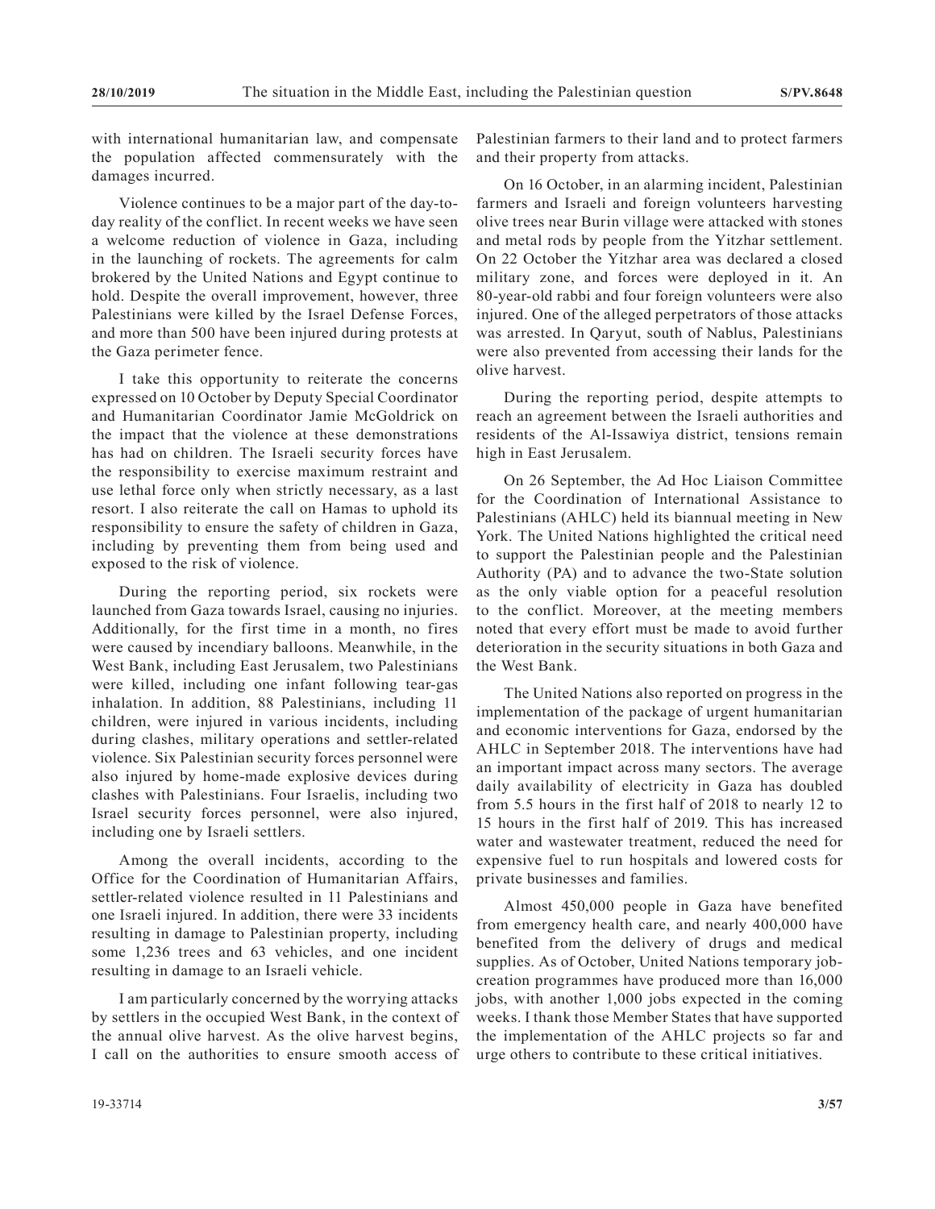with international humanitarian law, and compensate the population affected commensurately with the damages incurred.

Violence continues to be a major part of the day-to-day reality of the conflict. In recent weeks we have seen a welcome reduction of violence in Gaza, including in the launching of rockets. The agreements for calm brokered by the United Nations and Egypt continue to hold. Despite the overall improvement, however, three Palestinians were killed by the Israel Defense Forces, and more than 500 have been injured during protests at the Gaza perimeter fence.

I take this opportunity to reiterate the concerns expressed on 10 October by Deputy Special Coordinator and Humanitarian Coordinator Jamie McGoldrick on the impact that the violence at these demonstrations has had on children. The Israeli security forces have the responsibility to exercise maximum restraint and use lethal force only when strictly necessary, as a last resort. I also reiterate the call on Hamas to uphold its responsibility to ensure the safety of children in Gaza, including by preventing them from being used and exposed to the risk of violence.

During the reporting period, six rockets were launched from Gaza towards Israel, causing no injuries. Additionally, for the first time in a month, no fires were caused by incendiary balloons. Meanwhile, in the West Bank, including East Jerusalem, two Palestinians were killed, including one infant following tear-gas inhalation. In addition, 88 Palestinians, including 11 children, were injured in various incidents, including during clashes, military operations and settler-related violence. Six Palestinian security forces personnel were also injured by home-made explosive devices during clashes with Palestinians. Four Israelis, including two Israel security forces personnel, were also injured, including one by Israeli settlers.

Among the overall incidents, according to the Office for the Coordination of Humanitarian Affairs, settler-related violence resulted in 11 Palestinians and one Israeli injured. In addition, there were 33 incidents resulting in damage to Palestinian property, including some 1,236 trees and 63 vehicles, and one incident resulting in damage to an Israeli vehicle.

I am particularly concerned by the worrying attacks by settlers in the occupied West Bank, in the context of the annual olive harvest. As the olive harvest begins, I call on the authorities to ensure smooth access of Palestinian farmers to their land and to protect farmers and their property from attacks.

On 16 October, in an alarming incident, Palestinian farmers and Israeli and foreign volunteers harvesting olive trees near Burin village were attacked with stones and metal rods by people from the Yitzhar settlement. On 22 October the Yitzhar area was declared a closed military zone, and forces were deployed in it. An 80-year-old rabbi and four foreign volunteers were also injured. One of the alleged perpetrators of those attacks was arrested. In Qaryut, south of Nablus, Palestinians were also prevented from accessing their lands for the olive harvest.

During the reporting period, despite attempts to reach an agreement between the Israeli authorities and residents of the Al-Issawiya district, tensions remain high in East Jerusalem.

On 26 September, the Ad Hoc Liaison Committee for the Coordination of International Assistance to Palestinians (AHLC) held its biannual meeting in New York. The United Nations highlighted the critical need to support the Palestinian people and the Palestinian Authority (PA) and to advance the two-State solution as the only viable option for a peaceful resolution to the conflict. Moreover, at the meeting members noted that every effort must be made to avoid further deterioration in the security situations in both Gaza and the West Bank.

The United Nations also reported on progress in the implementation of the package of urgent humanitarian and economic interventions for Gaza, endorsed by the AHLC in September 2018. The interventions have had an important impact across many sectors. The average daily availability of electricity in Gaza has doubled from 5.5 hours in the first half of 2018 to nearly 12 to 15 hours in the first half of 2019. This has increased water and wastewater treatment, reduced the need for expensive fuel to run hospitals and lowered costs for private businesses and families.

Almost 450,000 people in Gaza have benefited from emergency health care, and nearly 400,000 have benefited from the delivery of drugs and medical supplies. As of October, United Nations temporary job-creation programmes have produced more than 16,000 jobs, with another 1,000 jobs expected in the coming weeks. I thank those Member States that have supported the implementation of the AHLC projects so far and urge others to contribute to these critical initiatives.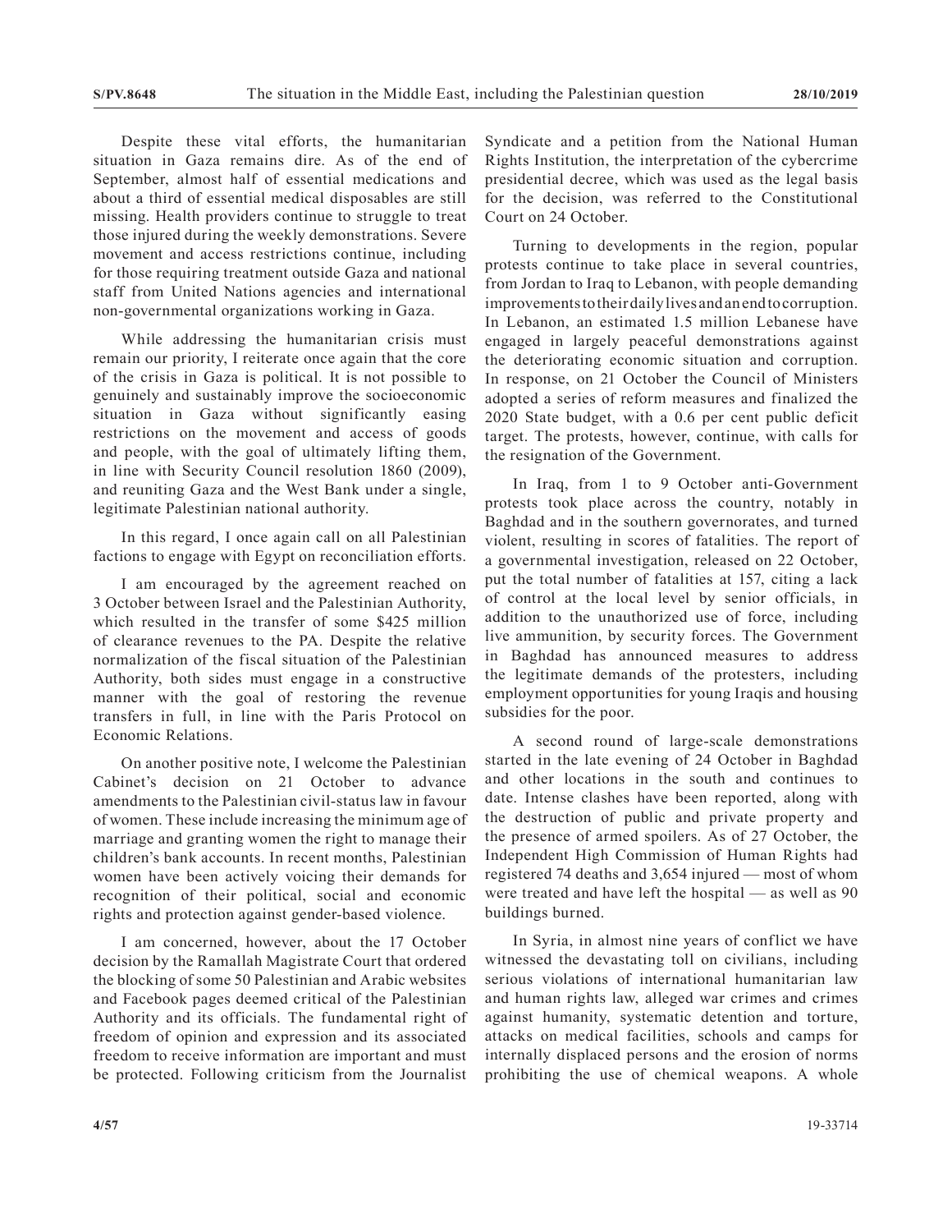Despite these vital efforts, the humanitarian situation in Gaza remains dire. As of the end of September, almost half of essential medications and about a third of essential medical disposables are still missing. Health providers continue to struggle to treat those injured during the weekly demonstrations. Severe movement and access restrictions continue, including for those requiring treatment outside Gaza and national staff from United Nations agencies and international non-governmental organizations working in Gaza.

While addressing the humanitarian crisis must remain our priority, I reiterate once again that the core of the crisis in Gaza is political. It is not possible to genuinely and sustainably improve the socioeconomic situation in Gaza without significantly easing restrictions on the movement and access of goods and people, with the goal of ultimately lifting them, in line with Security Council resolution 1860 (2009), and reuniting Gaza and the West Bank under a single, legitimate Palestinian national authority.

In this regard, I once again call on all Palestinian factions to engage with Egypt on reconciliation efforts.

I am encouraged by the agreement reached on 3 October between Israel and the Palestinian Authority, which resulted in the transfer of some $425 million of clearance revenues to the PA. Despite the relative normalization of the fiscal situation of the Palestinian Authority, both sides must engage in a constructive manner with the goal of restoring the revenue transfers in full, in line with the Paris Protocol on Economic Relations.

On another positive note, I welcome the Palestinian Cabinet's decision on 21 October to advance amendments to the Palestinian civil-status law in favour of women. These include increasing the minimum age of marriage and granting women the right to manage their children's bank accounts. In recent months, Palestinian women have been actively voicing their demands for recognition of their political, social and economic rights and protection against gender-based violence.

I am concerned, however, about the 17 October decision by the Ramallah Magistrate Court that ordered the blocking of some 50 Palestinian and Arabic websites and Facebook pages deemed critical of the Palestinian Authority and its officials. The fundamental right of freedom of opinion and expression and its associated freedom to receive information are important and must be protected. Following criticism from the Journalist Syndicate and a petition from the National Human Rights Institution, the interpretation of the cybercrime presidential decree, which was used as the legal basis for the decision, was referred to the Constitutional Court on 24 October.

Turning to developments in the region, popular protests continue to take place in several countries, from Jordan to Iraq to Lebanon, with people demanding improvements to their daily lives and an end to corruption. In Lebanon, an estimated 1.5 million Lebanese have engaged in largely peaceful demonstrations against the deteriorating economic situation and corruption. In response, on 21 October the Council of Ministers adopted a series of reform measures and finalized the 2020 State budget, with a 0.6 per cent public deficit target. The protests, however, continue, with calls for the resignation of the Government.

In Iraq, from 1 to 9 October anti-Government protests took place across the country, notably in Baghdad and in the southern governorates, and turned violent, resulting in scores of fatalities. The report of a governmental investigation, released on 22 October, put the total number of fatalities at 157, citing a lack of control at the local level by senior officials, in addition to the unauthorized use of force, including live ammunition, by security forces. The Government in Baghdad has announced measures to address the legitimate demands of the protesters, including employment opportunities for young Iraqis and housing subsidies for the poor.

A second round of large-scale demonstrations started in the late evening of 24 October in Baghdad and other locations in the south and continues to date. Intense clashes have been reported, along with the destruction of public and private property and the presence of armed spoilers. As of 27 October, the Independent High Commission of Human Rights had registered 74 deaths and 3,654 injured — most of whom were treated and have left the hospital — as well as 90 buildings burned.

In Syria, in almost nine years of conflict we have witnessed the devastating toll on civilians, including serious violations of international humanitarian law and human rights law, alleged war crimes and crimes against humanity, systematic detention and torture, attacks on medical facilities, schools and camps for internally displaced persons and the erosion of norms prohibiting the use of chemical weapons. A whole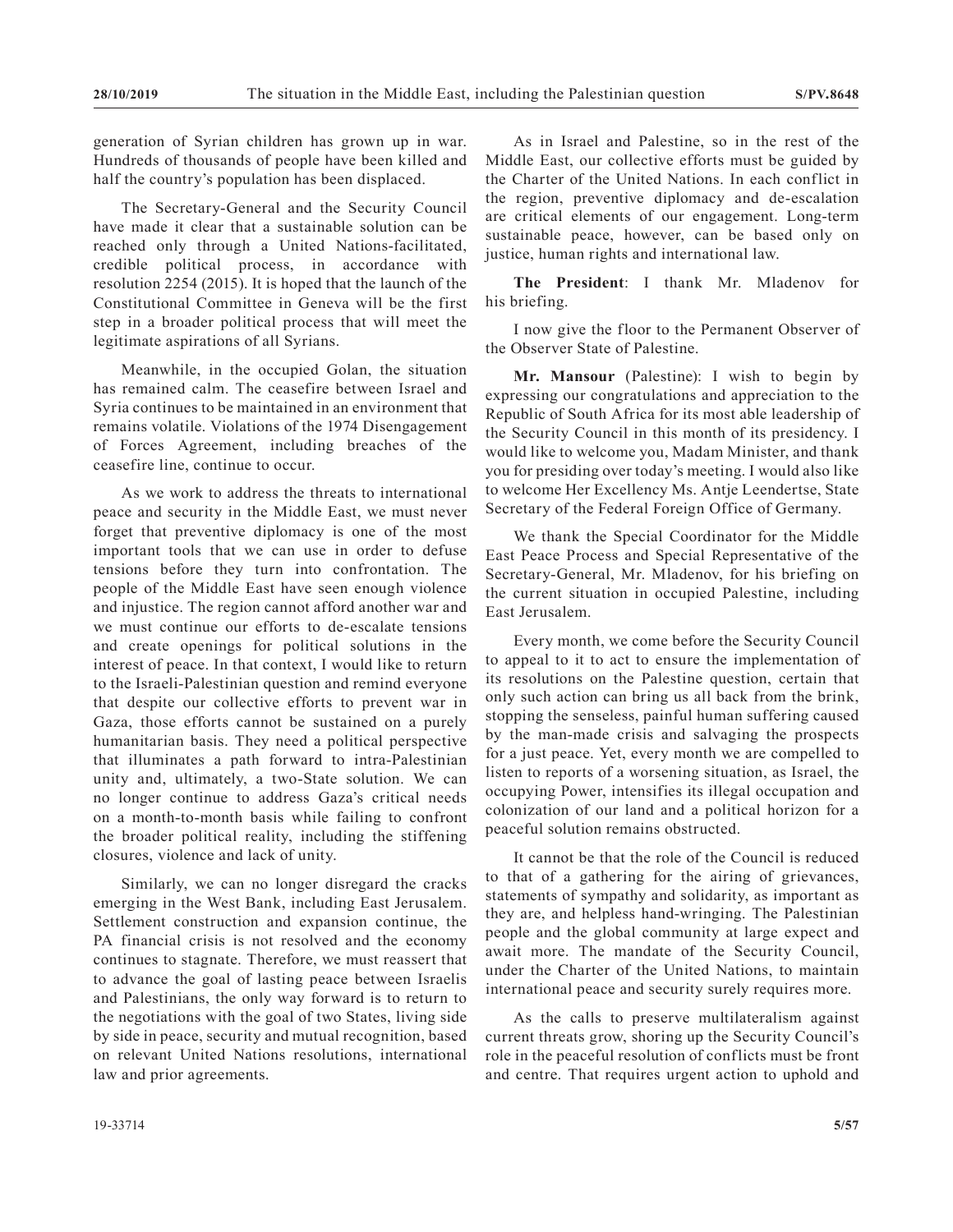generation of Syrian children has grown up in war. Hundreds of thousands of people have been killed and half the country's population has been displaced.

The Secretary-General and the Security Council have made it clear that a sustainable solution can be reached only through a United Nations-facilitated, credible political process, in accordance with resolution 2254 (2015). It is hoped that the launch of the Constitutional Committee in Geneva will be the first step in a broader political process that will meet the legitimate aspirations of all Syrians.

Meanwhile, in the occupied Golan, the situation has remained calm. The ceasefire between Israel and Syria continues to be maintained in an environment that remains volatile. Violations of the 1974 Disengagement of Forces Agreement, including breaches of the ceasefire line, continue to occur.

As we work to address the threats to international peace and security in the Middle East, we must never forget that preventive diplomacy is one of the most important tools that we can use in order to defuse tensions before they turn into confrontation. The people of the Middle East have seen enough violence and injustice. The region cannot afford another war and we must continue our efforts to de-escalate tensions and create openings for political solutions in the interest of peace. In that context, I would like to return to the Israeli-Palestinian question and remind everyone that despite our collective efforts to prevent war in Gaza, those efforts cannot be sustained on a purely humanitarian basis. They need a political perspective that illuminates a path forward to intra-Palestinian unity and, ultimately, a two-State solution. We can no longer continue to address Gaza's critical needs on a month-to-month basis while failing to confront the broader political reality, including the stiffening closures, violence and lack of unity.

Similarly, we can no longer disregard the cracks emerging in the West Bank, including East Jerusalem. Settlement construction and expansion continue, the PA financial crisis is not resolved and the economy continues to stagnate. Therefore, we must reassert that to advance the goal of lasting peace between Israelis and Palestinians, the only way forward is to return to the negotiations with the goal of two States, living side by side in peace, security and mutual recognition, based on relevant United Nations resolutions, international law and prior agreements.

As in Israel and Palestine, so in the rest of the Middle East, our collective efforts must be guided by the Charter of the United Nations. In each conflict in the region, preventive diplomacy and de-escalation are critical elements of our engagement. Long-term sustainable peace, however, can be based only on justice, human rights and international law.

**The President**: I thank Mr. Mladenov for his briefing.

I now give the floor to the Permanent Observer of the Observer State of Palestine.

**Mr. Mansour** (Palestine): I wish to begin by expressing our congratulations and appreciation to the Republic of South Africa for its most able leadership of the Security Council in this month of its presidency. I would like to welcome you, Madam Minister, and thank you for presiding over today's meeting. I would also like to welcome Her Excellency Ms. Antje Leendertse, State Secretary of the Federal Foreign Office of Germany.

We thank the Special Coordinator for the Middle East Peace Process and Special Representative of the Secretary-General, Mr. Mladenov, for his briefing on the current situation in occupied Palestine, including East Jerusalem.

Every month, we come before the Security Council to appeal to it to act to ensure the implementation of its resolutions on the Palestine question, certain that only such action can bring us all back from the brink, stopping the senseless, painful human suffering caused by the man-made crisis and salvaging the prospects for a just peace. Yet, every month we are compelled to listen to reports of a worsening situation, as Israel, the occupying Power, intensifies its illegal occupation and colonization of our land and a political horizon for a peaceful solution remains obstructed.

It cannot be that the role of the Council is reduced to that of a gathering for the airing of grievances, statements of sympathy and solidarity, as important as they are, and helpless hand-wringing. The Palestinian people and the global community at large expect and await more. The mandate of the Security Council, under the Charter of the United Nations, to maintain international peace and security surely requires more.

As the calls to preserve multilateralism against current threats grow, shoring up the Security Council's role in the peaceful resolution of conflicts must be front and centre. That requires urgent action to uphold and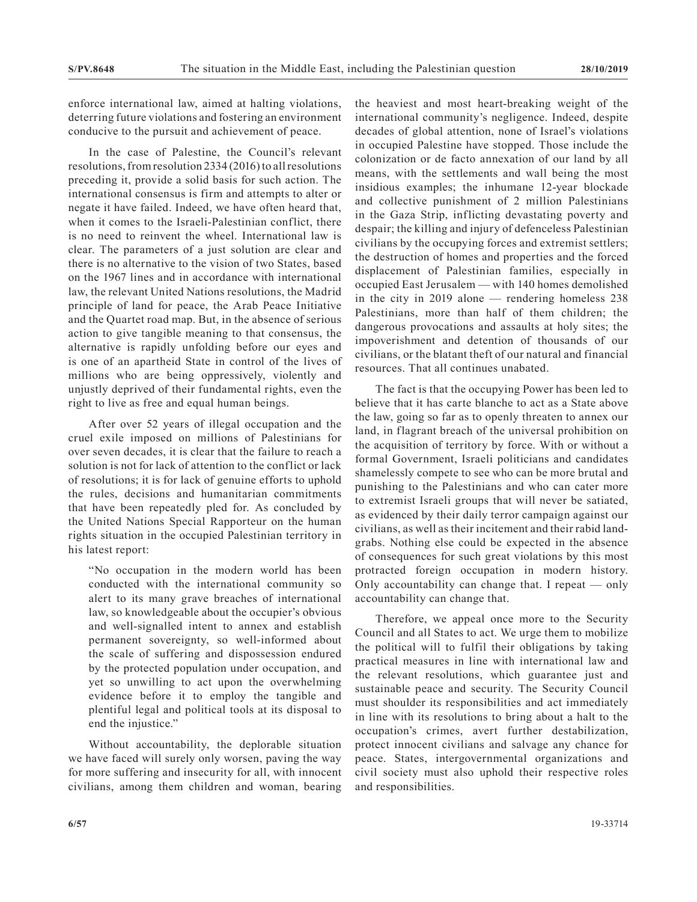enforce international law, aimed at halting violations, deterring future violations and fostering an environment conducive to the pursuit and achievement of peace.

In the case of Palestine, the Council's relevant resolutions, from resolution 2334 (2016) to all resolutions preceding it, provide a solid basis for such action. The international consensus is firm and attempts to alter or negate it have failed. Indeed, we have often heard that, when it comes to the Israeli-Palestinian conflict, there is no need to reinvent the wheel. International law is clear. The parameters of a just solution are clear and there is no alternative to the vision of two States, based on the 1967 lines and in accordance with international law, the relevant United Nations resolutions, the Madrid principle of land for peace, the Arab Peace Initiative and the Quartet road map. But, in the absence of serious action to give tangible meaning to that consensus, the alternative is rapidly unfolding before our eyes and is one of an apartheid State in control of the lives of millions who are being oppressively, violently and unjustly deprived of their fundamental rights, even the right to live as free and equal human beings.

After over 52 years of illegal occupation and the cruel exile imposed on millions of Palestinians for over seven decades, it is clear that the failure to reach a solution is not for lack of attention to the conflict or lack of resolutions; it is for lack of genuine efforts to uphold the rules, decisions and humanitarian commitments that have been repeatedly pled for. As concluded by the United Nations Special Rapporteur on the human rights situation in the occupied Palestinian territory in his latest report:

> "No occupation in the modern world has been conducted with the international community so alert to its many grave breaches of international law, so knowledgeable about the occupier's obvious and well-signalled intent to annex and establish permanent sovereignty, so well-informed about the scale of suffering and dispossession endured by the protected population under occupation, and yet so unwilling to act upon the overwhelming evidence before it to employ the tangible and plentiful legal and political tools at its disposal to end the injustice."

Without accountability, the deplorable situation we have faced will surely only worsen, paving the way for more suffering and insecurity for all, with innocent civilians, among them children and woman, bearing the heaviest and most heart-breaking weight of the international community's negligence. Indeed, despite decades of global attention, none of Israel's violations in occupied Palestine have stopped. Those include the colonization or de facto annexation of our land by all means, with the settlements and wall being the most insidious examples; the inhumane 12-year blockade and collective punishment of 2 million Palestinians in the Gaza Strip, inflicting devastating poverty and despair; the killing and injury of defenceless Palestinian civilians by the occupying forces and extremist settlers; the destruction of homes and properties and the forced displacement of Palestinian families, especially in occupied East Jerusalem — with 140 homes demolished in the city in 2019 alone — rendering homeless 238 Palestinians, more than half of them children; the dangerous provocations and assaults at holy sites; the impoverishment and detention of thousands of our civilians, or the blatant theft of our natural and financial resources. That all continues unabated.

The fact is that the occupying Power has been led to believe that it has carte blanche to act as a State above the law, going so far as to openly threaten to annex our land, in flagrant breach of the universal prohibition on the acquisition of territory by force. With or without a formal Government, Israeli politicians and candidates shamelessly compete to see who can be more brutal and punishing to the Palestinians and who can cater more to extremist Israeli groups that will never be satiated, as evidenced by their daily terror campaign against our civilians, as well as their incitement and their rabid land-grabs. Nothing else could be expected in the absence of consequences for such great violations by this most protracted foreign occupation in modern history. Only accountability can change that. I repeat — only accountability can change that.

Therefore, we appeal once more to the Security Council and all States to act. We urge them to mobilize the political will to fulfil their obligations by taking practical measures in line with international law and the relevant resolutions, which guarantee just and sustainable peace and security. The Security Council must shoulder its responsibilities and act immediately in line with its resolutions to bring about a halt to the occupation's crimes, avert further destabilization, protect innocent civilians and salvage any chance for peace. States, intergovernmental organizations and civil society must also uphold their respective roles and responsibilities.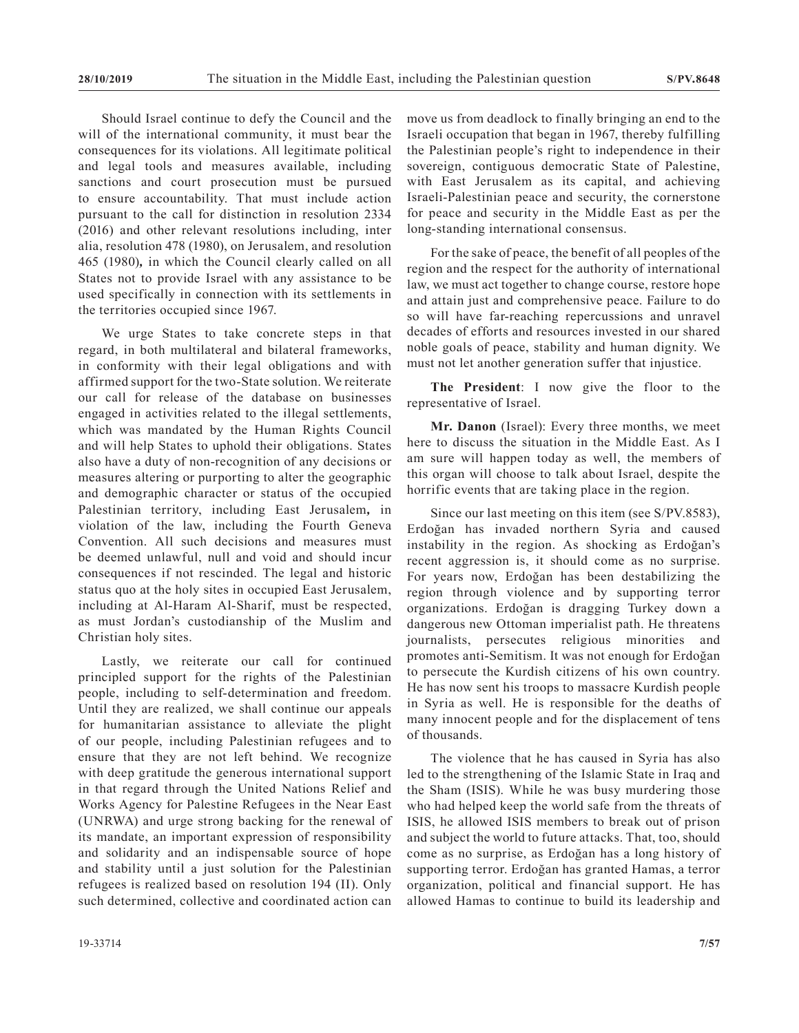Should Israel continue to defy the Council and the will of the international community, it must bear the consequences for its violations. All legitimate political and legal tools and measures available, including sanctions and court prosecution must be pursued to ensure accountability. That must include action pursuant to the call for distinction in resolution 2334 (2016) and other relevant resolutions including, inter alia, resolution 478 (1980), on Jerusalem, and resolution 465 (1980)**,** in which the Council clearly called on all States not to provide Israel with any assistance to be used specifically in connection with its settlements in the territories occupied since 1967.

We urge States to take concrete steps in that regard, in both multilateral and bilateral frameworks, in conformity with their legal obligations and with affirmed support for the two-State solution. We reiterate our call for release of the database on businesses engaged in activities related to the illegal settlements, which was mandated by the Human Rights Council and will help States to uphold their obligations. States also have a duty of non-recognition of any decisions or measures altering or purporting to alter the geographic and demographic character or status of the occupied Palestinian territory, including East Jerusalem**,** in violation of the law, including the Fourth Geneva Convention. All such decisions and measures must be deemed unlawful, null and void and should incur consequences if not rescinded. The legal and historic status quo at the holy sites in occupied East Jerusalem, including at Al-Haram Al-Sharif, must be respected, as must Jordan's custodianship of the Muslim and Christian holy sites.

Lastly, we reiterate our call for continued principled support for the rights of the Palestinian people, including to self-determination and freedom. Until they are realized, we shall continue our appeals for humanitarian assistance to alleviate the plight of our people, including Palestinian refugees and to ensure that they are not left behind. We recognize with deep gratitude the generous international support in that regard through the United Nations Relief and Works Agency for Palestine Refugees in the Near East (UNRWA) and urge strong backing for the renewal of its mandate, an important expression of responsibility and solidarity and an indispensable source of hope and stability until a just solution for the Palestinian refugees is realized based on resolution 194 (II). Only such determined, collective and coordinated action can move us from deadlock to finally bringing an end to the Israeli occupation that began in 1967, thereby fulfilling the Palestinian people's right to independence in their sovereign, contiguous democratic State of Palestine, with East Jerusalem as its capital, and achieving Israeli-Palestinian peace and security, the cornerstone for peace and security in the Middle East as per the long-standing international consensus.

For the sake of peace, the benefit of all peoples of the region and the respect for the authority of international law, we must act together to change course, restore hope and attain just and comprehensive peace. Failure to do so will have far-reaching repercussions and unravel decades of efforts and resources invested in our shared noble goals of peace, stability and human dignity. We must not let another generation suffer that injustice.

**The President**: I now give the floor to the representative of Israel.

**Mr. Danon** (Israel): Every three months, we meet here to discuss the situation in the Middle East. As I am sure will happen today as well, the members of this organ will choose to talk about Israel, despite the horrific events that are taking place in the region.

Since our last meeting on this item (see S/PV.8583), Erdoğan has invaded northern Syria and caused instability in the region. As shocking as Erdoğan's recent aggression is, it should come as no surprise. For years now, Erdoğan has been destabilizing the region through violence and by supporting terror organizations. Erdoğan is dragging Turkey down a dangerous new Ottoman imperialist path. He threatens journalists, persecutes religious minorities and promotes anti-Semitism. It was not enough for Erdoğan to persecute the Kurdish citizens of his own country. He has now sent his troops to massacre Kurdish people in Syria as well. He is responsible for the deaths of many innocent people and for the displacement of tens of thousands.

The violence that he has caused in Syria has also led to the strengthening of the Islamic State in Iraq and the Sham (ISIS). While he was busy murdering those who had helped keep the world safe from the threats of ISIS, he allowed ISIS members to break out of prison and subject the world to future attacks. That, too, should come as no surprise, as Erdoğan has a long history of supporting terror. Erdoğan has granted Hamas, a terror organization, political and financial support. He has allowed Hamas to continue to build its leadership and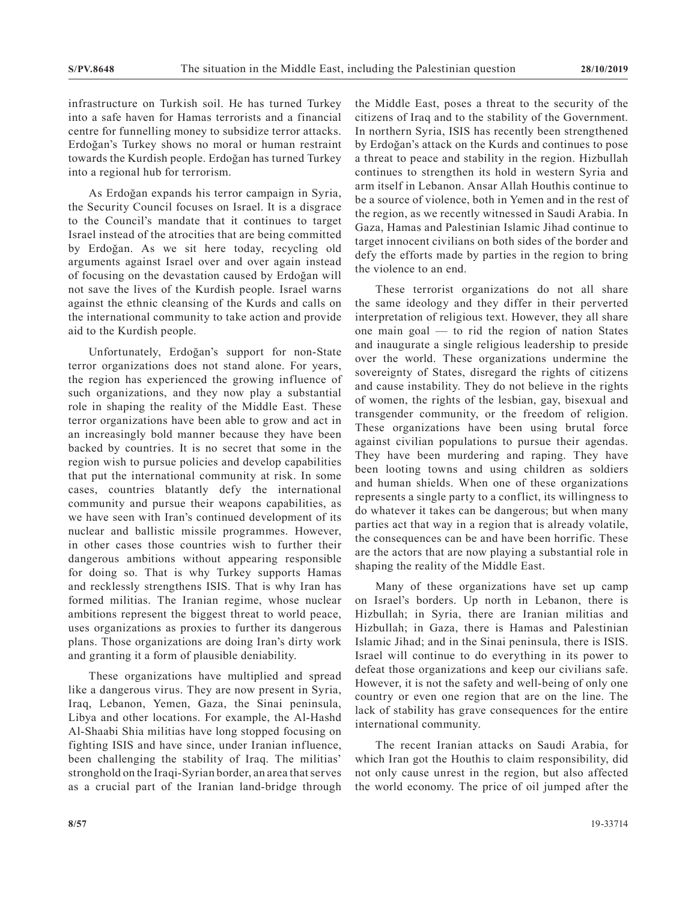infrastructure on Turkish soil. He has turned Turkey into a safe haven for Hamas terrorists and a financial centre for funnelling money to subsidize terror attacks. Erdoğan's Turkey shows no moral or human restraint towards the Kurdish people. Erdoğan has turned Turkey into a regional hub for terrorism.

As Erdoğan expands his terror campaign in Syria, the Security Council focuses on Israel. It is a disgrace to the Council's mandate that it continues to target Israel instead of the atrocities that are being committed by Erdoğan. As we sit here today, recycling old arguments against Israel over and over again instead of focusing on the devastation caused by Erdoğan will not save the lives of the Kurdish people. Israel warns against the ethnic cleansing of the Kurds and calls on the international community to take action and provide aid to the Kurdish people.

Unfortunately, Erdoğan's support for non-State terror organizations does not stand alone. For years, the region has experienced the growing influence of such organizations, and they now play a substantial role in shaping the reality of the Middle East. These terror organizations have been able to grow and act in an increasingly bold manner because they have been backed by countries. It is no secret that some in the region wish to pursue policies and develop capabilities that put the international community at risk. In some cases, countries blatantly defy the international community and pursue their weapons capabilities, as we have seen with Iran's continued development of its nuclear and ballistic missile programmes. However, in other cases those countries wish to further their dangerous ambitions without appearing responsible for doing so. That is why Turkey supports Hamas and recklessly strengthens ISIS. That is why Iran has formed militias. The Iranian regime, whose nuclear ambitions represent the biggest threat to world peace, uses organizations as proxies to further its dangerous plans. Those organizations are doing Iran's dirty work and granting it a form of plausible deniability.

These organizations have multiplied and spread like a dangerous virus. They are now present in Syria, Iraq, Lebanon, Yemen, Gaza, the Sinai peninsula, Libya and other locations. For example, the Al-Hashd Al-Shaabi Shia militias have long stopped focusing on fighting ISIS and have since, under Iranian influence, been challenging the stability of Iraq. The militias' stronghold on the Iraqi-Syrian border, an area that serves as a crucial part of the Iranian land-bridge through the Middle East, poses a threat to the security of the citizens of Iraq and to the stability of the Government. In northern Syria, ISIS has recently been strengthened by Erdoğan's attack on the Kurds and continues to pose a threat to peace and stability in the region. Hizbullah continues to strengthen its hold in western Syria and arm itself in Lebanon. Ansar Allah Houthis continue to be a source of violence, both in Yemen and in the rest of the region, as we recently witnessed in Saudi Arabia. In Gaza, Hamas and Palestinian Islamic Jihad continue to target innocent civilians on both sides of the border and defy the efforts made by parties in the region to bring the violence to an end.

These terrorist organizations do not all share the same ideology and they differ in their perverted interpretation of religious text. However, they all share one main goal — to rid the region of nation States and inaugurate a single religious leadership to preside over the world. These organizations undermine the sovereignty of States, disregard the rights of citizens and cause instability. They do not believe in the rights of women, the rights of the lesbian, gay, bisexual and transgender community, or the freedom of religion. These organizations have been using brutal force against civilian populations to pursue their agendas. They have been murdering and raping. They have been looting towns and using children as soldiers and human shields. When one of these organizations represents a single party to a conflict, its willingness to do whatever it takes can be dangerous; but when many parties act that way in a region that is already volatile, the consequences can be and have been horrific. These are the actors that are now playing a substantial role in shaping the reality of the Middle East.

Many of these organizations have set up camp on Israel's borders. Up north in Lebanon, there is Hizbullah; in Syria, there are Iranian militias and Hizbullah; in Gaza, there is Hamas and Palestinian Islamic Jihad; and in the Sinai peninsula, there is ISIS. Israel will continue to do everything in its power to defeat those organizations and keep our civilians safe. However, it is not the safety and well-being of only one country or even one region that are on the line. The lack of stability has grave consequences for the entire international community.

The recent Iranian attacks on Saudi Arabia, for which Iran got the Houthis to claim responsibility, did not only cause unrest in the region, but also affected the world economy. The price of oil jumped after the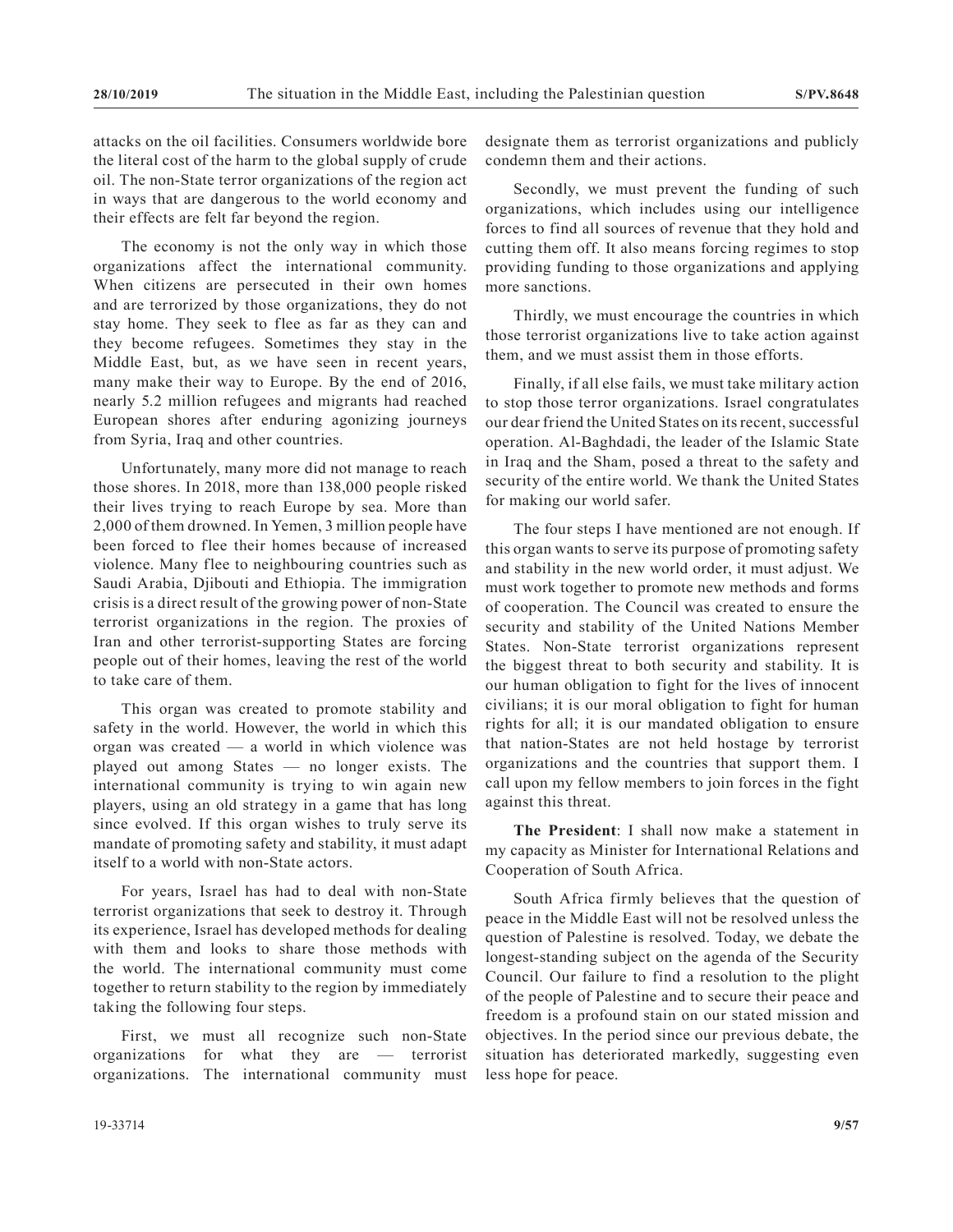attacks on the oil facilities. Consumers worldwide bore the literal cost of the harm to the global supply of crude oil. The non-State terror organizations of the region act in ways that are dangerous to the world economy and their effects are felt far beyond the region.

The economy is not the only way in which those organizations affect the international community. When citizens are persecuted in their own homes and are terrorized by those organizations, they do not stay home. They seek to flee as far as they can and they become refugees. Sometimes they stay in the Middle East, but, as we have seen in recent years, many make their way to Europe. By the end of 2016, nearly 5.2 million refugees and migrants had reached European shores after enduring agonizing journeys from Syria, Iraq and other countries.

Unfortunately, many more did not manage to reach those shores. In 2018, more than 138,000 people risked their lives trying to reach Europe by sea. More than 2,000 of them drowned. In Yemen, 3 million people have been forced to flee their homes because of increased violence. Many flee to neighbouring countries such as Saudi Arabia, Djibouti and Ethiopia. The immigration crisis is a direct result of the growing power of non-State terrorist organizations in the region. The proxies of Iran and other terrorist-supporting States are forcing people out of their homes, leaving the rest of the world to take care of them.

This organ was created to promote stability and safety in the world. However, the world in which this organ was created — a world in which violence was played out among States — no longer exists. The international community is trying to win again new players, using an old strategy in a game that has long since evolved. If this organ wishes to truly serve its mandate of promoting safety and stability, it must adapt itself to a world with non-State actors.

For years, Israel has had to deal with non-State terrorist organizations that seek to destroy it. Through its experience, Israel has developed methods for dealing with them and looks to share those methods with the world. The international community must come together to return stability to the region by immediately taking the following four steps.

First, we must all recognize such non-State organizations for what they are — terrorist organizations. The international community must designate them as terrorist organizations and publicly condemn them and their actions.

Secondly, we must prevent the funding of such organizations, which includes using our intelligence forces to find all sources of revenue that they hold and cutting them off. It also means forcing regimes to stop providing funding to those organizations and applying more sanctions.

Thirdly, we must encourage the countries in which those terrorist organizations live to take action against them, and we must assist them in those efforts.

Finally, if all else fails, we must take military action to stop those terror organizations. Israel congratulates our dear friend the United States on its recent, successful operation. Al-Baghdadi, the leader of the Islamic State in Iraq and the Sham, posed a threat to the safety and security of the entire world. We thank the United States for making our world safer.

The four steps I have mentioned are not enough. If this organ wants to serve its purpose of promoting safety and stability in the new world order, it must adjust. We must work together to promote new methods and forms of cooperation. The Council was created to ensure the security and stability of the United Nations Member States. Non-State terrorist organizations represent the biggest threat to both security and stability. It is our human obligation to fight for the lives of innocent civilians; it is our moral obligation to fight for human rights for all; it is our mandated obligation to ensure that nation-States are not held hostage by terrorist organizations and the countries that support them. I call upon my fellow members to join forces in the fight against this threat.

**The President**: I shall now make a statement in my capacity as Minister for International Relations and Cooperation of South Africa.

South Africa firmly believes that the question of peace in the Middle East will not be resolved unless the question of Palestine is resolved. Today, we debate the longest-standing subject on the agenda of the Security Council. Our failure to find a resolution to the plight of the people of Palestine and to secure their peace and freedom is a profound stain on our stated mission and objectives. In the period since our previous debate, the situation has deteriorated markedly, suggesting even less hope for peace.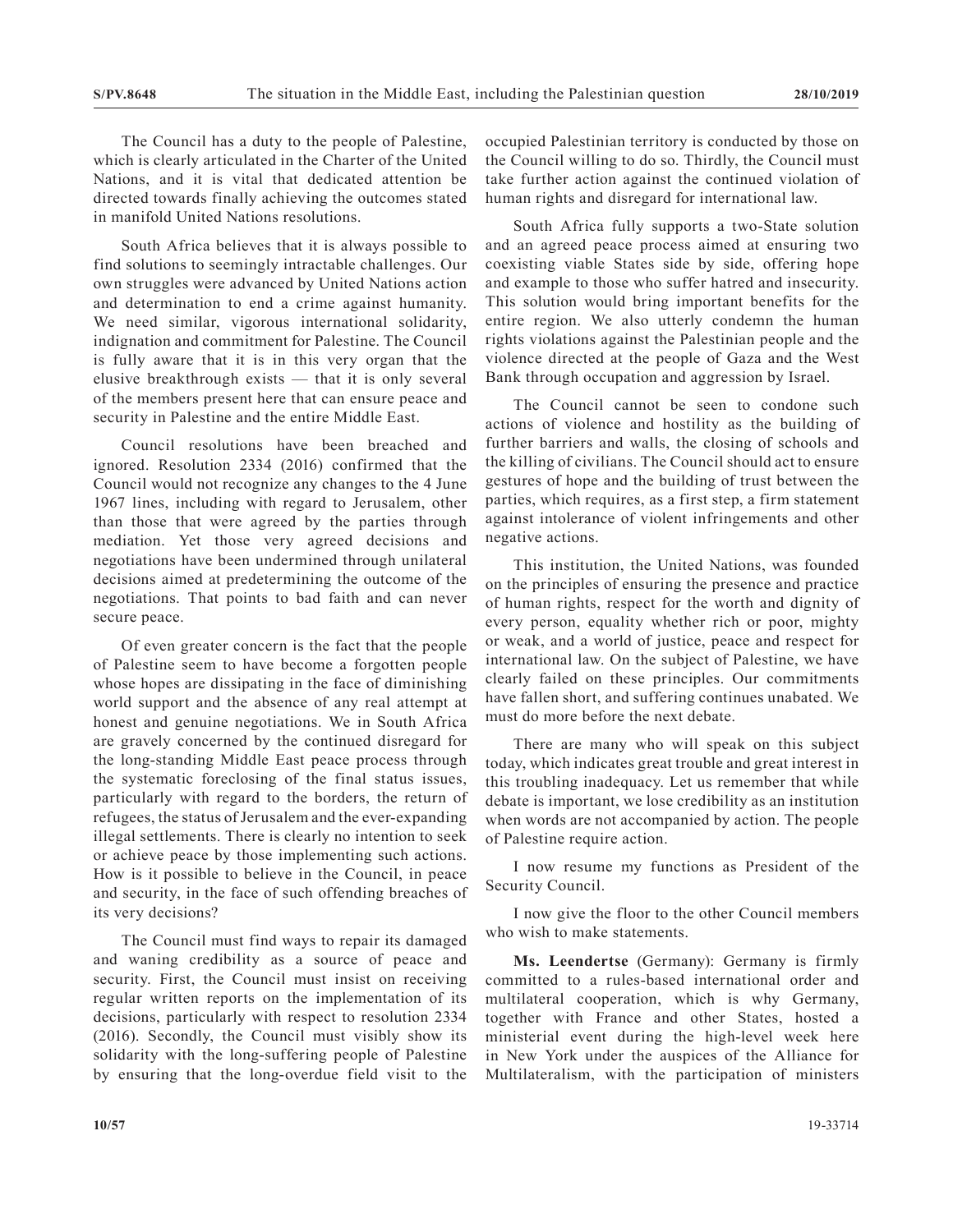The Council has a duty to the people of Palestine, which is clearly articulated in the Charter of the United Nations, and it is vital that dedicated attention be directed towards finally achieving the outcomes stated in manifold United Nations resolutions.

South Africa believes that it is always possible to find solutions to seemingly intractable challenges. Our own struggles were advanced by United Nations action and determination to end a crime against humanity. We need similar, vigorous international solidarity, indignation and commitment for Palestine. The Council is fully aware that it is in this very organ that the elusive breakthrough exists — that it is only several of the members present here that can ensure peace and security in Palestine and the entire Middle East.

Council resolutions have been breached and ignored. Resolution 2334 (2016) confirmed that the Council would not recognize any changes to the 4 June 1967 lines, including with regard to Jerusalem, other than those that were agreed by the parties through mediation. Yet those very agreed decisions and negotiations have been undermined through unilateral decisions aimed at predetermining the outcome of the negotiations. That points to bad faith and can never secure peace.

Of even greater concern is the fact that the people of Palestine seem to have become a forgotten people whose hopes are dissipating in the face of diminishing world support and the absence of any real attempt at honest and genuine negotiations. We in South Africa are gravely concerned by the continued disregard for the long-standing Middle East peace process through the systematic foreclosing of the final status issues, particularly with regard to the borders, the return of refugees, the status of Jerusalem and the ever-expanding illegal settlements. There is clearly no intention to seek or achieve peace by those implementing such actions. How is it possible to believe in the Council, in peace and security, in the face of such offending breaches of its very decisions?

The Council must find ways to repair its damaged and waning credibility as a source of peace and security. First, the Council must insist on receiving regular written reports on the implementation of its decisions, particularly with respect to resolution 2334 (2016). Secondly, the Council must visibly show its solidarity with the long-suffering people of Palestine by ensuring that the long-overdue field visit to the occupied Palestinian territory is conducted by those on the Council willing to do so. Thirdly, the Council must take further action against the continued violation of human rights and disregard for international law.

South Africa fully supports a two-State solution and an agreed peace process aimed at ensuring two coexisting viable States side by side, offering hope and example to those who suffer hatred and insecurity. This solution would bring important benefits for the entire region. We also utterly condemn the human rights violations against the Palestinian people and the violence directed at the people of Gaza and the West Bank through occupation and aggression by Israel.

The Council cannot be seen to condone such actions of violence and hostility as the building of further barriers and walls, the closing of schools and the killing of civilians. The Council should act to ensure gestures of hope and the building of trust between the parties, which requires, as a first step, a firm statement against intolerance of violent infringements and other negative actions.

This institution, the United Nations, was founded on the principles of ensuring the presence and practice of human rights, respect for the worth and dignity of every person, equality whether rich or poor, mighty or weak, and a world of justice, peace and respect for international law. On the subject of Palestine, we have clearly failed on these principles. Our commitments have fallen short, and suffering continues unabated. We must do more before the next debate.

There are many who will speak on this subject today, which indicates great trouble and great interest in this troubling inadequacy. Let us remember that while debate is important, we lose credibility as an institution when words are not accompanied by action. The people of Palestine require action.

I now resume my functions as President of the Security Council.

I now give the floor to the other Council members who wish to make statements.

**Ms. Leendertse** (Germany): Germany is firmly committed to a rules-based international order and multilateral cooperation, which is why Germany, together with France and other States, hosted a ministerial event during the high-level week here in New York under the auspices of the Alliance for Multilateralism, with the participation of ministers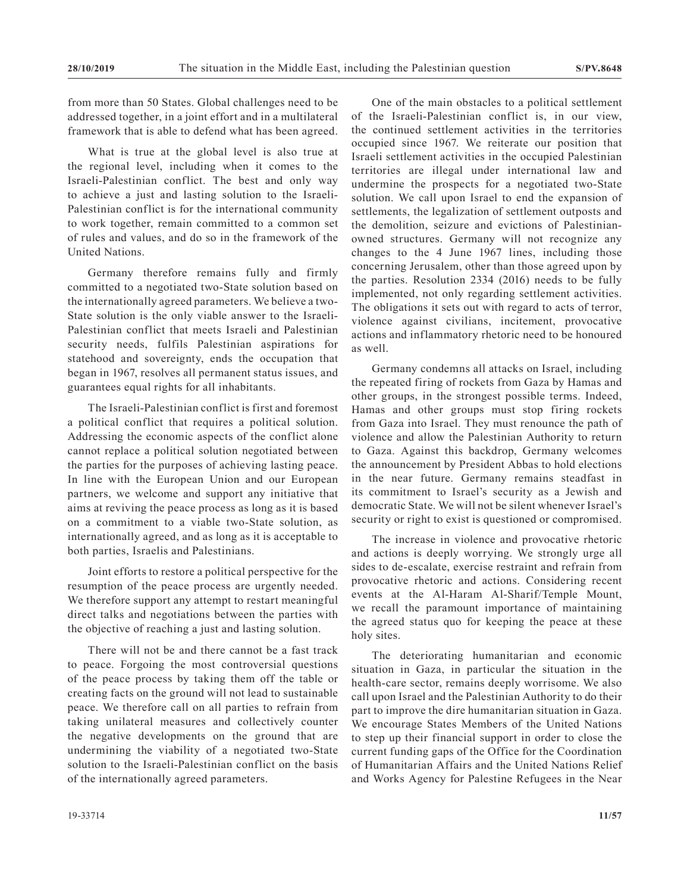from more than 50 States. Global challenges need to be addressed together, in a joint effort and in a multilateral framework that is able to defend what has been agreed.

What is true at the global level is also true at the regional level, including when it comes to the Israeli-Palestinian conflict. The best and only way to achieve a just and lasting solution to the Israeli-Palestinian conflict is for the international community to work together, remain committed to a common set of rules and values, and do so in the framework of the United Nations.

Germany therefore remains fully and firmly committed to a negotiated two-State solution based on the internationally agreed parameters. We believe a two-State solution is the only viable answer to the Israeli-Palestinian conflict that meets Israeli and Palestinian security needs, fulfils Palestinian aspirations for statehood and sovereignty, ends the occupation that began in 1967, resolves all permanent status issues, and guarantees equal rights for all inhabitants.

The Israeli-Palestinian conflict is first and foremost a political conflict that requires a political solution. Addressing the economic aspects of the conflict alone cannot replace a political solution negotiated between the parties for the purposes of achieving lasting peace. In line with the European Union and our European partners, we welcome and support any initiative that aims at reviving the peace process as long as it is based on a commitment to a viable two-State solution, as internationally agreed, and as long as it is acceptable to both parties, Israelis and Palestinians.

Joint efforts to restore a political perspective for the resumption of the peace process are urgently needed. We therefore support any attempt to restart meaningful direct talks and negotiations between the parties with the objective of reaching a just and lasting solution.

There will not be and there cannot be a fast track to peace. Forgoing the most controversial questions of the peace process by taking them off the table or creating facts on the ground will not lead to sustainable peace. We therefore call on all parties to refrain from taking unilateral measures and collectively counter the negative developments on the ground that are undermining the viability of a negotiated two-State solution to the Israeli-Palestinian conflict on the basis of the internationally agreed parameters.

One of the main obstacles to a political settlement of the Israeli-Palestinian conflict is, in our view, the continued settlement activities in the territories occupied since 1967. We reiterate our position that Israeli settlement activities in the occupied Palestinian territories are illegal under international law and undermine the prospects for a negotiated two-State solution. We call upon Israel to end the expansion of settlements, the legalization of settlement outposts and the demolition, seizure and evictions of Palestinian-owned structures. Germany will not recognize any changes to the 4 June 1967 lines, including those concerning Jerusalem, other than those agreed upon by the parties. Resolution 2334 (2016) needs to be fully implemented, not only regarding settlement activities. The obligations it sets out with regard to acts of terror, violence against civilians, incitement, provocative actions and inflammatory rhetoric need to be honoured as well.

Germany condemns all attacks on Israel, including the repeated firing of rockets from Gaza by Hamas and other groups, in the strongest possible terms. Indeed, Hamas and other groups must stop firing rockets from Gaza into Israel. They must renounce the path of violence and allow the Palestinian Authority to return to Gaza. Against this backdrop, Germany welcomes the announcement by President Abbas to hold elections in the near future. Germany remains steadfast in its commitment to Israel's security as a Jewish and democratic State. We will not be silent whenever Israel's security or right to exist is questioned or compromised.

The increase in violence and provocative rhetoric and actions is deeply worrying. We strongly urge all sides to de-escalate, exercise restraint and refrain from provocative rhetoric and actions. Considering recent events at the Al-Haram Al-Sharif/Temple Mount, we recall the paramount importance of maintaining the agreed status quo for keeping the peace at these holy sites.

The deteriorating humanitarian and economic situation in Gaza, in particular the situation in the health-care sector, remains deeply worrisome. We also call upon Israel and the Palestinian Authority to do their part to improve the dire humanitarian situation in Gaza. We encourage States Members of the United Nations to step up their financial support in order to close the current funding gaps of the Office for the Coordination of Humanitarian Affairs and the United Nations Relief and Works Agency for Palestine Refugees in the Near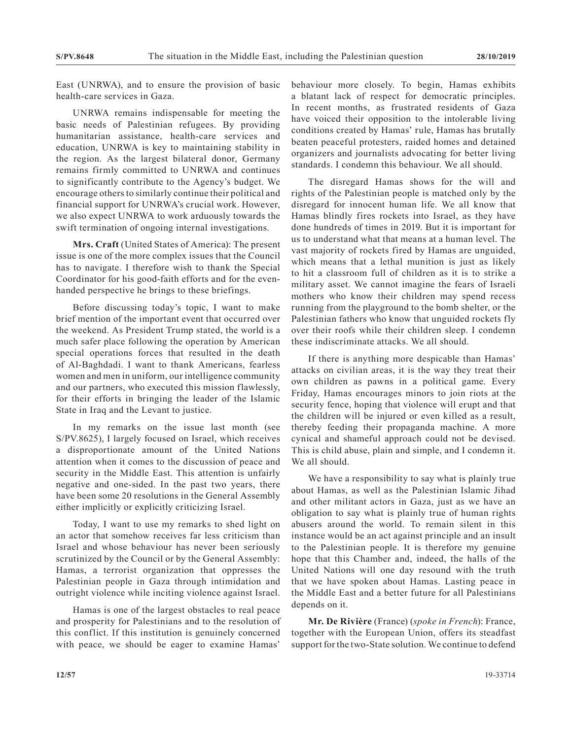East (UNRWA), and to ensure the provision of basic health-care services in Gaza.

UNRWA remains indispensable for meeting the basic needs of Palestinian refugees. By providing humanitarian assistance, health-care services and education, UNRWA is key to maintaining stability in the region. As the largest bilateral donor, Germany remains firmly committed to UNRWA and continues to significantly contribute to the Agency's budget. We encourage others to similarly continue their political and financial support for UNRWA's crucial work. However, we also expect UNRWA to work arduously towards the swift termination of ongoing internal investigations.

**Mrs. Craft** (United States of America): The present issue is one of the more complex issues that the Council has to navigate. I therefore wish to thank the Special Coordinator for his good-faith efforts and for the even-handed perspective he brings to these briefings.

Before discussing today's topic, I want to make brief mention of the important event that occurred over the weekend. As President Trump stated, the world is a much safer place following the operation by American special operations forces that resulted in the death of Al-Baghdadi. I want to thank Americans, fearless women and men in uniform, our intelligence community and our partners, who executed this mission flawlessly, for their efforts in bringing the leader of the Islamic State in Iraq and the Levant to justice.

In my remarks on the issue last month (see S/PV.8625), I largely focused on Israel, which receives a disproportionate amount of the United Nations attention when it comes to the discussion of peace and security in the Middle East. This attention is unfairly negative and one-sided. In the past two years, there have been some 20 resolutions in the General Assembly either implicitly or explicitly criticizing Israel.

Today, I want to use my remarks to shed light on an actor that somehow receives far less criticism than Israel and whose behaviour has never been seriously scrutinized by the Council or by the General Assembly: Hamas, a terrorist organization that oppresses the Palestinian people in Gaza through intimidation and outright violence while inciting violence against Israel.

Hamas is one of the largest obstacles to real peace and prosperity for Palestinians and to the resolution of this conflict. If this institution is genuinely concerned with peace, we should be eager to examine Hamas' behaviour more closely. To begin, Hamas exhibits a blatant lack of respect for democratic principles. In recent months, as frustrated residents of Gaza have voiced their opposition to the intolerable living conditions created by Hamas' rule, Hamas has brutally beaten peaceful protesters, raided homes and detained organizers and journalists advocating for better living standards. I condemn this behaviour. We all should.

The disregard Hamas shows for the will and rights of the Palestinian people is matched only by the disregard for innocent human life. We all know that Hamas blindly fires rockets into Israel, as they have done hundreds of times in 2019. But it is important for us to understand what that means at a human level. The vast majority of rockets fired by Hamas are unguided, which means that a lethal munition is just as likely to hit a classroom full of children as it is to strike a military asset. We cannot imagine the fears of Israeli mothers who know their children may spend recess running from the playground to the bomb shelter, or the Palestinian fathers who know that unguided rockets fly over their roofs while their children sleep. I condemn these indiscriminate attacks. We all should.

If there is anything more despicable than Hamas' attacks on civilian areas, it is the way they treat their own children as pawns in a political game. Every Friday, Hamas encourages minors to join riots at the security fence, hoping that violence will erupt and that the children will be injured or even killed as a result, thereby feeding their propaganda machine. A more cynical and shameful approach could not be devised. This is child abuse, plain and simple, and I condemn it. We all should.

We have a responsibility to say what is plainly true about Hamas, as well as the Palestinian Islamic Jihad and other militant actors in Gaza, just as we have an obligation to say what is plainly true of human rights abusers around the world. To remain silent in this instance would be an act against principle and an insult to the Palestinian people. It is therefore my genuine hope that this Chamber and, indeed, the halls of the United Nations will one day resound with the truth that we have spoken about Hamas. Lasting peace in the Middle East and a better future for all Palestinians depends on it.

**Mr. De Rivière** (France) (*spoke in French*): France, together with the European Union, offers its steadfast support for the two-State solution. We continue to defend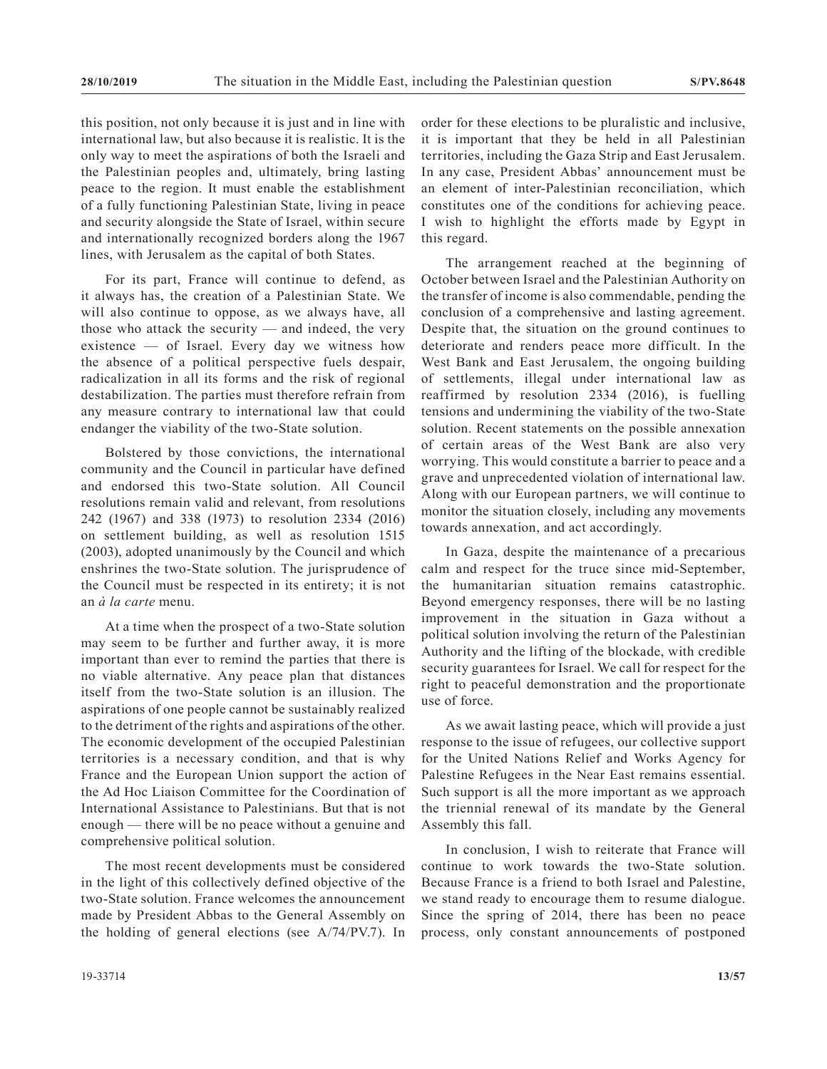this position, not only because it is just and in line with international law, but also because it is realistic. It is the only way to meet the aspirations of both the Israeli and the Palestinian peoples and, ultimately, bring lasting peace to the region. It must enable the establishment of a fully functioning Palestinian State, living in peace and security alongside the State of Israel, within secure and internationally recognized borders along the 1967 lines, with Jerusalem as the capital of both States.

For its part, France will continue to defend, as it always has, the creation of a Palestinian State. We will also continue to oppose, as we always have, all those who attack the security — and indeed, the very existence — of Israel. Every day we witness how the absence of a political perspective fuels despair, radicalization in all its forms and the risk of regional destabilization. The parties must therefore refrain from any measure contrary to international law that could endanger the viability of the two-State solution.

Bolstered by those convictions, the international community and the Council in particular have defined and endorsed this two-State solution. All Council resolutions remain valid and relevant, from resolutions 242 (1967) and 338 (1973) to resolution 2334 (2016) on settlement building, as well as resolution 1515 (2003), adopted unanimously by the Council and which enshrines the two-State solution. The jurisprudence of the Council must be respected in its entirety; it is not an *à la carte* menu.

At a time when the prospect of a two-State solution may seem to be further and further away, it is more important than ever to remind the parties that there is no viable alternative. Any peace plan that distances itself from the two-State solution is an illusion. The aspirations of one people cannot be sustainably realized to the detriment of the rights and aspirations of the other. The economic development of the occupied Palestinian territories is a necessary condition, and that is why France and the European Union support the action of the Ad Hoc Liaison Committee for the Coordination of International Assistance to Palestinians. But that is not enough — there will be no peace without a genuine and comprehensive political solution.

The most recent developments must be considered in the light of this collectively defined objective of the two-State solution. France welcomes the announcement made by President Abbas to the General Assembly on the holding of general elections (see A/74/PV.7). In order for these elections to be pluralistic and inclusive, it is important that they be held in all Palestinian territories, including the Gaza Strip and East Jerusalem. In any case, President Abbas' announcement must be an element of inter-Palestinian reconciliation, which constitutes one of the conditions for achieving peace. I wish to highlight the efforts made by Egypt in this regard.

The arrangement reached at the beginning of October between Israel and the Palestinian Authority on the transfer of income is also commendable, pending the conclusion of a comprehensive and lasting agreement. Despite that, the situation on the ground continues to deteriorate and renders peace more difficult. In the West Bank and East Jerusalem, the ongoing building of settlements, illegal under international law as reaffirmed by resolution 2334 (2016), is fuelling tensions and undermining the viability of the two-State solution. Recent statements on the possible annexation of certain areas of the West Bank are also very worrying. This would constitute a barrier to peace and a grave and unprecedented violation of international law. Along with our European partners, we will continue to monitor the situation closely, including any movements towards annexation, and act accordingly.

In Gaza, despite the maintenance of a precarious calm and respect for the truce since mid-September, the humanitarian situation remains catastrophic. Beyond emergency responses, there will be no lasting improvement in the situation in Gaza without a political solution involving the return of the Palestinian Authority and the lifting of the blockade, with credible security guarantees for Israel. We call for respect for the right to peaceful demonstration and the proportionate use of force.

As we await lasting peace, which will provide a just response to the issue of refugees, our collective support for the United Nations Relief and Works Agency for Palestine Refugees in the Near East remains essential. Such support is all the more important as we approach the triennial renewal of its mandate by the General Assembly this fall.

In conclusion, I wish to reiterate that France will continue to work towards the two-State solution. Because France is a friend to both Israel and Palestine, we stand ready to encourage them to resume dialogue. Since the spring of 2014, there has been no peace process, only constant announcements of postponed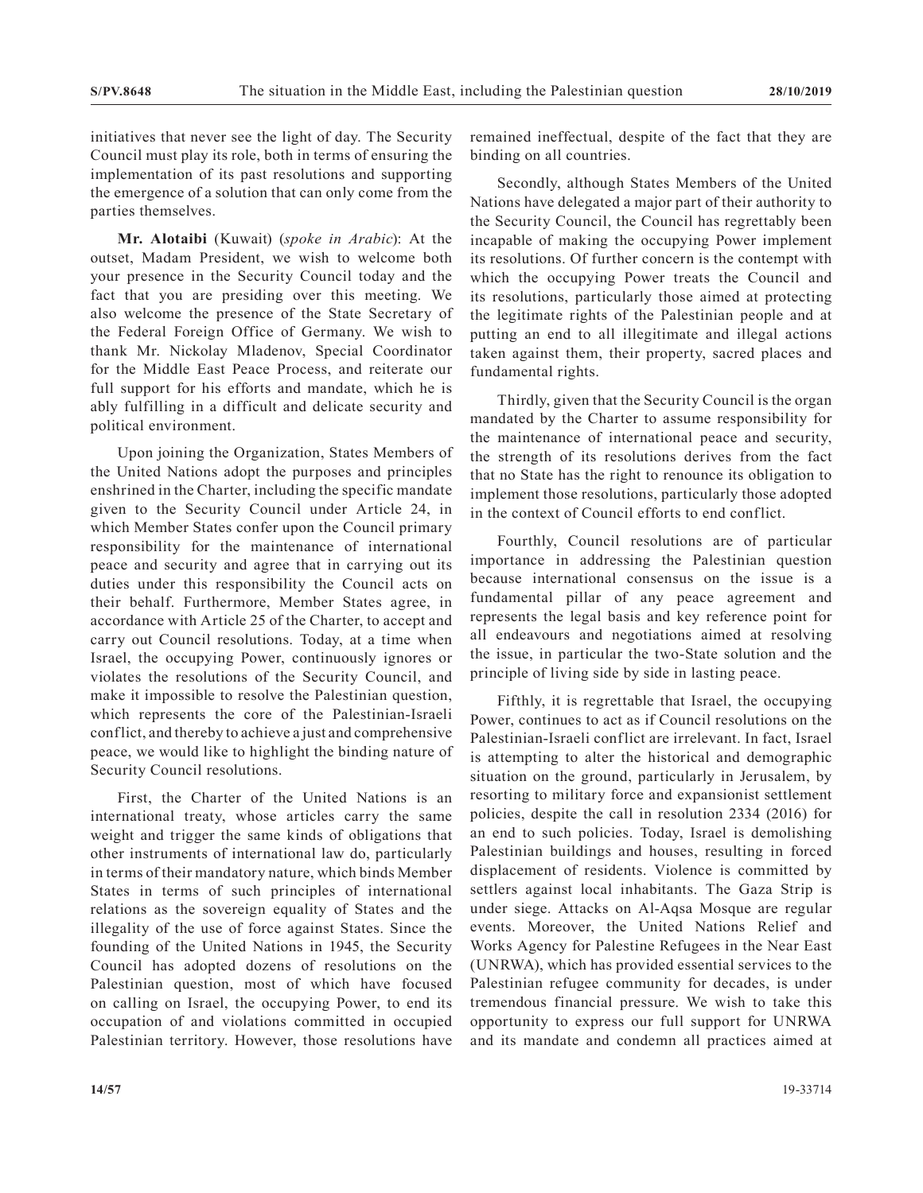initiatives that never see the light of day. The Security Council must play its role, both in terms of ensuring the implementation of its past resolutions and supporting the emergence of a solution that can only come from the parties themselves.

**Mr. Alotaibi** (Kuwait) (*spoke in Arabic*): At the outset, Madam President, we wish to welcome both your presence in the Security Council today and the fact that you are presiding over this meeting. We also welcome the presence of the State Secretary of the Federal Foreign Office of Germany. We wish to thank Mr. Nickolay Mladenov, Special Coordinator for the Middle East Peace Process, and reiterate our full support for his efforts and mandate, which he is ably fulfilling in a difficult and delicate security and political environment.

Upon joining the Organization, States Members of the United Nations adopt the purposes and principles enshrined in the Charter, including the specific mandate given to the Security Council under Article 24, in which Member States confer upon the Council primary responsibility for the maintenance of international peace and security and agree that in carrying out its duties under this responsibility the Council acts on their behalf. Furthermore, Member States agree, in accordance with Article 25 of the Charter, to accept and carry out Council resolutions. Today, at a time when Israel, the occupying Power, continuously ignores or violates the resolutions of the Security Council, and make it impossible to resolve the Palestinian question, which represents the core of the Palestinian-Israeli conflict, and thereby to achieve a just and comprehensive peace, we would like to highlight the binding nature of Security Council resolutions.

First, the Charter of the United Nations is an international treaty, whose articles carry the same weight and trigger the same kinds of obligations that other instruments of international law do, particularly in terms of their mandatory nature, which binds Member States in terms of such principles of international relations as the sovereign equality of States and the illegality of the use of force against States. Since the founding of the United Nations in 1945, the Security Council has adopted dozens of resolutions on the Palestinian question, most of which have focused on calling on Israel, the occupying Power, to end its occupation of and violations committed in occupied Palestinian territory. However, those resolutions have remained ineffectual, despite of the fact that they are binding on all countries.

Secondly, although States Members of the United Nations have delegated a major part of their authority to the Security Council, the Council has regrettably been incapable of making the occupying Power implement its resolutions. Of further concern is the contempt with which the occupying Power treats the Council and its resolutions, particularly those aimed at protecting the legitimate rights of the Palestinian people and at putting an end to all illegitimate and illegal actions taken against them, their property, sacred places and fundamental rights.

Thirdly, given that the Security Council is the organ mandated by the Charter to assume responsibility for the maintenance of international peace and security, the strength of its resolutions derives from the fact that no State has the right to renounce its obligation to implement those resolutions, particularly those adopted in the context of Council efforts to end conflict.

Fourthly, Council resolutions are of particular importance in addressing the Palestinian question because international consensus on the issue is a fundamental pillar of any peace agreement and represents the legal basis and key reference point for all endeavours and negotiations aimed at resolving the issue, in particular the two-State solution and the principle of living side by side in lasting peace.

Fifthly, it is regrettable that Israel, the occupying Power, continues to act as if Council resolutions on the Palestinian-Israeli conflict are irrelevant. In fact, Israel is attempting to alter the historical and demographic situation on the ground, particularly in Jerusalem, by resorting to military force and expansionist settlement policies, despite the call in resolution 2334 (2016) for an end to such policies. Today, Israel is demolishing Palestinian buildings and houses, resulting in forced displacement of residents. Violence is committed by settlers against local inhabitants. The Gaza Strip is under siege. Attacks on Al-Aqsa Mosque are regular events. Moreover, the United Nations Relief and Works Agency for Palestine Refugees in the Near East (UNRWA), which has provided essential services to the Palestinian refugee community for decades, is under tremendous financial pressure. We wish to take this opportunity to express our full support for UNRWA and its mandate and condemn all practices aimed at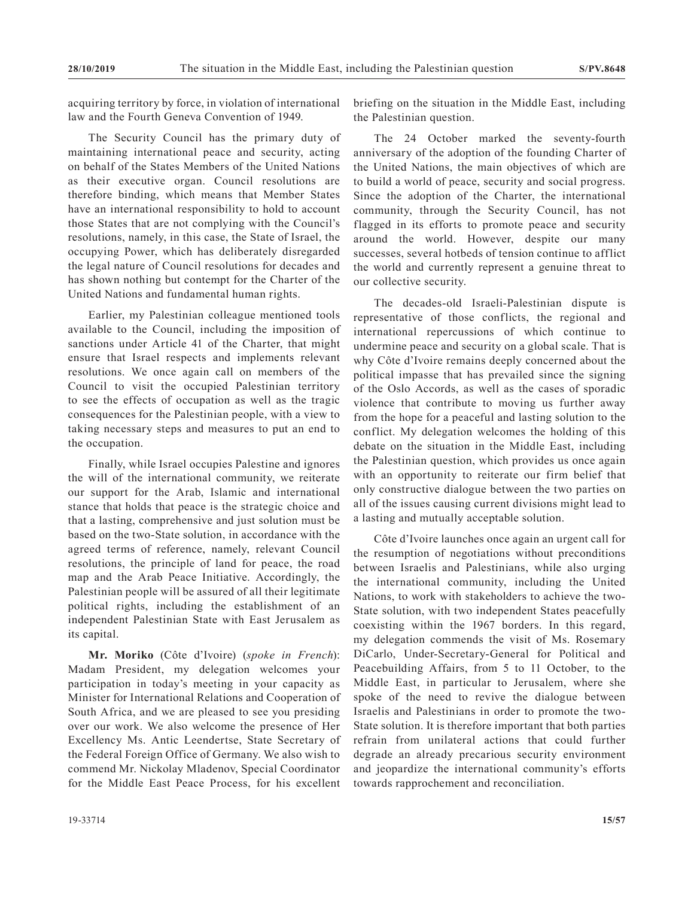acquiring territory by force, in violation of international law and the Fourth Geneva Convention of 1949.

The Security Council has the primary duty of maintaining international peace and security, acting on behalf of the States Members of the United Nations as their executive organ. Council resolutions are therefore binding, which means that Member States have an international responsibility to hold to account those States that are not complying with the Council's resolutions, namely, in this case, the State of Israel, the occupying Power, which has deliberately disregarded the legal nature of Council resolutions for decades and has shown nothing but contempt for the Charter of the United Nations and fundamental human rights.

Earlier, my Palestinian colleague mentioned tools available to the Council, including the imposition of sanctions under Article 41 of the Charter, that might ensure that Israel respects and implements relevant resolutions. We once again call on members of the Council to visit the occupied Palestinian territory to see the effects of occupation as well as the tragic consequences for the Palestinian people, with a view to taking necessary steps and measures to put an end to the occupation.

Finally, while Israel occupies Palestine and ignores the will of the international community, we reiterate our support for the Arab, Islamic and international stance that holds that peace is the strategic choice and that a lasting, comprehensive and just solution must be based on the two-State solution, in accordance with the agreed terms of reference, namely, relevant Council resolutions, the principle of land for peace, the road map and the Arab Peace Initiative. Accordingly, the Palestinian people will be assured of all their legitimate political rights, including the establishment of an independent Palestinian State with East Jerusalem as its capital.

**Mr. Moriko** (Côte d'Ivoire) (*spoke in French*): Madam President, my delegation welcomes your participation in today's meeting in your capacity as Minister for International Relations and Cooperation of South Africa, and we are pleased to see you presiding over our work. We also welcome the presence of Her Excellency Ms. Antic Leendertse, State Secretary of the Federal Foreign Office of Germany. We also wish to commend Mr. Nickolay Mladenov, Special Coordinator for the Middle East Peace Process, for his excellent briefing on the situation in the Middle East, including the Palestinian question.

The 24 October marked the seventy-fourth anniversary of the adoption of the founding Charter of the United Nations, the main objectives of which are to build a world of peace, security and social progress. Since the adoption of the Charter, the international community, through the Security Council, has not flagged in its efforts to promote peace and security around the world. However, despite our many successes, several hotbeds of tension continue to afflict the world and currently represent a genuine threat to our collective security.

The decades-old Israeli-Palestinian dispute is representative of those conflicts, the regional and international repercussions of which continue to undermine peace and security on a global scale. That is why Côte d'Ivoire remains deeply concerned about the political impasse that has prevailed since the signing of the Oslo Accords, as well as the cases of sporadic violence that contribute to moving us further away from the hope for a peaceful and lasting solution to the conflict. My delegation welcomes the holding of this debate on the situation in the Middle East, including the Palestinian question, which provides us once again with an opportunity to reiterate our firm belief that only constructive dialogue between the two parties on all of the issues causing current divisions might lead to a lasting and mutually acceptable solution.

Côte d'Ivoire launches once again an urgent call for the resumption of negotiations without preconditions between Israelis and Palestinians, while also urging the international community, including the United Nations, to work with stakeholders to achieve the two-State solution, with two independent States peacefully coexisting within the 1967 borders. In this regard, my delegation commends the visit of Ms. Rosemary DiCarlo, Under-Secretary-General for Political and Peacebuilding Affairs, from 5 to 11 October, to the Middle East, in particular to Jerusalem, where she spoke of the need to revive the dialogue between Israelis and Palestinians in order to promote the two-State solution. It is therefore important that both parties refrain from unilateral actions that could further degrade an already precarious security environment and jeopardize the international community's efforts towards rapprochement and reconciliation.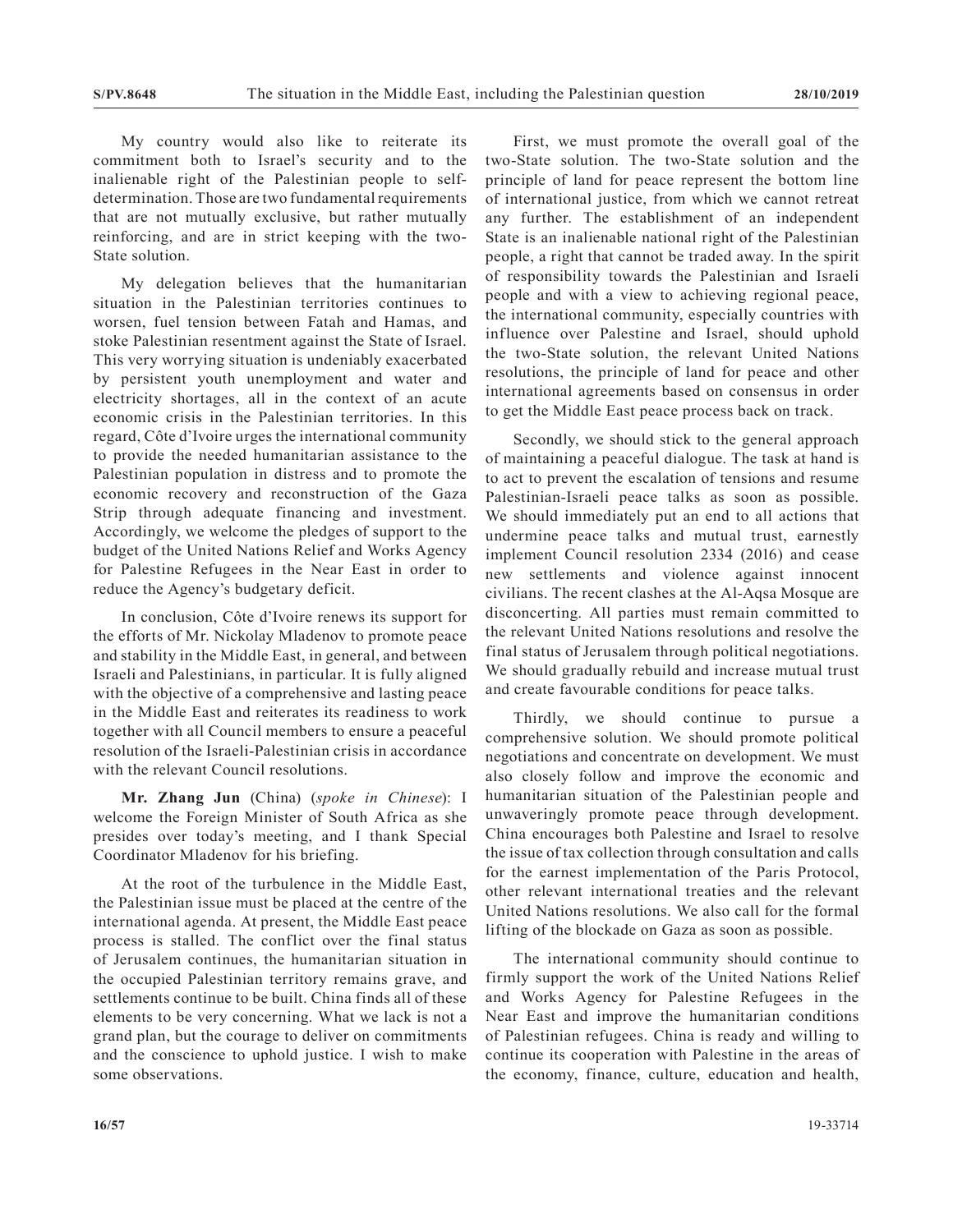My country would also like to reiterate its commitment both to Israel's security and to the inalienable right of the Palestinian people to self-determination. Those are two fundamental requirements that are not mutually exclusive, but rather mutually reinforcing, and are in strict keeping with the two-State solution.

My delegation believes that the humanitarian situation in the Palestinian territories continues to worsen, fuel tension between Fatah and Hamas, and stoke Palestinian resentment against the State of Israel. This very worrying situation is undeniably exacerbated by persistent youth unemployment and water and electricity shortages, all in the context of an acute economic crisis in the Palestinian territories. In this regard, Côte d'Ivoire urges the international community to provide the needed humanitarian assistance to the Palestinian population in distress and to promote the economic recovery and reconstruction of the Gaza Strip through adequate financing and investment. Accordingly, we welcome the pledges of support to the budget of the United Nations Relief and Works Agency for Palestine Refugees in the Near East in order to reduce the Agency's budgetary deficit.

In conclusion, Côte d'Ivoire renews its support for the efforts of Mr. Nickolay Mladenov to promote peace and stability in the Middle East, in general, and between Israelis and Palestinians, in particular. It is fully aligned with the objective of a comprehensive and lasting peace in the Middle East and reiterates its readiness to work together with all Council members to ensure a peaceful resolution of the Israeli-Palestinian crisis in accordance with the relevant Council resolutions.

**Mr. Zhang Jun** (China) (*spoke in Chinese*): I welcome the Foreign Minister of South Africa as she presides over today's meeting, and I thank Special Coordinator Mladenov for his briefing.

At the root of the turbulence in the Middle East, the Palestinian issue must be placed at the centre of the international agenda. At present, the Middle East peace process is stalled. The conflict over the final status of Jerusalem continues, the humanitarian situation in the occupied Palestinian territory remains grave, and settlements continue to be built. China finds all of these elements to be very concerning. What we lack is not a grand plan, but the courage to deliver on commitments and the conscience to uphold justice. I wish to make some observations.

First, we must promote the overall goal of the two-State solution. The two-State solution and the principle of land for peace represent the bottom line of international justice, from which we cannot retreat any further. The establishment of an independent State is an inalienable national right of the Palestinian people, a right that cannot be traded away. In the spirit of responsibility towards the Palestinian and Israeli people and with a view to achieving regional peace, the international community, especially countries with influence over Palestine and Israel, should uphold the two-State solution, the relevant United Nations resolutions, the principle of land for peace and other international agreements based on consensus in order to get the Middle East peace process back on track.

Secondly, we should stick to the general approach of maintaining a peaceful dialogue. The task at hand is to act to prevent the escalation of tensions and resume Palestinian-Israeli peace talks as soon as possible. We should immediately put an end to all actions that undermine peace talks and mutual trust, earnestly implement Council resolution 2334 (2016) and cease new settlements and violence against innocent civilians. The recent clashes at the Al-Aqsa Mosque are disconcerting. All parties must remain committed to the relevant United Nations resolutions and resolve the final status of Jerusalem through political negotiations. We should gradually rebuild and increase mutual trust and create favourable conditions for peace talks.

Thirdly, we should continue to pursue a comprehensive solution. We should promote political negotiations and concentrate on development. We must also closely follow and improve the economic and humanitarian situation of the Palestinian people and unwaveringly promote peace through development. China encourages both Palestine and Israel to resolve the issue of tax collection through consultation and calls for the earnest implementation of the Paris Protocol, other relevant international treaties and the relevant United Nations resolutions. We also call for the formal lifting of the blockade on Gaza as soon as possible.

The international community should continue to firmly support the work of the United Nations Relief and Works Agency for Palestine Refugees in the Near East and improve the humanitarian conditions of Palestinian refugees. China is ready and willing to continue its cooperation with Palestine in the areas of the economy, finance, culture, education and health,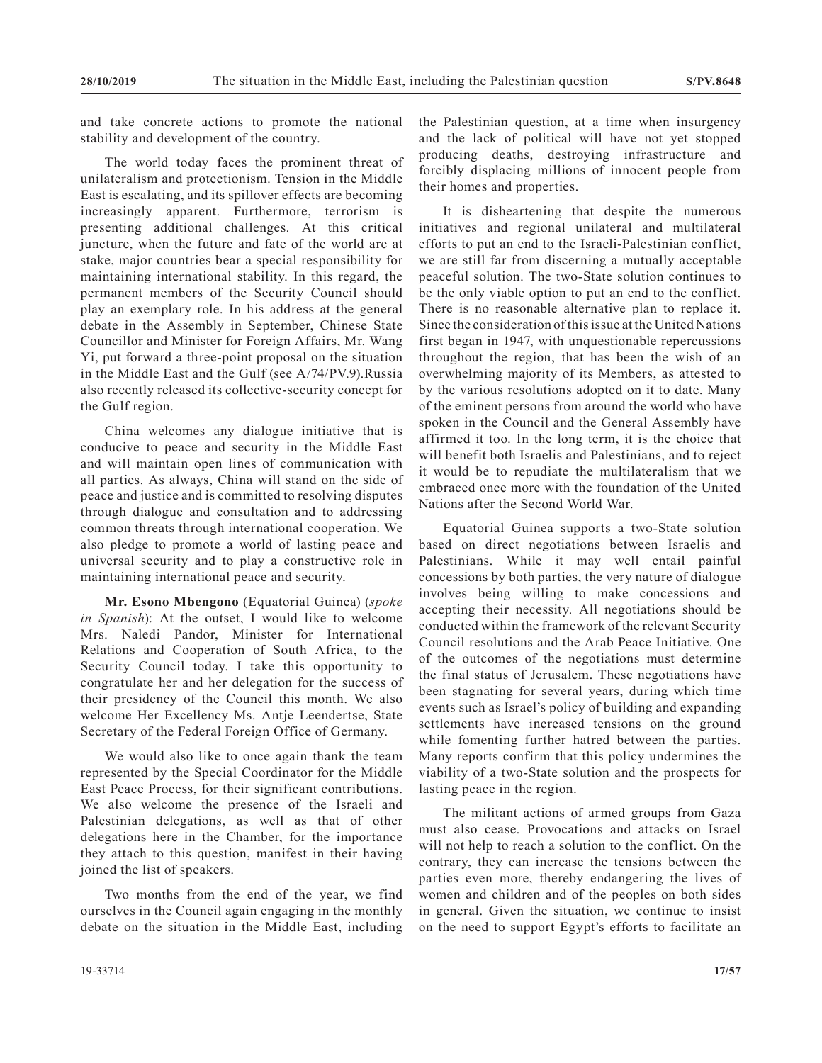and take concrete actions to promote the national stability and development of the country.

The world today faces the prominent threat of unilateralism and protectionism. Tension in the Middle East is escalating, and its spillover effects are becoming increasingly apparent. Furthermore, terrorism is presenting additional challenges. At this critical juncture, when the future and fate of the world are at stake, major countries bear a special responsibility for maintaining international stability. In this regard, the permanent members of the Security Council should play an exemplary role. In his address at the general debate in the Assembly in September, Chinese State Councillor and Minister for Foreign Affairs, Mr. Wang Yi, put forward a three-point proposal on the situation in the Middle East and the Gulf (see A/74/PV.9).Russia also recently released its collective-security concept for the Gulf region.

China welcomes any dialogue initiative that is conducive to peace and security in the Middle East and will maintain open lines of communication with all parties. As always, China will stand on the side of peace and justice and is committed to resolving disputes through dialogue and consultation and to addressing common threats through international cooperation. We also pledge to promote a world of lasting peace and universal security and to play a constructive role in maintaining international peace and security.

**Mr. Esono Mbengono** (Equatorial Guinea) (*spoke in Spanish*): At the outset, I would like to welcome Mrs. Naledi Pandor, Minister for International Relations and Cooperation of South Africa, to the Security Council today. I take this opportunity to congratulate her and her delegation for the success of their presidency of the Council this month. We also welcome Her Excellency Ms. Antje Leendertse, State Secretary of the Federal Foreign Office of Germany.

We would also like to once again thank the team represented by the Special Coordinator for the Middle East Peace Process, for their significant contributions. We also welcome the presence of the Israeli and Palestinian delegations, as well as that of other delegations here in the Chamber, for the importance they attach to this question, manifest in their having joined the list of speakers.

Two months from the end of the year, we find ourselves in the Council again engaging in the monthly debate on the situation in the Middle East, including the Palestinian question, at a time when insurgency and the lack of political will have not yet stopped producing deaths, destroying infrastructure and forcibly displacing millions of innocent people from their homes and properties.

It is disheartening that despite the numerous initiatives and regional unilateral and multilateral efforts to put an end to the Israeli-Palestinian conflict, we are still far from discerning a mutually acceptable peaceful solution. The two-State solution continues to be the only viable option to put an end to the conflict. There is no reasonable alternative plan to replace it. Since the consideration of this issue at the United Nations first began in 1947, with unquestionable repercussions throughout the region, that has been the wish of an overwhelming majority of its Members, as attested to by the various resolutions adopted on it to date. Many of the eminent persons from around the world who have spoken in the Council and the General Assembly have affirmed it too. In the long term, it is the choice that will benefit both Israelis and Palestinians, and to reject it would be to repudiate the multilateralism that we embraced once more with the foundation of the United Nations after the Second World War.

Equatorial Guinea supports a two-State solution based on direct negotiations between Israelis and Palestinians. While it may well entail painful concessions by both parties, the very nature of dialogue involves being willing to make concessions and accepting their necessity. All negotiations should be conducted within the framework of the relevant Security Council resolutions and the Arab Peace Initiative. One of the outcomes of the negotiations must determine the final status of Jerusalem. These negotiations have been stagnating for several years, during which time events such as Israel's policy of building and expanding settlements have increased tensions on the ground while fomenting further hatred between the parties. Many reports confirm that this policy undermines the viability of a two-State solution and the prospects for lasting peace in the region.

The militant actions of armed groups from Gaza must also cease. Provocations and attacks on Israel will not help to reach a solution to the conflict. On the contrary, they can increase the tensions between the parties even more, thereby endangering the lives of women and children and of the peoples on both sides in general. Given the situation, we continue to insist on the need to support Egypt's efforts to facilitate an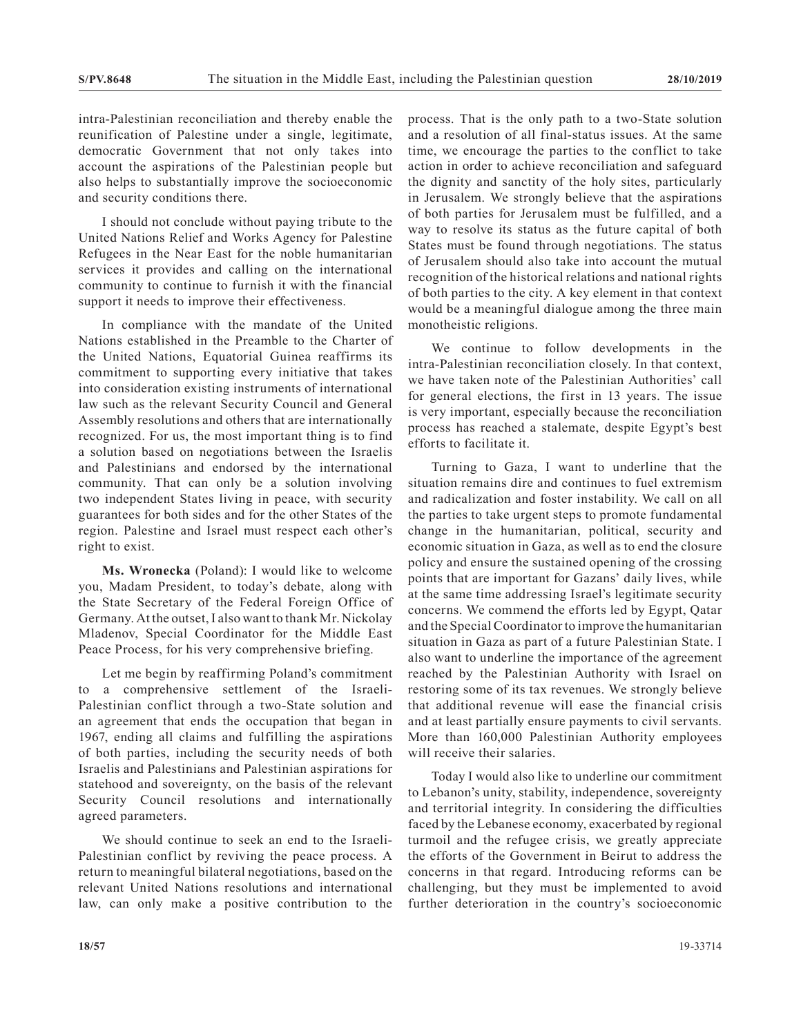intra-Palestinian reconciliation and thereby enable the reunification of Palestine under a single, legitimate, democratic Government that not only takes into account the aspirations of the Palestinian people but also helps to substantially improve the socioeconomic and security conditions there.

I should not conclude without paying tribute to the United Nations Relief and Works Agency for Palestine Refugees in the Near East for the noble humanitarian services it provides and calling on the international community to continue to furnish it with the financial support it needs to improve their effectiveness.

In compliance with the mandate of the United Nations established in the Preamble to the Charter of the United Nations, Equatorial Guinea reaffirms its commitment to supporting every initiative that takes into consideration existing instruments of international law such as the relevant Security Council and General Assembly resolutions and others that are internationally recognized. For us, the most important thing is to find a solution based on negotiations between the Israelis and Palestinians and endorsed by the international community. That can only be a solution involving two independent States living in peace, with security guarantees for both sides and for the other States of the region. Palestine and Israel must respect each other's right to exist.

**Ms. Wronecka** (Poland): I would like to welcome you, Madam President, to today's debate, along with the State Secretary of the Federal Foreign Office of Germany. At the outset, I also want to thank Mr. Nickolay Mladenov, Special Coordinator for the Middle East Peace Process, for his very comprehensive briefing.

Let me begin by reaffirming Poland's commitment to a comprehensive settlement of the Israeli-Palestinian conflict through a two-State solution and an agreement that ends the occupation that began in 1967, ending all claims and fulfilling the aspirations of both parties, including the security needs of both Israelis and Palestinians and Palestinian aspirations for statehood and sovereignty, on the basis of the relevant Security Council resolutions and internationally agreed parameters.

We should continue to seek an end to the Israeli-Palestinian conflict by reviving the peace process. A return to meaningful bilateral negotiations, based on the relevant United Nations resolutions and international law, can only make a positive contribution to the process. That is the only path to a two-State solution and a resolution of all final-status issues. At the same time, we encourage the parties to the conflict to take action in order to achieve reconciliation and safeguard the dignity and sanctity of the holy sites, particularly in Jerusalem. We strongly believe that the aspirations of both parties for Jerusalem must be fulfilled, and a way to resolve its status as the future capital of both States must be found through negotiations. The status of Jerusalem should also take into account the mutual recognition of the historical relations and national rights of both parties to the city. A key element in that context would be a meaningful dialogue among the three main monotheistic religions.

We continue to follow developments in the intra-Palestinian reconciliation closely. In that context, we have taken note of the Palestinian Authorities' call for general elections, the first in 13 years. The issue is very important, especially because the reconciliation process has reached a stalemate, despite Egypt's best efforts to facilitate it.

Turning to Gaza, I want to underline that the situation remains dire and continues to fuel extremism and radicalization and foster instability. We call on all the parties to take urgent steps to promote fundamental change in the humanitarian, political, security and economic situation in Gaza, as well as to end the closure policy and ensure the sustained opening of the crossing points that are important for Gazans' daily lives, while at the same time addressing Israel's legitimate security concerns. We commend the efforts led by Egypt, Qatar and the Special Coordinator to improve the humanitarian situation in Gaza as part of a future Palestinian State. I also want to underline the importance of the agreement reached by the Palestinian Authority with Israel on restoring some of its tax revenues. We strongly believe that additional revenue will ease the financial crisis and at least partially ensure payments to civil servants. More than 160,000 Palestinian Authority employees will receive their salaries.

Today I would also like to underline our commitment to Lebanon's unity, stability, independence, sovereignty and territorial integrity. In considering the difficulties faced by the Lebanese economy, exacerbated by regional turmoil and the refugee crisis, we greatly appreciate the efforts of the Government in Beirut to address the concerns in that regard. Introducing reforms can be challenging, but they must be implemented to avoid further deterioration in the country's socioeconomic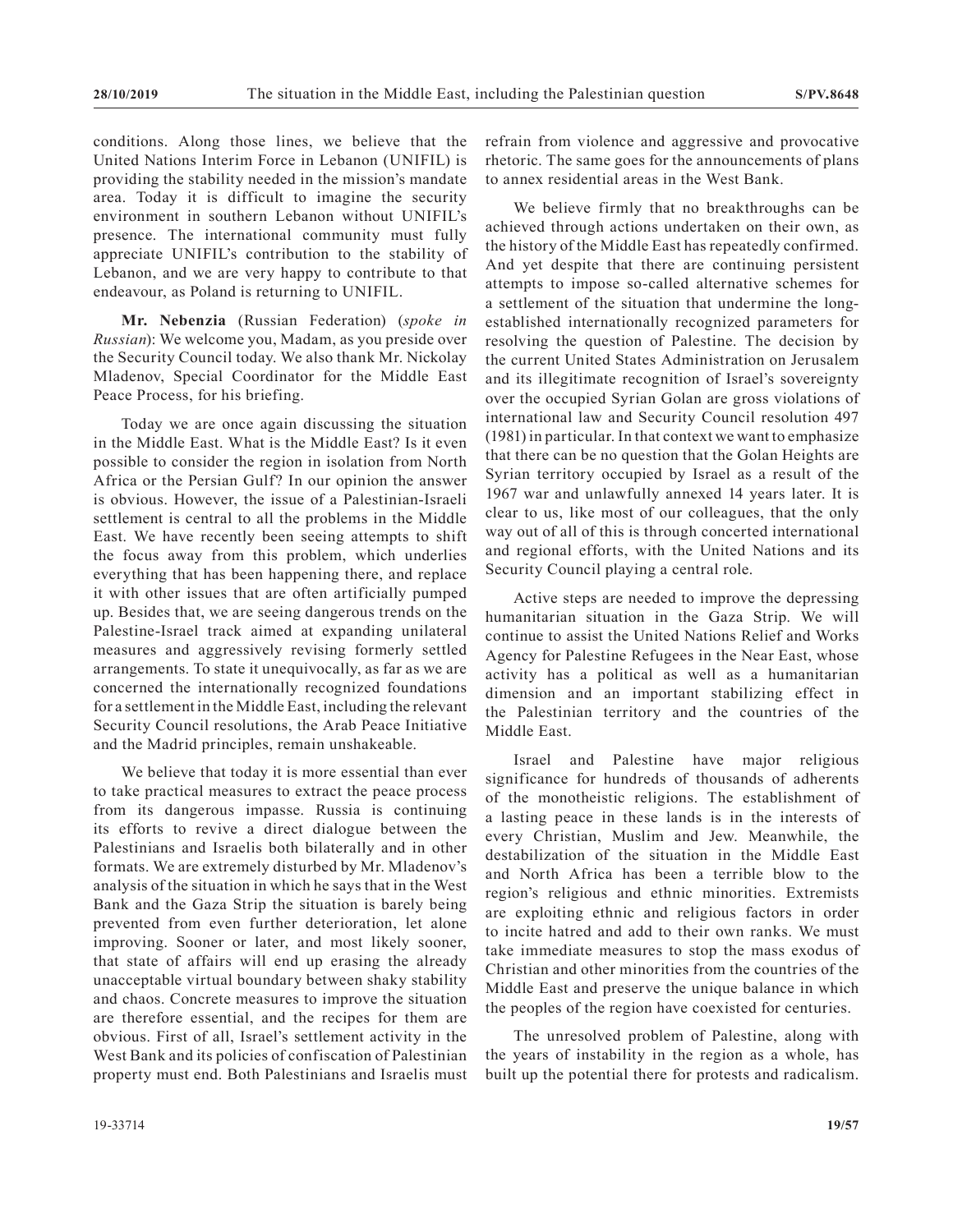conditions. Along those lines, we believe that the United Nations Interim Force in Lebanon (UNIFIL) is providing the stability needed in the mission's mandate area. Today it is difficult to imagine the security environment in southern Lebanon without UNIFIL's presence. The international community must fully appreciate UNIFIL's contribution to the stability of Lebanon, and we are very happy to contribute to that endeavour, as Poland is returning to UNIFIL.

**Mr. Nebenzia** (Russian Federation) (*spoke in Russian*): We welcome you, Madam, as you preside over the Security Council today. We also thank Mr. Nickolay Mladenov, Special Coordinator for the Middle East Peace Process, for his briefing.

Today we are once again discussing the situation in the Middle East. What is the Middle East? Is it even possible to consider the region in isolation from North Africa or the Persian Gulf? In our opinion the answer is obvious. However, the issue of a Palestinian-Israeli settlement is central to all the problems in the Middle East. We have recently been seeing attempts to shift the focus away from this problem, which underlies everything that has been happening there, and replace it with other issues that are often artificially pumped up. Besides that, we are seeing dangerous trends on the Palestine-Israel track aimed at expanding unilateral measures and aggressively revising formerly settled arrangements. To state it unequivocally, as far as we are concerned the internationally recognized foundations for a settlement in the Middle East, including the relevant Security Council resolutions, the Arab Peace Initiative and the Madrid principles, remain unshakeable.

We believe that today it is more essential than ever to take practical measures to extract the peace process from its dangerous impasse. Russia is continuing its efforts to revive a direct dialogue between the Palestinians and Israelis both bilaterally and in other formats. We are extremely disturbed by Mr. Mladenov's analysis of the situation in which he says that in the West Bank and the Gaza Strip the situation is barely being prevented from even further deterioration, let alone improving. Sooner or later, and most likely sooner, that state of affairs will end up erasing the already unacceptable virtual boundary between shaky stability and chaos. Concrete measures to improve the situation are therefore essential, and the recipes for them are obvious. First of all, Israel's settlement activity in the West Bank and its policies of confiscation of Palestinian property must end. Both Palestinians and Israelis must refrain from violence and aggressive and provocative rhetoric. The same goes for the announcements of plans to annex residential areas in the West Bank.

We believe firmly that no breakthroughs can be achieved through actions undertaken on their own, as the history of the Middle East has repeatedly confirmed. And yet despite that there are continuing persistent attempts to impose so-called alternative schemes for a settlement of the situation that undermine the long-established internationally recognized parameters for resolving the question of Palestine. The decision by the current United States Administration on Jerusalem and its illegitimate recognition of Israel's sovereignty over the occupied Syrian Golan are gross violations of international law and Security Council resolution 497 (1981) in particular. In that context we want to emphasize that there can be no question that the Golan Heights are Syrian territory occupied by Israel as a result of the 1967 war and unlawfully annexed 14 years later. It is clear to us, like most of our colleagues, that the only way out of all of this is through concerted international and regional efforts, with the United Nations and its Security Council playing a central role.

Active steps are needed to improve the depressing humanitarian situation in the Gaza Strip. We will continue to assist the United Nations Relief and Works Agency for Palestine Refugees in the Near East, whose activity has a political as well as a humanitarian dimension and an important stabilizing effect in the Palestinian territory and the countries of the Middle East.

Israel and Palestine have major religious significance for hundreds of thousands of adherents of the monotheistic religions. The establishment of a lasting peace in these lands is in the interests of every Christian, Muslim and Jew. Meanwhile, the destabilization of the situation in the Middle East and North Africa has been a terrible blow to the region's religious and ethnic minorities. Extremists are exploiting ethnic and religious factors in order to incite hatred and add to their own ranks. We must take immediate measures to stop the mass exodus of Christian and other minorities from the countries of the Middle East and preserve the unique balance in which the peoples of the region have coexisted for centuries.

The unresolved problem of Palestine, along with the years of instability in the region as a whole, has built up the potential there for protests and radicalism.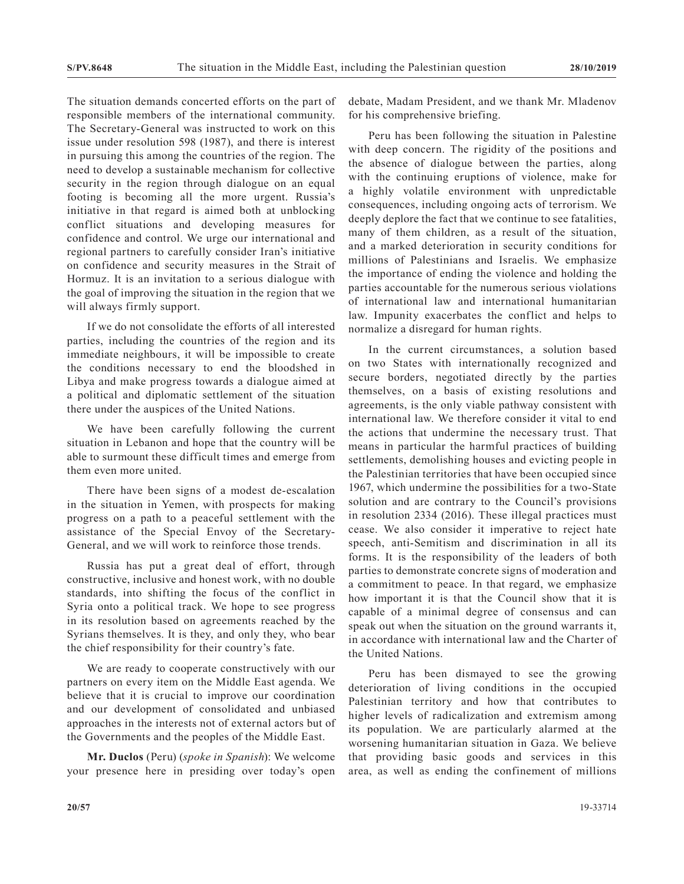The situation demands concerted efforts on the part of responsible members of the international community. The Secretary-General was instructed to work on this issue under resolution 598 (1987), and there is interest in pursuing this among the countries of the region. The need to develop a sustainable mechanism for collective security in the region through dialogue on an equal footing is becoming all the more urgent. Russia's initiative in that regard is aimed both at unblocking conflict situations and developing measures for confidence and control. We urge our international and regional partners to carefully consider Iran's initiative on confidence and security measures in the Strait of Hormuz. It is an invitation to a serious dialogue with the goal of improving the situation in the region that we will always firmly support.

If we do not consolidate the efforts of all interested parties, including the countries of the region and its immediate neighbours, it will be impossible to create the conditions necessary to end the bloodshed in Libya and make progress towards a dialogue aimed at a political and diplomatic settlement of the situation there under the auspices of the United Nations.

We have been carefully following the current situation in Lebanon and hope that the country will be able to surmount these difficult times and emerge from them even more united.

There have been signs of a modest de-escalation in the situation in Yemen, with prospects for making progress on a path to a peaceful settlement with the assistance of the Special Envoy of the Secretary-General, and we will work to reinforce those trends.

Russia has put a great deal of effort, through constructive, inclusive and honest work, with no double standards, into shifting the focus of the conflict in Syria onto a political track. We hope to see progress in its resolution based on agreements reached by the Syrians themselves. It is they, and only they, who bear the chief responsibility for their country's fate.

We are ready to cooperate constructively with our partners on every item on the Middle East agenda. We believe that it is crucial to improve our coordination and our development of consolidated and unbiased approaches in the interests not of external actors but of the Governments and the peoples of the Middle East.

**Mr. Duclos** (Peru) (*spoke in Spanish*): We welcome your presence here in presiding over today's open debate, Madam President, and we thank Mr. Mladenov for his comprehensive briefing.

Peru has been following the situation in Palestine with deep concern. The rigidity of the positions and the absence of dialogue between the parties, along with the continuing eruptions of violence, make for a highly volatile environment with unpredictable consequences, including ongoing acts of terrorism. We deeply deplore the fact that we continue to see fatalities, many of them children, as a result of the situation, and a marked deterioration in security conditions for millions of Palestinians and Israelis. We emphasize the importance of ending the violence and holding the parties accountable for the numerous serious violations of international law and international humanitarian law. Impunity exacerbates the conflict and helps to normalize a disregard for human rights.

In the current circumstances, a solution based on two States with internationally recognized and secure borders, negotiated directly by the parties themselves, on a basis of existing resolutions and agreements, is the only viable pathway consistent with international law. We therefore consider it vital to end the actions that undermine the necessary trust. That means in particular the harmful practices of building settlements, demolishing houses and evicting people in the Palestinian territories that have been occupied since 1967, which undermine the possibilities for a two-State solution and are contrary to the Council's provisions in resolution 2334 (2016). These illegal practices must cease. We also consider it imperative to reject hate speech, anti-Semitism and discrimination in all its forms. It is the responsibility of the leaders of both parties to demonstrate concrete signs of moderation and a commitment to peace. In that regard, we emphasize how important it is that the Council show that it is capable of a minimal degree of consensus and can speak out when the situation on the ground warrants it, in accordance with international law and the Charter of the United Nations.

Peru has been dismayed to see the growing deterioration of living conditions in the occupied Palestinian territory and how that contributes to higher levels of radicalization and extremism among its population. We are particularly alarmed at the worsening humanitarian situation in Gaza. We believe that providing basic goods and services in this area, as well as ending the confinement of millions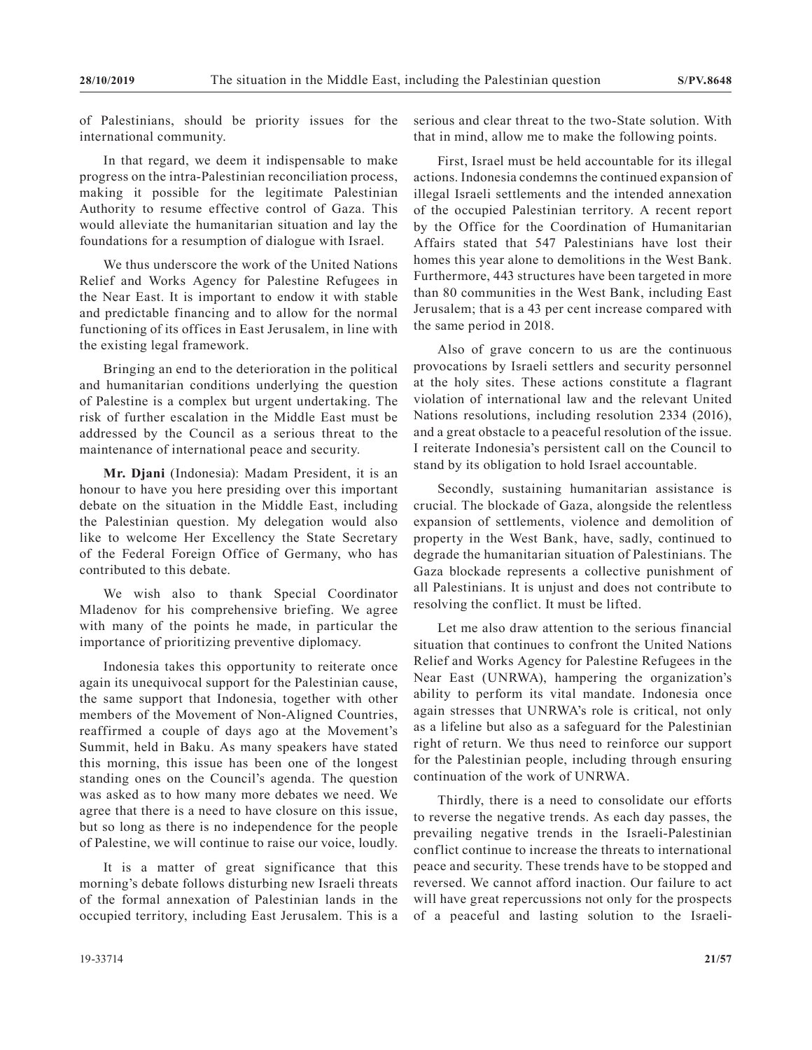of Palestinians, should be priority issues for the international community.

In that regard, we deem it indispensable to make progress on the intra-Palestinian reconciliation process, making it possible for the legitimate Palestinian Authority to resume effective control of Gaza. This would alleviate the humanitarian situation and lay the foundations for a resumption of dialogue with Israel.

We thus underscore the work of the United Nations Relief and Works Agency for Palestine Refugees in the Near East. It is important to endow it with stable and predictable financing and to allow for the normal functioning of its offices in East Jerusalem, in line with the existing legal framework.

Bringing an end to the deterioration in the political and humanitarian conditions underlying the question of Palestine is a complex but urgent undertaking. The risk of further escalation in the Middle East must be addressed by the Council as a serious threat to the maintenance of international peace and security.

**Mr. Djani** (Indonesia): Madam President, it is an honour to have you here presiding over this important debate on the situation in the Middle East, including the Palestinian question. My delegation would also like to welcome Her Excellency the State Secretary of the Federal Foreign Office of Germany, who has contributed to this debate.

We wish also to thank Special Coordinator Mladenov for his comprehensive briefing. We agree with many of the points he made, in particular the importance of prioritizing preventive diplomacy.

Indonesia takes this opportunity to reiterate once again its unequivocal support for the Palestinian cause, the same support that Indonesia, together with other members of the Movement of Non-Aligned Countries, reaffirmed a couple of days ago at the Movement's Summit, held in Baku. As many speakers have stated this morning, this issue has been one of the longest standing ones on the Council's agenda. The question was asked as to how many more debates we need. We agree that there is a need to have closure on this issue, but so long as there is no independence for the people of Palestine, we will continue to raise our voice, loudly.

It is a matter of great significance that this morning's debate follows disturbing new Israeli threats of the formal annexation of Palestinian lands in the occupied territory, including East Jerusalem. This is a serious and clear threat to the two-State solution. With that in mind, allow me to make the following points.

First, Israel must be held accountable for its illegal actions. Indonesia condemns the continued expansion of illegal Israeli settlements and the intended annexation of the occupied Palestinian territory. A recent report by the Office for the Coordination of Humanitarian Affairs stated that 547 Palestinians have lost their homes this year alone to demolitions in the West Bank. Furthermore, 443 structures have been targeted in more than 80 communities in the West Bank, including East Jerusalem; that is a 43 per cent increase compared with the same period in 2018.

Also of grave concern to us are the continuous provocations by Israeli settlers and security personnel at the holy sites. These actions constitute a flagrant violation of international law and the relevant United Nations resolutions, including resolution 2334 (2016), and a great obstacle to a peaceful resolution of the issue. I reiterate Indonesia's persistent call on the Council to stand by its obligation to hold Israel accountable.

Secondly, sustaining humanitarian assistance is crucial. The blockade of Gaza, alongside the relentless expansion of settlements, violence and demolition of property in the West Bank, have, sadly, continued to degrade the humanitarian situation of Palestinians. The Gaza blockade represents a collective punishment of all Palestinians. It is unjust and does not contribute to resolving the conflict. It must be lifted.

Let me also draw attention to the serious financial situation that continues to confront the United Nations Relief and Works Agency for Palestine Refugees in the Near East (UNRWA), hampering the organization's ability to perform its vital mandate. Indonesia once again stresses that UNRWA's role is critical, not only as a lifeline but also as a safeguard for the Palestinian right of return. We thus need to reinforce our support for the Palestinian people, including through ensuring continuation of the work of UNRWA.

Thirdly, there is a need to consolidate our efforts to reverse the negative trends. As each day passes, the prevailing negative trends in the Israeli-Palestinian conflict continue to increase the threats to international peace and security. These trends have to be stopped and reversed. We cannot afford inaction. Our failure to act will have great repercussions not only for the prospects of a peaceful and lasting solution to the Israeli-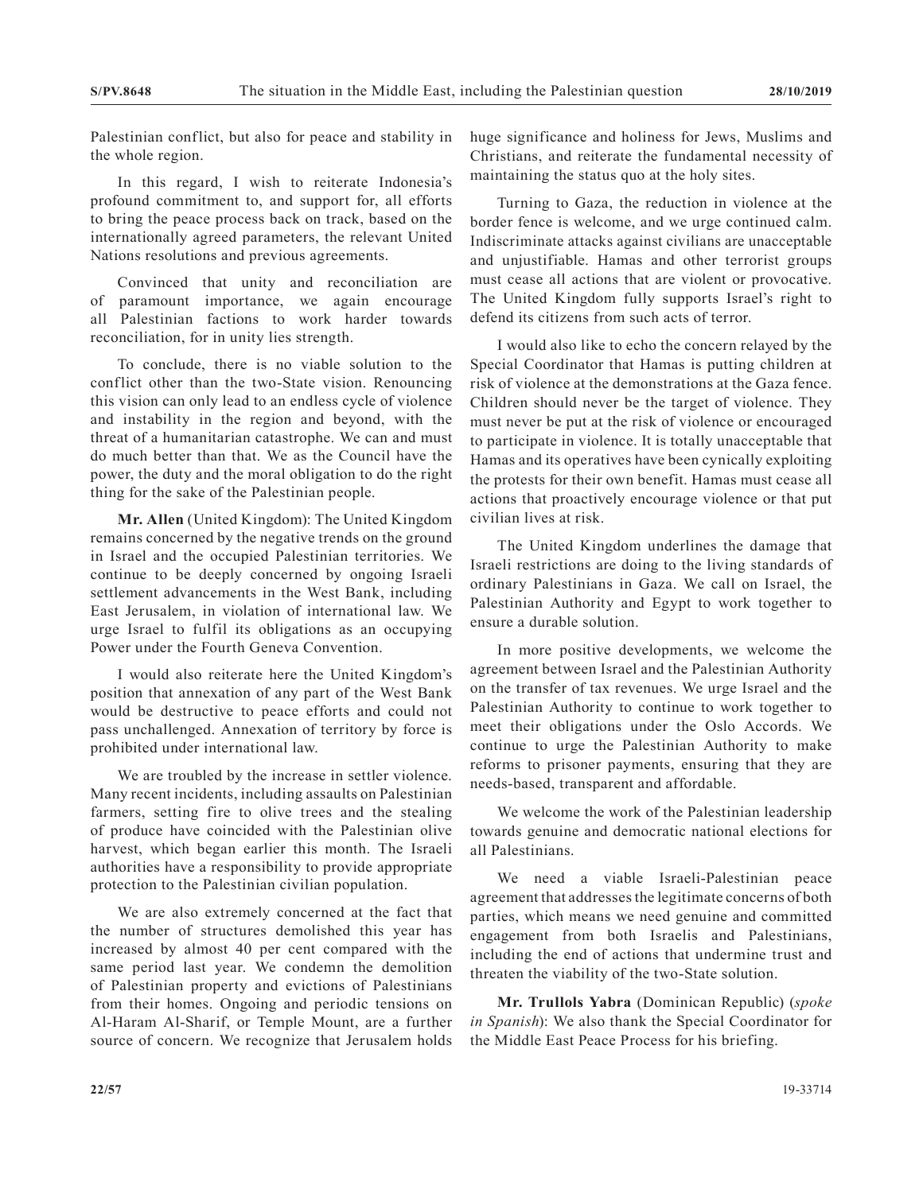Palestinian conflict, but also for peace and stability in the whole region.

In this regard, I wish to reiterate Indonesia's profound commitment to, and support for, all efforts to bring the peace process back on track, based on the internationally agreed parameters, the relevant United Nations resolutions and previous agreements.

Convinced that unity and reconciliation are of paramount importance, we again encourage all Palestinian factions to work harder towards reconciliation, for in unity lies strength.

To conclude, there is no viable solution to the conflict other than the two-State vision. Renouncing this vision can only lead to an endless cycle of violence and instability in the region and beyond, with the threat of a humanitarian catastrophe. We can and must do much better than that. We as the Council have the power, the duty and the moral obligation to do the right thing for the sake of the Palestinian people.

**Mr. Allen** (United Kingdom): The United Kingdom remains concerned by the negative trends on the ground in Israel and the occupied Palestinian territories. We continue to be deeply concerned by ongoing Israeli settlement advancements in the West Bank, including East Jerusalem, in violation of international law. We urge Israel to fulfil its obligations as an occupying Power under the Fourth Geneva Convention.

I would also reiterate here the United Kingdom's position that annexation of any part of the West Bank would be destructive to peace efforts and could not pass unchallenged. Annexation of territory by force is prohibited under international law.

We are troubled by the increase in settler violence. Many recent incidents, including assaults on Palestinian farmers, setting fire to olive trees and the stealing of produce have coincided with the Palestinian olive harvest, which began earlier this month. The Israeli authorities have a responsibility to provide appropriate protection to the Palestinian civilian population.

We are also extremely concerned at the fact that the number of structures demolished this year has increased by almost 40 per cent compared with the same period last year. We condemn the demolition of Palestinian property and evictions of Palestinians from their homes. Ongoing and periodic tensions on Al-Haram Al-Sharif, or Temple Mount, are a further source of concern. We recognize that Jerusalem holds huge significance and holiness for Jews, Muslims and Christians, and reiterate the fundamental necessity of maintaining the status quo at the holy sites.

Turning to Gaza, the reduction in violence at the border fence is welcome, and we urge continued calm. Indiscriminate attacks against civilians are unacceptable and unjustifiable. Hamas and other terrorist groups must cease all actions that are violent or provocative. The United Kingdom fully supports Israel's right to defend its citizens from such acts of terror.

I would also like to echo the concern relayed by the Special Coordinator that Hamas is putting children at risk of violence at the demonstrations at the Gaza fence. Children should never be the target of violence. They must never be put at the risk of violence or encouraged to participate in violence. It is totally unacceptable that Hamas and its operatives have been cynically exploiting the protests for their own benefit. Hamas must cease all actions that proactively encourage violence or that put civilian lives at risk.

The United Kingdom underlines the damage that Israeli restrictions are doing to the living standards of ordinary Palestinians in Gaza. We call on Israel, the Palestinian Authority and Egypt to work together to ensure a durable solution.

In more positive developments, we welcome the agreement between Israel and the Palestinian Authority on the transfer of tax revenues. We urge Israel and the Palestinian Authority to continue to work together to meet their obligations under the Oslo Accords. We continue to urge the Palestinian Authority to make reforms to prisoner payments, ensuring that they are needs-based, transparent and affordable.

We welcome the work of the Palestinian leadership towards genuine and democratic national elections for all Palestinians.

We need a viable Israeli-Palestinian peace agreement that addresses the legitimate concerns of both parties, which means we need genuine and committed engagement from both Israelis and Palestinians, including the end of actions that undermine trust and threaten the viability of the two-State solution.

**Mr. Trullols Yabra** (Dominican Republic) (*spoke in Spanish*): We also thank the Special Coordinator for the Middle East Peace Process for his briefing.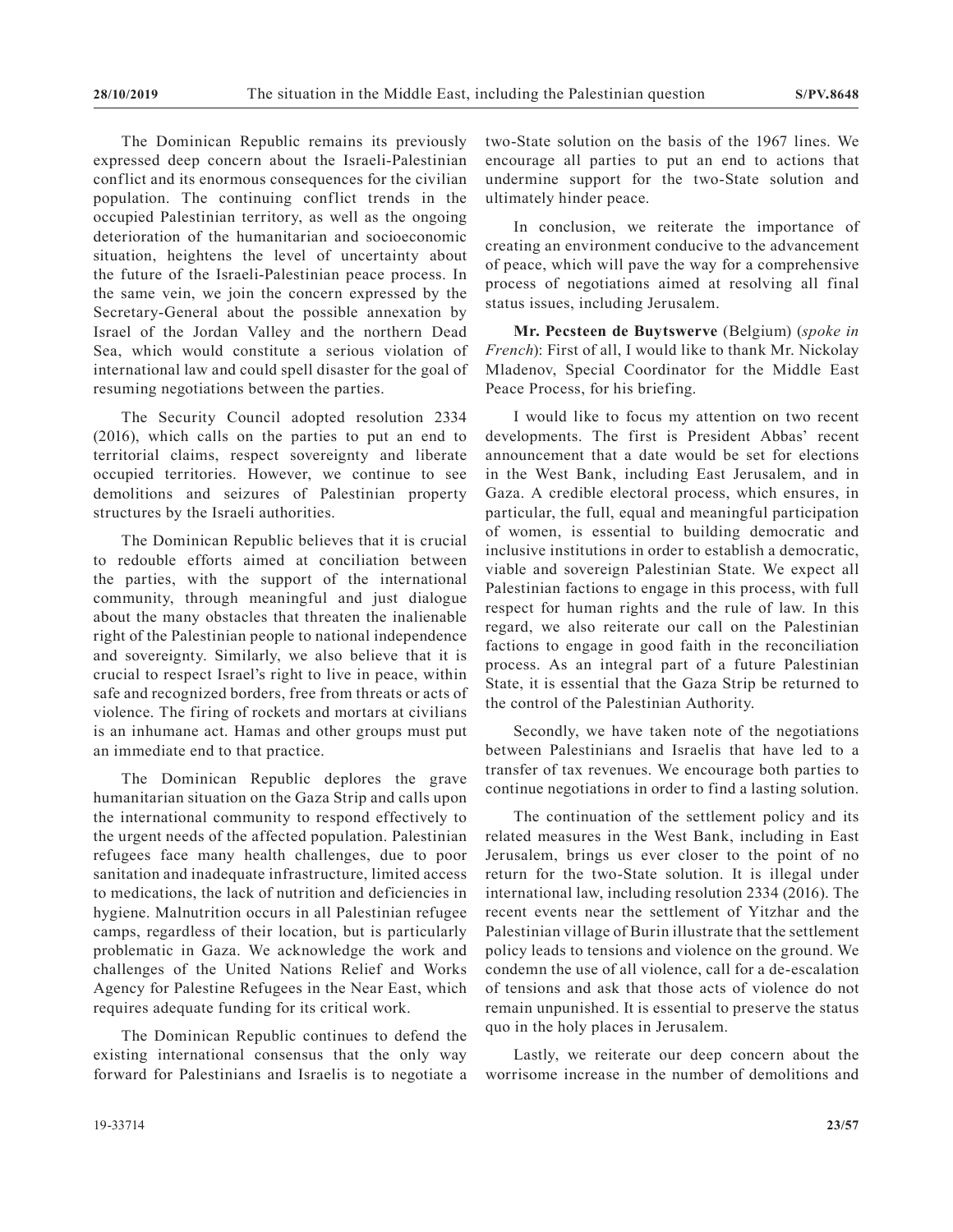The Dominican Republic remains its previously expressed deep concern about the Israeli-Palestinian conflict and its enormous consequences for the civilian population. The continuing conflict trends in the occupied Palestinian territory, as well as the ongoing deterioration of the humanitarian and socioeconomic situation, heightens the level of uncertainty about the future of the Israeli-Palestinian peace process. In the same vein, we join the concern expressed by the Secretary-General about the possible annexation by Israel of the Jordan Valley and the northern Dead Sea, which would constitute a serious violation of international law and could spell disaster for the goal of resuming negotiations between the parties.

The Security Council adopted resolution 2334 (2016), which calls on the parties to put an end to territorial claims, respect sovereignty and liberate occupied territories. However, we continue to see demolitions and seizures of Palestinian property structures by the Israeli authorities.

The Dominican Republic believes that it is crucial to redouble efforts aimed at conciliation between the parties, with the support of the international community, through meaningful and just dialogue about the many obstacles that threaten the inalienable right of the Palestinian people to national independence and sovereignty. Similarly, we also believe that it is crucial to respect Israel's right to live in peace, within safe and recognized borders, free from threats or acts of violence. The firing of rockets and mortars at civilians is an inhumane act. Hamas and other groups must put an immediate end to that practice.

The Dominican Republic deplores the grave humanitarian situation on the Gaza Strip and calls upon the international community to respond effectively to the urgent needs of the affected population. Palestinian refugees face many health challenges, due to poor sanitation and inadequate infrastructure, limited access to medications, the lack of nutrition and deficiencies in hygiene. Malnutrition occurs in all Palestinian refugee camps, regardless of their location, but is particularly problematic in Gaza. We acknowledge the work and challenges of the United Nations Relief and Works Agency for Palestine Refugees in the Near East, which requires adequate funding for its critical work.

The Dominican Republic continues to defend the existing international consensus that the only way forward for Palestinians and Israelis is to negotiate a two-State solution on the basis of the 1967 lines. We encourage all parties to put an end to actions that undermine support for the two-State solution and ultimately hinder peace.

In conclusion, we reiterate the importance of creating an environment conducive to the advancement of peace, which will pave the way for a comprehensive process of negotiations aimed at resolving all final status issues, including Jerusalem.

**Mr. Pecsteen de Buytswerve** (Belgium) (*spoke in French*): First of all, I would like to thank Mr. Nickolay Mladenov, Special Coordinator for the Middle East Peace Process, for his briefing.

I would like to focus my attention on two recent developments. The first is President Abbas' recent announcement that a date would be set for elections in the West Bank, including East Jerusalem, and in Gaza. A credible electoral process, which ensures, in particular, the full, equal and meaningful participation of women, is essential to building democratic and inclusive institutions in order to establish a democratic, viable and sovereign Palestinian State. We expect all Palestinian factions to engage in this process, with full respect for human rights and the rule of law. In this regard, we also reiterate our call on the Palestinian factions to engage in good faith in the reconciliation process. As an integral part of a future Palestinian State, it is essential that the Gaza Strip be returned to the control of the Palestinian Authority.

Secondly, we have taken note of the negotiations between Palestinians and Israelis that have led to a transfer of tax revenues. We encourage both parties to continue negotiations in order to find a lasting solution.

The continuation of the settlement policy and its related measures in the West Bank, including in East Jerusalem, brings us ever closer to the point of no return for the two-State solution. It is illegal under international law, including resolution 2334 (2016). The recent events near the settlement of Yitzhar and the Palestinian village of Burin illustrate that the settlement policy leads to tensions and violence on the ground. We condemn the use of all violence, call for a de-escalation of tensions and ask that those acts of violence do not remain unpunished. It is essential to preserve the status quo in the holy places in Jerusalem.

Lastly, we reiterate our deep concern about the worrisome increase in the number of demolitions and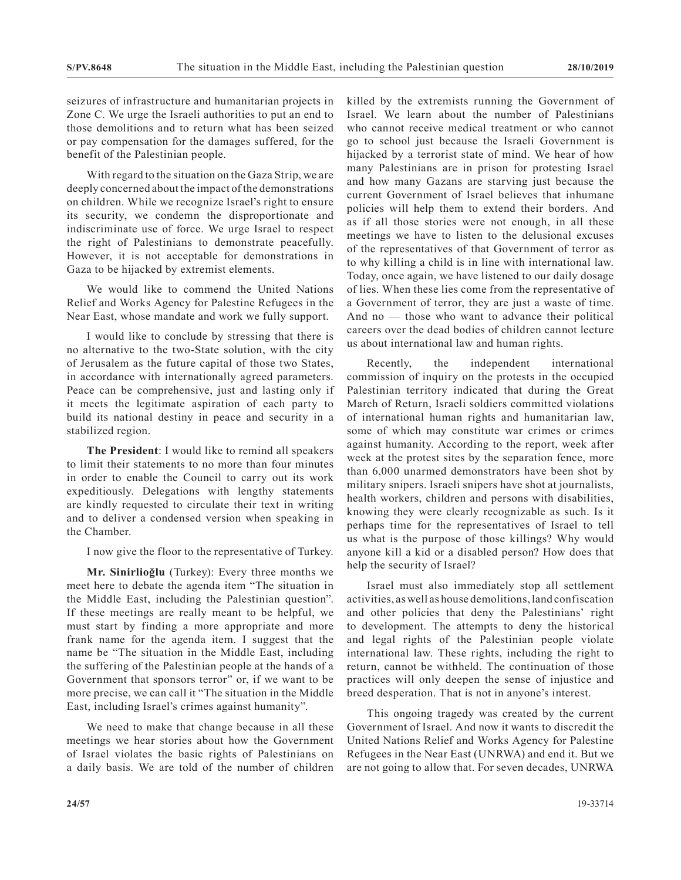seizures of infrastructure and humanitarian projects in Zone C. We urge the Israeli authorities to put an end to those demolitions and to return what has been seized or pay compensation for the damages suffered, for the benefit of the Palestinian people.

With regard to the situation on the Gaza Strip, we are deeply concerned about the impact of the demonstrations on children. While we recognize Israel's right to ensure its security, we condemn the disproportionate and indiscriminate use of force. We urge Israel to respect the right of Palestinians to demonstrate peacefully. However, it is not acceptable for demonstrations in Gaza to be hijacked by extremist elements.

We would like to commend the United Nations Relief and Works Agency for Palestine Refugees in the Near East, whose mandate and work we fully support.

I would like to conclude by stressing that there is no alternative to the two-State solution, with the city of Jerusalem as the future capital of those two States, in accordance with internationally agreed parameters. Peace can be comprehensive, just and lasting only if it meets the legitimate aspiration of each party to build its national destiny in peace and security in a stabilized region.

**The President**: I would like to remind all speakers to limit their statements to no more than four minutes in order to enable the Council to carry out its work expeditiously. Delegations with lengthy statements are kindly requested to circulate their text in writing and to deliver a condensed version when speaking in the Chamber.

I now give the floor to the representative of Turkey.

**Mr. Sinirlioğlu** (Turkey): Every three months we meet here to debate the agenda item "The situation in the Middle East, including the Palestinian question". If these meetings are really meant to be helpful, we must start by finding a more appropriate and more frank name for the agenda item. I suggest that the name be "The situation in the Middle East, including the suffering of the Palestinian people at the hands of a Government that sponsors terror" or, if we want to be more precise, we can call it "The situation in the Middle East, including Israel's crimes against humanity".

We need to make that change because in all these meetings we hear stories about how the Government of Israel violates the basic rights of Palestinians on a daily basis. We are told of the number of children killed by the extremists running the Government of Israel. We learn about the number of Palestinians who cannot receive medical treatment or who cannot go to school just because the Israeli Government is hijacked by a terrorist state of mind. We hear of how many Palestinians are in prison for protesting Israel and how many Gazans are starving just because the current Government of Israel believes that inhumane policies will help them to extend their borders. And as if all those stories were not enough, in all these meetings we have to listen to the delusional excuses of the representatives of that Government of terror as to why killing a child is in line with international law. Today, once again, we have listened to our daily dosage of lies. When these lies come from the representative of a Government of terror, they are just a waste of time. And no — those who want to advance their political careers over the dead bodies of children cannot lecture us about international law and human rights.

Recently, the independent international commission of inquiry on the protests in the occupied Palestinian territory indicated that during the Great March of Return, Israeli soldiers committed violations of international human rights and humanitarian law, some of which may constitute war crimes or crimes against humanity. According to the report, week after week at the protest sites by the separation fence, more than 6,000 unarmed demonstrators have been shot by military snipers. Israeli snipers have shot at journalists, health workers, children and persons with disabilities, knowing they were clearly recognizable as such. Is it perhaps time for the representatives of Israel to tell us what is the purpose of those killings? Why would anyone kill a kid or a disabled person? How does that help the security of Israel?

Israel must also immediately stop all settlement activities, as well as house demolitions, land confiscation and other policies that deny the Palestinians' right to development. The attempts to deny the historical and legal rights of the Palestinian people violate international law. These rights, including the right to return, cannot be withheld. The continuation of those practices will only deepen the sense of injustice and breed desperation. That is not in anyone's interest.

This ongoing tragedy was created by the current Government of Israel. And now it wants to discredit the United Nations Relief and Works Agency for Palestine Refugees in the Near East (UNRWA) and end it. But we are not going to allow that. For seven decades, UNRWA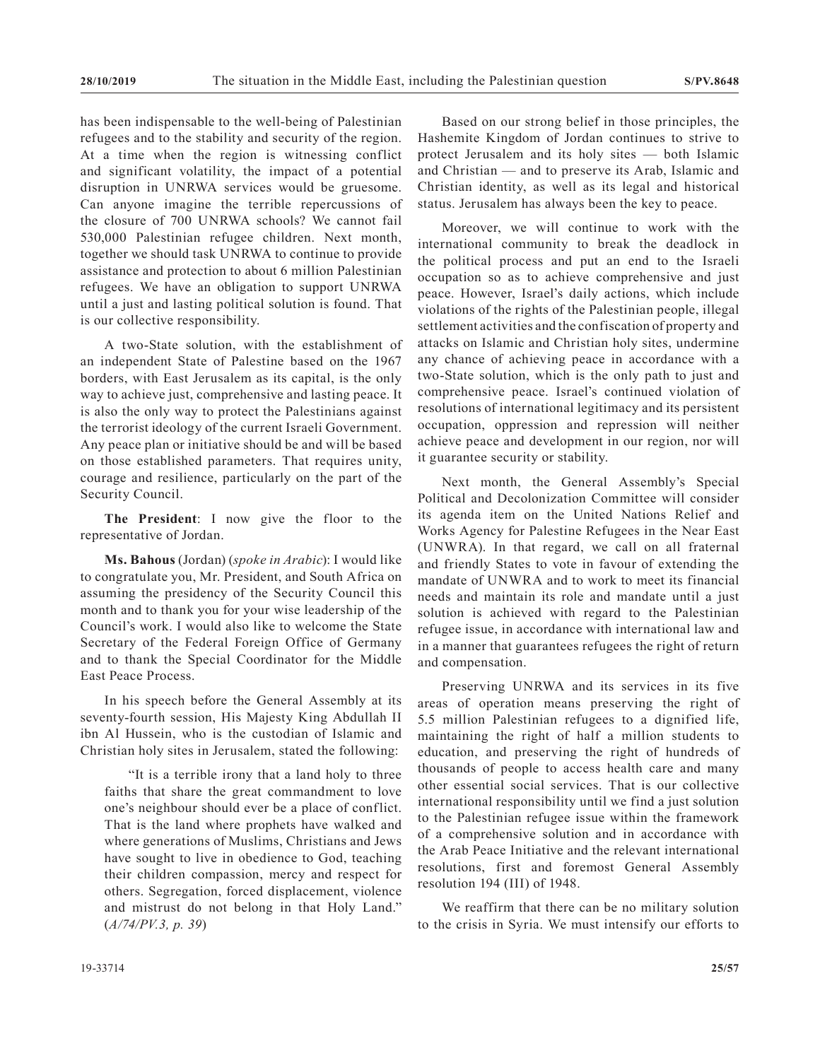has been indispensable to the well-being of Palestinian refugees and to the stability and security of the region. At a time when the region is witnessing conflict and significant volatility, the impact of a potential disruption in UNRWA services would be gruesome. Can anyone imagine the terrible repercussions of the closure of 700 UNRWA schools? We cannot fail 530,000 Palestinian refugee children. Next month, together we should task UNRWA to continue to provide assistance and protection to about 6 million Palestinian refugees. We have an obligation to support UNRWA until a just and lasting political solution is found. That is our collective responsibility.

A two-State solution, with the establishment of an independent State of Palestine based on the 1967 borders, with East Jerusalem as its capital, is the only way to achieve just, comprehensive and lasting peace. It is also the only way to protect the Palestinians against the terrorist ideology of the current Israeli Government. Any peace plan or initiative should be and will be based on those established parameters. That requires unity, courage and resilience, particularly on the part of the Security Council.

**The President**: I now give the floor to the representative of Jordan.

**Ms. Bahous** (Jordan) (*spoke in Arabic*): I would like to congratulate you, Mr. President, and South Africa on assuming the presidency of the Security Council this month and to thank you for your wise leadership of the Council's work. I would also like to welcome the State Secretary of the Federal Foreign Office of Germany and to thank the Special Coordinator for the Middle East Peace Process.

In his speech before the General Assembly at its seventy-fourth session, His Majesty King Abdullah II ibn Al Hussein, who is the custodian of Islamic and Christian holy sites in Jerusalem, stated the following:

> "It is a terrible irony that a land holy to three faiths that share the great commandment to love one's neighbour should ever be a place of conflict. That is the land where prophets have walked and where generations of Muslims, Christians and Jews have sought to live in obedience to God, teaching their children compassion, mercy and respect for others. Segregation, forced displacement, violence and mistrust do not belong in that Holy Land." (*A/74/PV.3, p. 39*)

Based on our strong belief in those principles, the Hashemite Kingdom of Jordan continues to strive to protect Jerusalem and its holy sites — both Islamic and Christian — and to preserve its Arab, Islamic and Christian identity, as well as its legal and historical status. Jerusalem has always been the key to peace.

Moreover, we will continue to work with the international community to break the deadlock in the political process and put an end to the Israeli occupation so as to achieve comprehensive and just peace. However, Israel's daily actions, which include violations of the rights of the Palestinian people, illegal settlement activities and the confiscation of property and attacks on Islamic and Christian holy sites, undermine any chance of achieving peace in accordance with a two-State solution, which is the only path to just and comprehensive peace. Israel's continued violation of resolutions of international legitimacy and its persistent occupation, oppression and repression will neither achieve peace and development in our region, nor will it guarantee security or stability.

Next month, the General Assembly's Special Political and Decolonization Committee will consider its agenda item on the United Nations Relief and Works Agency for Palestine Refugees in the Near East (UNWRA). In that regard, we call on all fraternal and friendly States to vote in favour of extending the mandate of UNWRA and to work to meet its financial needs and maintain its role and mandate until a just solution is achieved with regard to the Palestinian refugee issue, in accordance with international law and in a manner that guarantees refugees the right of return and compensation.

Preserving UNRWA and its services in its five areas of operation means preserving the right of 5.5 million Palestinian refugees to a dignified life, maintaining the right of half a million students to education, and preserving the right of hundreds of thousands of people to access health care and many other essential social services. That is our collective international responsibility until we find a just solution to the Palestinian refugee issue within the framework of a comprehensive solution and in accordance with the Arab Peace Initiative and the relevant international resolutions, first and foremost General Assembly resolution 194 (III) of 1948.

We reaffirm that there can be no military solution to the crisis in Syria. We must intensify our efforts to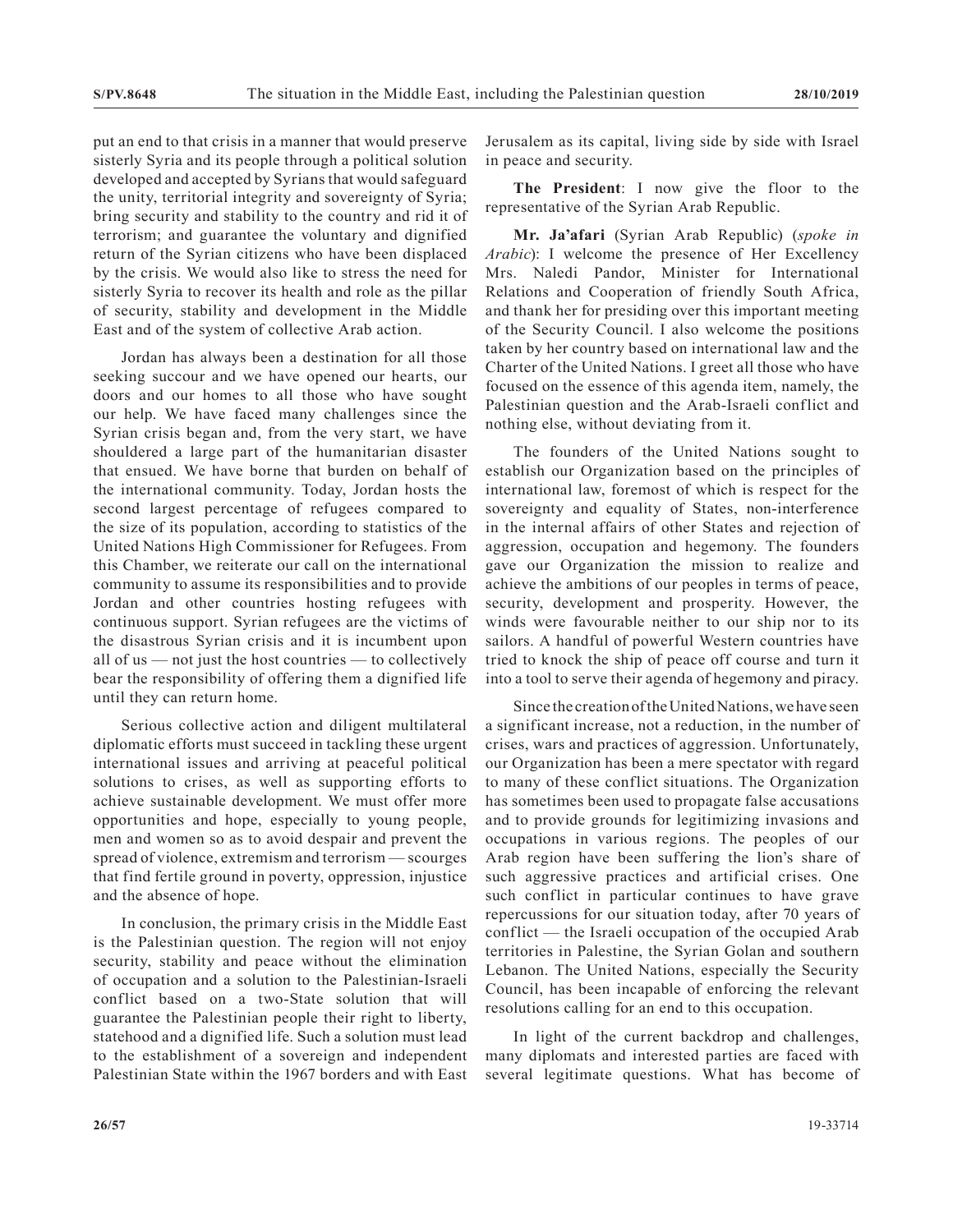put an end to that crisis in a manner that would preserve sisterly Syria and its people through a political solution developed and accepted by Syrians that would safeguard the unity, territorial integrity and sovereignty of Syria; bring security and stability to the country and rid it of terrorism; and guarantee the voluntary and dignified return of the Syrian citizens who have been displaced by the crisis. We would also like to stress the need for sisterly Syria to recover its health and role as the pillar of security, stability and development in the Middle East and of the system of collective Arab action.

Jordan has always been a destination for all those seeking succour and we have opened our hearts, our doors and our homes to all those who have sought our help. We have faced many challenges since the Syrian crisis began and, from the very start, we have shouldered a large part of the humanitarian disaster that ensued. We have borne that burden on behalf of the international community. Today, Jordan hosts the second largest percentage of refugees compared to the size of its population, according to statistics of the United Nations High Commissioner for Refugees. From this Chamber, we reiterate our call on the international community to assume its responsibilities and to provide Jordan and other countries hosting refugees with continuous support. Syrian refugees are the victims of the disastrous Syrian crisis and it is incumbent upon all of us — not just the host countries — to collectively bear the responsibility of offering them a dignified life until they can return home.

Serious collective action and diligent multilateral diplomatic efforts must succeed in tackling these urgent international issues and arriving at peaceful political solutions to crises, as well as supporting efforts to achieve sustainable development. We must offer more opportunities and hope, especially to young people, men and women so as to avoid despair and prevent the spread of violence, extremism and terrorism — scourges that find fertile ground in poverty, oppression, injustice and the absence of hope.

In conclusion, the primary crisis in the Middle East is the Palestinian question. The region will not enjoy security, stability and peace without the elimination of occupation and a solution to the Palestinian-Israeli conflict based on a two-State solution that will guarantee the Palestinian people their right to liberty, statehood and a dignified life. Such a solution must lead to the establishment of a sovereign and independent Palestinian State within the 1967 borders and with East Jerusalem as its capital, living side by side with Israel in peace and security.

**The President**: I now give the floor to the representative of the Syrian Arab Republic.

**Mr. Ja'afari** (Syrian Arab Republic) (*spoke in Arabic*): I welcome the presence of Her Excellency Mrs. Naledi Pandor, Minister for International Relations and Cooperation of friendly South Africa, and thank her for presiding over this important meeting of the Security Council. I also welcome the positions taken by her country based on international law and the Charter of the United Nations. I greet all those who have focused on the essence of this agenda item, namely, the Palestinian question and the Arab-Israeli conflict and nothing else, without deviating from it.

The founders of the United Nations sought to establish our Organization based on the principles of international law, foremost of which is respect for the sovereignty and equality of States, non-interference in the internal affairs of other States and rejection of aggression, occupation and hegemony. The founders gave our Organization the mission to realize and achieve the ambitions of our peoples in terms of peace, security, development and prosperity. However, the winds were favourable neither to our ship nor to its sailors. A handful of powerful Western countries have tried to knock the ship of peace off course and turn it into a tool to serve their agenda of hegemony and piracy.

Since the creation of the United Nations, we have seen a significant increase, not a reduction, in the number of crises, wars and practices of aggression. Unfortunately, our Organization has been a mere spectator with regard to many of these conflict situations. The Organization has sometimes been used to propagate false accusations and to provide grounds for legitimizing invasions and occupations in various regions. The peoples of our Arab region have been suffering the lion's share of such aggressive practices and artificial crises. One such conflict in particular continues to have grave repercussions for our situation today, after 70 years of conflict — the Israeli occupation of the occupied Arab territories in Palestine, the Syrian Golan and southern Lebanon. The United Nations, especially the Security Council, has been incapable of enforcing the relevant resolutions calling for an end to this occupation.

In light of the current backdrop and challenges, many diplomats and interested parties are faced with several legitimate questions. What has become of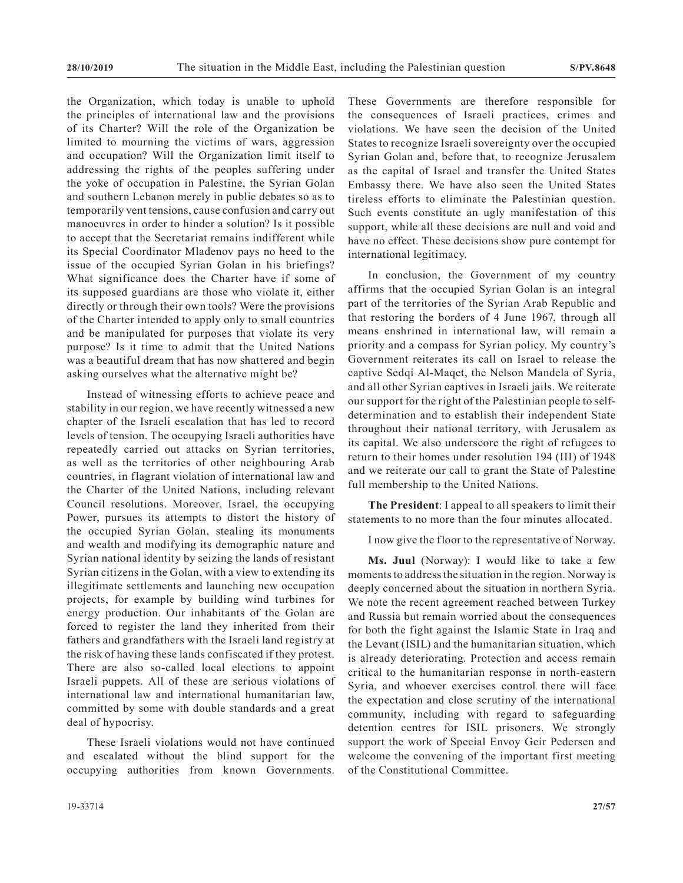the Organization, which today is unable to uphold the principles of international law and the provisions of its Charter? Will the role of the Organization be limited to mourning the victims of wars, aggression and occupation? Will the Organization limit itself to addressing the rights of the peoples suffering under the yoke of occupation in Palestine, the Syrian Golan and southern Lebanon merely in public debates so as to temporarily vent tensions, cause confusion and carry out manoeuvres in order to hinder a solution? Is it possible to accept that the Secretariat remains indifferent while its Special Coordinator Mladenov pays no heed to the issue of the occupied Syrian Golan in his briefings? What significance does the Charter have if some of its supposed guardians are those who violate it, either directly or through their own tools? Were the provisions of the Charter intended to apply only to small countries and be manipulated for purposes that violate its very purpose? Is it time to admit that the United Nations was a beautiful dream that has now shattered and begin asking ourselves what the alternative might be?

Instead of witnessing efforts to achieve peace and stability in our region, we have recently witnessed a new chapter of the Israeli escalation that has led to record levels of tension. The occupying Israeli authorities have repeatedly carried out attacks on Syrian territories, as well as the territories of other neighbouring Arab countries, in flagrant violation of international law and the Charter of the United Nations, including relevant Council resolutions. Moreover, Israel, the occupying Power, pursues its attempts to distort the history of the occupied Syrian Golan, stealing its monuments and wealth and modifying its demographic nature and Syrian national identity by seizing the lands of resistant Syrian citizens in the Golan, with a view to extending its illegitimate settlements and launching new occupation projects, for example by building wind turbines for energy production. Our inhabitants of the Golan are forced to register the land they inherited from their fathers and grandfathers with the Israeli land registry at the risk of having these lands confiscated if they protest. There are also so-called local elections to appoint Israeli puppets. All of these are serious violations of international law and international humanitarian law, committed by some with double standards and a great deal of hypocrisy.

These Israeli violations would not have continued and escalated without the blind support for the occupying authorities from known Governments. These Governments are therefore responsible for the consequences of Israeli practices, crimes and violations. We have seen the decision of the United States to recognize Israeli sovereignty over the occupied Syrian Golan and, before that, to recognize Jerusalem as the capital of Israel and transfer the United States Embassy there. We have also seen the United States tireless efforts to eliminate the Palestinian question. Such events constitute an ugly manifestation of this support, while all these decisions are null and void and have no effect. These decisions show pure contempt for international legitimacy.

In conclusion, the Government of my country affirms that the occupied Syrian Golan is an integral part of the territories of the Syrian Arab Republic and that restoring the borders of 4 June 1967, through all means enshrined in international law, will remain a priority and a compass for Syrian policy. My country's Government reiterates its call on Israel to release the captive Sedqi Al-Maqet, the Nelson Mandela of Syria, and all other Syrian captives in Israeli jails. We reiterate our support for the right of the Palestinian people to self-determination and to establish their independent State throughout their national territory, with Jerusalem as its capital. We also underscore the right of refugees to return to their homes under resolution 194 (III) of 1948 and we reiterate our call to grant the State of Palestine full membership to the United Nations.

**The President**: I appeal to all speakers to limit their statements to no more than the four minutes allocated.

I now give the floor to the representative of Norway.

**Ms. Juul** (Norway): I would like to take a few moments to address the situation in the region. Norway is deeply concerned about the situation in northern Syria. We note the recent agreement reached between Turkey and Russia but remain worried about the consequences for both the fight against the Islamic State in Iraq and the Levant (ISIL) and the humanitarian situation, which is already deteriorating. Protection and access remain critical to the humanitarian response in north-eastern Syria, and whoever exercises control there will face the expectation and close scrutiny of the international community, including with regard to safeguarding detention centres for ISIL prisoners. We strongly support the work of Special Envoy Geir Pedersen and welcome the convening of the important first meeting of the Constitutional Committee.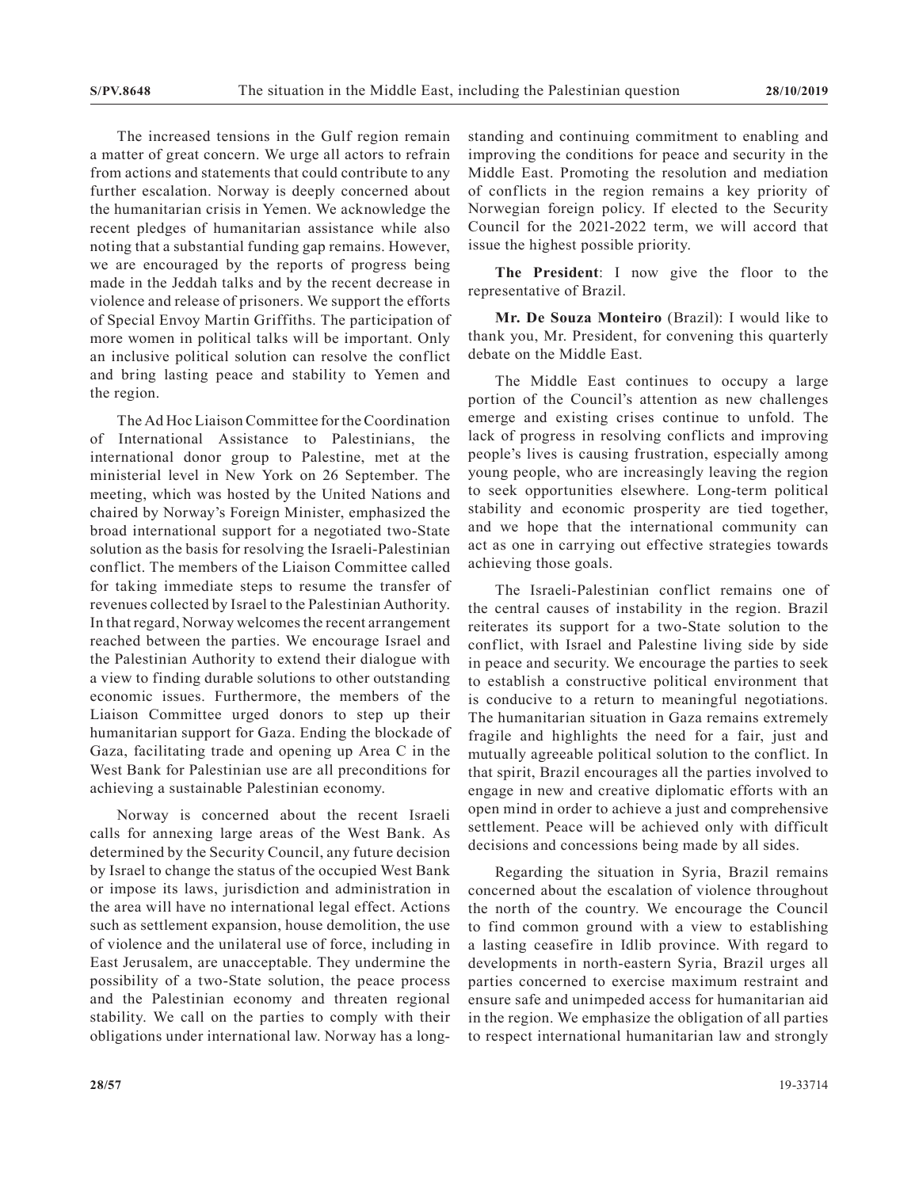The increased tensions in the Gulf region remain a matter of great concern. We urge all actors to refrain from actions and statements that could contribute to any further escalation. Norway is deeply concerned about the humanitarian crisis in Yemen. We acknowledge the recent pledges of humanitarian assistance while also noting that a substantial funding gap remains. However, we are encouraged by the reports of progress being made in the Jeddah talks and by the recent decrease in violence and release of prisoners. We support the efforts of Special Envoy Martin Griffiths. The participation of more women in political talks will be important. Only an inclusive political solution can resolve the conflict and bring lasting peace and stability to Yemen and the region.

The Ad Hoc Liaison Committee for the Coordination of International Assistance to Palestinians, the international donor group to Palestine, met at the ministerial level in New York on 26 September. The meeting, which was hosted by the United Nations and chaired by Norway's Foreign Minister, emphasized the broad international support for a negotiated two-State solution as the basis for resolving the Israeli-Palestinian conflict. The members of the Liaison Committee called for taking immediate steps to resume the transfer of revenues collected by Israel to the Palestinian Authority. In that regard, Norway welcomes the recent arrangement reached between the parties. We encourage Israel and the Palestinian Authority to extend their dialogue with a view to finding durable solutions to other outstanding economic issues. Furthermore, the members of the Liaison Committee urged donors to step up their humanitarian support for Gaza. Ending the blockade of Gaza, facilitating trade and opening up Area C in the West Bank for Palestinian use are all preconditions for achieving a sustainable Palestinian economy.

Norway is concerned about the recent Israeli calls for annexing large areas of the West Bank. As determined by the Security Council, any future decision by Israel to change the status of the occupied West Bank or impose its laws, jurisdiction and administration in the area will have no international legal effect. Actions such as settlement expansion, house demolition, the use of violence and the unilateral use of force, including in East Jerusalem, are unacceptable. They undermine the possibility of a two-State solution, the peace process and the Palestinian economy and threaten regional stability. We call on the parties to comply with their obligations under international law. Norway has a long-standing and continuing commitment to enabling and improving the conditions for peace and security in the Middle East. Promoting the resolution and mediation of conflicts in the region remains a key priority of Norwegian foreign policy. If elected to the Security Council for the 2021-2022 term, we will accord that issue the highest possible priority.

**The President**: I now give the floor to the representative of Brazil.

**Mr. De Souza Monteiro** (Brazil): I would like to thank you, Mr. President, for convening this quarterly debate on the Middle East.

The Middle East continues to occupy a large portion of the Council's attention as new challenges emerge and existing crises continue to unfold. The lack of progress in resolving conflicts and improving people's lives is causing frustration, especially among young people, who are increasingly leaving the region to seek opportunities elsewhere. Long-term political stability and economic prosperity are tied together, and we hope that the international community can act as one in carrying out effective strategies towards achieving those goals.

The Israeli-Palestinian conflict remains one of the central causes of instability in the region. Brazil reiterates its support for a two-State solution to the conflict, with Israel and Palestine living side by side in peace and security. We encourage the parties to seek to establish a constructive political environment that is conducive to a return to meaningful negotiations. The humanitarian situation in Gaza remains extremely fragile and highlights the need for a fair, just and mutually agreeable political solution to the conflict. In that spirit, Brazil encourages all the parties involved to engage in new and creative diplomatic efforts with an open mind in order to achieve a just and comprehensive settlement. Peace will be achieved only with difficult decisions and concessions being made by all sides.

Regarding the situation in Syria, Brazil remains concerned about the escalation of violence throughout the north of the country. We encourage the Council to find common ground with a view to establishing a lasting ceasefire in Idlib province. With regard to developments in north-eastern Syria, Brazil urges all parties concerned to exercise maximum restraint and ensure safe and unimpeded access for humanitarian aid in the region. We emphasize the obligation of all parties to respect international humanitarian law and strongly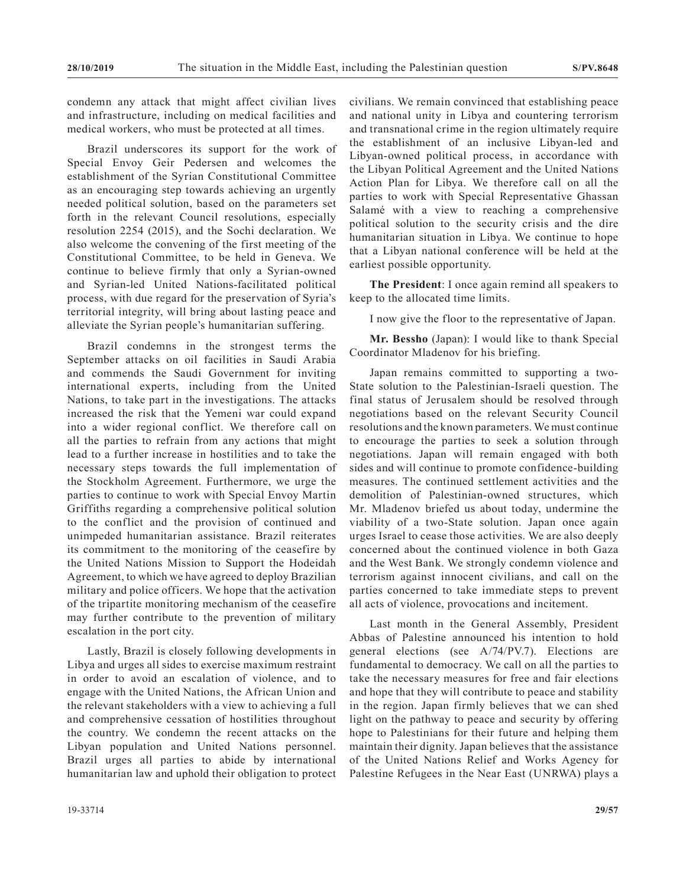condemn any attack that might affect civilian lives and infrastructure, including on medical facilities and medical workers, who must be protected at all times.

Brazil underscores its support for the work of Special Envoy Geir Pedersen and welcomes the establishment of the Syrian Constitutional Committee as an encouraging step towards achieving an urgently needed political solution, based on the parameters set forth in the relevant Council resolutions, especially resolution 2254 (2015), and the Sochi declaration. We also welcome the convening of the first meeting of the Constitutional Committee, to be held in Geneva. We continue to believe firmly that only a Syrian-owned and Syrian-led United Nations-facilitated political process, with due regard for the preservation of Syria's territorial integrity, will bring about lasting peace and alleviate the Syrian people's humanitarian suffering.

Brazil condemns in the strongest terms the September attacks on oil facilities in Saudi Arabia and commends the Saudi Government for inviting international experts, including from the United Nations, to take part in the investigations. The attacks increased the risk that the Yemeni war could expand into a wider regional conflict. We therefore call on all the parties to refrain from any actions that might lead to a further increase in hostilities and to take the necessary steps towards the full implementation of the Stockholm Agreement. Furthermore, we urge the parties to continue to work with Special Envoy Martin Griffiths regarding a comprehensive political solution to the conflict and the provision of continued and unimpeded humanitarian assistance. Brazil reiterates its commitment to the monitoring of the ceasefire by the United Nations Mission to Support the Hodeidah Agreement, to which we have agreed to deploy Brazilian military and police officers. We hope that the activation of the tripartite monitoring mechanism of the ceasefire may further contribute to the prevention of military escalation in the port city.

Lastly, Brazil is closely following developments in Libya and urges all sides to exercise maximum restraint in order to avoid an escalation of violence, and to engage with the United Nations, the African Union and the relevant stakeholders with a view to achieving a full and comprehensive cessation of hostilities throughout the country. We condemn the recent attacks on the Libyan population and United Nations personnel. Brazil urges all parties to abide by international humanitarian law and uphold their obligation to protect civilians. We remain convinced that establishing peace and national unity in Libya and countering terrorism and transnational crime in the region ultimately require the establishment of an inclusive Libyan-led and Libyan-owned political process, in accordance with the Libyan Political Agreement and the United Nations Action Plan for Libya. We therefore call on all the parties to work with Special Representative Ghassan Salamé with a view to reaching a comprehensive political solution to the security crisis and the dire humanitarian situation in Libya. We continue to hope that a Libyan national conference will be held at the earliest possible opportunity.

**The President**: I once again remind all speakers to keep to the allocated time limits.

I now give the floor to the representative of Japan.

**Mr. Bessho** (Japan): I would like to thank Special Coordinator Mladenov for his briefing.

Japan remains committed to supporting a two-State solution to the Palestinian-Israeli question. The final status of Jerusalem should be resolved through negotiations based on the relevant Security Council resolutions and the known parameters. We must continue to encourage the parties to seek a solution through negotiations. Japan will remain engaged with both sides and will continue to promote confidence-building measures. The continued settlement activities and the demolition of Palestinian-owned structures, which Mr. Mladenov briefed us about today, undermine the viability of a two-State solution. Japan once again urges Israel to cease those activities. We are also deeply concerned about the continued violence in both Gaza and the West Bank. We strongly condemn violence and terrorism against innocent civilians, and call on the parties concerned to take immediate steps to prevent all acts of violence, provocations and incitement.

Last month in the General Assembly, President Abbas of Palestine announced his intention to hold general elections (see A/74/PV.7). Elections are fundamental to democracy. We call on all the parties to take the necessary measures for free and fair elections and hope that they will contribute to peace and stability in the region. Japan firmly believes that we can shed light on the pathway to peace and security by offering hope to Palestinians for their future and helping them maintain their dignity. Japan believes that the assistance of the United Nations Relief and Works Agency for Palestine Refugees in the Near East (UNRWA) plays a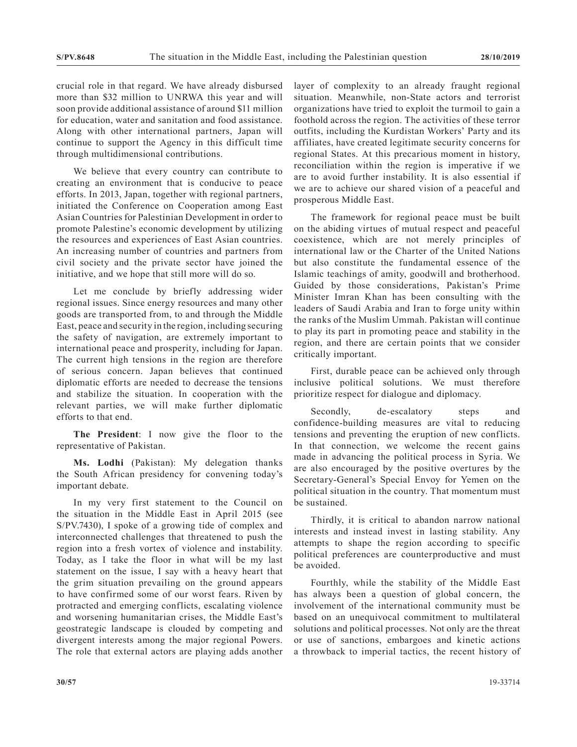crucial role in that regard. We have already disbursed more than $32 million to UNRWA this year and will soon provide additional assistance of around $11 million for education, water and sanitation and food assistance. Along with other international partners, Japan will continue to support the Agency in this difficult time through multidimensional contributions.

We believe that every country can contribute to creating an environment that is conducive to peace efforts. In 2013, Japan, together with regional partners, initiated the Conference on Cooperation among East Asian Countries for Palestinian Development in order to promote Palestine's economic development by utilizing the resources and experiences of East Asian countries. An increasing number of countries and partners from civil society and the private sector have joined the initiative, and we hope that still more will do so.

Let me conclude by briefly addressing wider regional issues. Since energy resources and many other goods are transported from, to and through the Middle East, peace and security in the region, including securing the safety of navigation, are extremely important to international peace and prosperity, including for Japan. The current high tensions in the region are therefore of serious concern. Japan believes that continued diplomatic efforts are needed to decrease the tensions and stabilize the situation. In cooperation with the relevant parties, we will make further diplomatic efforts to that end.

**The President**: I now give the floor to the representative of Pakistan.

**Ms. Lodhi** (Pakistan): My delegation thanks the South African presidency for convening today's important debate.

In my very first statement to the Council on the situation in the Middle East in April 2015 (see S/PV.7430), I spoke of a growing tide of complex and interconnected challenges that threatened to push the region into a fresh vortex of violence and instability. Today, as I take the floor in what will be my last statement on the issue, I say with a heavy heart that the grim situation prevailing on the ground appears to have confirmed some of our worst fears. Riven by protracted and emerging conflicts, escalating violence and worsening humanitarian crises, the Middle East's geostrategic landscape is clouded by competing and divergent interests among the major regional Powers. The role that external actors are playing adds another layer of complexity to an already fraught regional situation. Meanwhile, non-State actors and terrorist organizations have tried to exploit the turmoil to gain a foothold across the region. The activities of these terror outfits, including the Kurdistan Workers' Party and its affiliates, have created legitimate security concerns for regional States. At this precarious moment in history, reconciliation within the region is imperative if we are to avoid further instability. It is also essential if we are to achieve our shared vision of a peaceful and prosperous Middle East.

The framework for regional peace must be built on the abiding virtues of mutual respect and peaceful coexistence, which are not merely principles of international law or the Charter of the United Nations but also constitute the fundamental essence of the Islamic teachings of amity, goodwill and brotherhood. Guided by those considerations, Pakistan's Prime Minister Imran Khan has been consulting with the leaders of Saudi Arabia and Iran to forge unity within the ranks of the Muslim Ummah. Pakistan will continue to play its part in promoting peace and stability in the region, and there are certain points that we consider critically important.

First, durable peace can be achieved only through inclusive political solutions. We must therefore prioritize respect for dialogue and diplomacy.

Secondly, de-escalatory steps and confidence-building measures are vital to reducing tensions and preventing the eruption of new conflicts. In that connection, we welcome the recent gains made in advancing the political process in Syria. We are also encouraged by the positive overtures by the Secretary-General's Special Envoy for Yemen on the political situation in the country. That momentum must be sustained.

Thirdly, it is critical to abandon narrow national interests and instead invest in lasting stability. Any attempts to shape the region according to specific political preferences are counterproductive and must be avoided.

Fourthly, while the stability of the Middle East has always been a question of global concern, the involvement of the international community must be based on an unequivocal commitment to multilateral solutions and political processes. Not only are the threat or use of sanctions, embargoes and kinetic actions a throwback to imperial tactics, the recent history of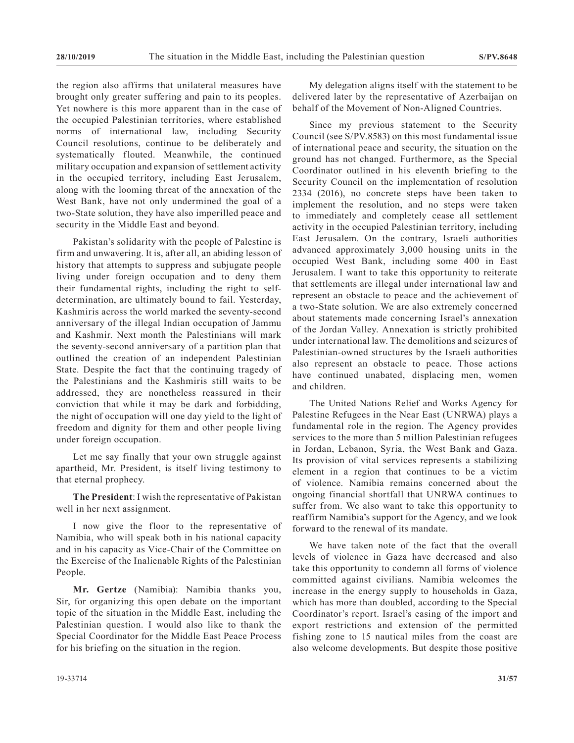the region also affirms that unilateral measures have brought only greater suffering and pain to its peoples. Yet nowhere is this more apparent than in the case of the occupied Palestinian territories, where established norms of international law, including Security Council resolutions, continue to be deliberately and systematically flouted. Meanwhile, the continued military occupation and expansion of settlement activity in the occupied territory, including East Jerusalem, along with the looming threat of the annexation of the West Bank, have not only undermined the goal of a two-State solution, they have also imperilled peace and security in the Middle East and beyond.

Pakistan's solidarity with the people of Palestine is firm and unwavering. It is, after all, an abiding lesson of history that attempts to suppress and subjugate people living under foreign occupation and to deny them their fundamental rights, including the right to self-determination, are ultimately bound to fail. Yesterday, Kashmiris across the world marked the seventy-second anniversary of the illegal Indian occupation of Jammu and Kashmir. Next month the Palestinians will mark the seventy-second anniversary of a partition plan that outlined the creation of an independent Palestinian State. Despite the fact that the continuing tragedy of the Palestinians and the Kashmiris still waits to be addressed, they are nonetheless reassured in their conviction that while it may be dark and forbidding, the night of occupation will one day yield to the light of freedom and dignity for them and other people living under foreign occupation.

Let me say finally that your own struggle against apartheid, Mr. President, is itself living testimony to that eternal prophecy.

**The President**: I wish the representative of Pakistan well in her next assignment.

I now give the floor to the representative of Namibia, who will speak both in his national capacity and in his capacity as Vice-Chair of the Committee on the Exercise of the Inalienable Rights of the Palestinian People.

**Mr. Gertze** (Namibia): Namibia thanks you, Sir, for organizing this open debate on the important topic of the situation in the Middle East, including the Palestinian question. I would also like to thank the Special Coordinator for the Middle East Peace Process for his briefing on the situation in the region.

My delegation aligns itself with the statement to be delivered later by the representative of Azerbaijan on behalf of the Movement of Non-Aligned Countries.

Since my previous statement to the Security Council (see S/PV.8583) on this most fundamental issue of international peace and security, the situation on the ground has not changed. Furthermore, as the Special Coordinator outlined in his eleventh briefing to the Security Council on the implementation of resolution 2334 (2016), no concrete steps have been taken to implement the resolution, and no steps were taken to immediately and completely cease all settlement activity in the occupied Palestinian territory, including East Jerusalem. On the contrary, Israeli authorities advanced approximately 3,000 housing units in the occupied West Bank, including some 400 in East Jerusalem. I want to take this opportunity to reiterate that settlements are illegal under international law and represent an obstacle to peace and the achievement of a two-State solution. We are also extremely concerned about statements made concerning Israel's annexation of the Jordan Valley. Annexation is strictly prohibited under international law. The demolitions and seizures of Palestinian-owned structures by the Israeli authorities also represent an obstacle to peace. Those actions have continued unabated, displacing men, women and children.

The United Nations Relief and Works Agency for Palestine Refugees in the Near East (UNRWA) plays a fundamental role in the region. The Agency provides services to the more than 5 million Palestinian refugees in Jordan, Lebanon, Syria, the West Bank and Gaza. Its provision of vital services represents a stabilizing element in a region that continues to be a victim of violence. Namibia remains concerned about the ongoing financial shortfall that UNRWA continues to suffer from. We also want to take this opportunity to reaffirm Namibia's support for the Agency, and we look forward to the renewal of its mandate.

We have taken note of the fact that the overall levels of violence in Gaza have decreased and also take this opportunity to condemn all forms of violence committed against civilians. Namibia welcomes the increase in the energy supply to households in Gaza, which has more than doubled, according to the Special Coordinator's report. Israel's easing of the import and export restrictions and extension of the permitted fishing zone to 15 nautical miles from the coast are also welcome developments. But despite those positive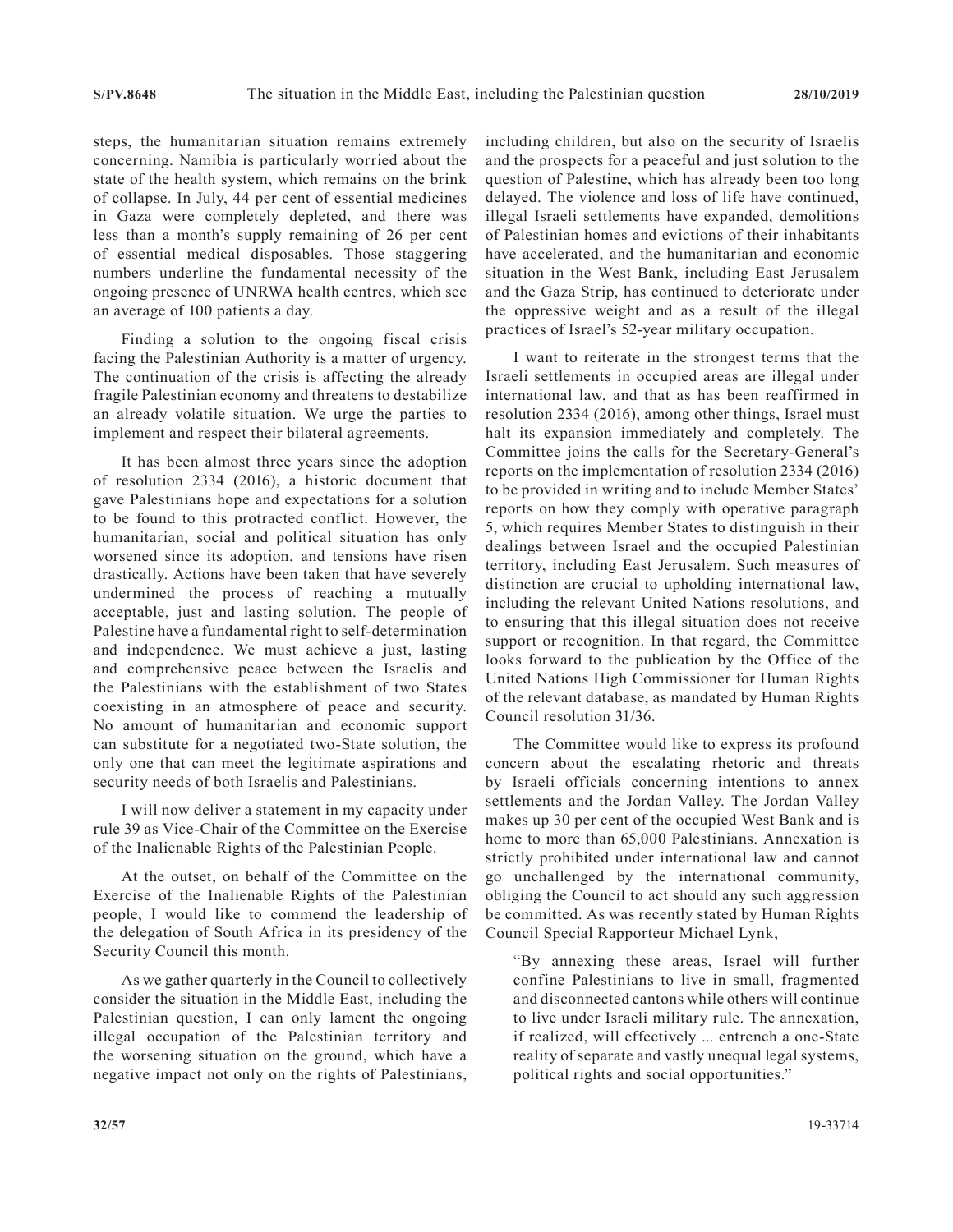steps, the humanitarian situation remains extremely concerning. Namibia is particularly worried about the state of the health system, which remains on the brink of collapse. In July, 44 per cent of essential medicines in Gaza were completely depleted, and there was less than a month's supply remaining of 26 per cent of essential medical disposables. Those staggering numbers underline the fundamental necessity of the ongoing presence of UNRWA health centres, which see an average of 100 patients a day.

Finding a solution to the ongoing fiscal crisis facing the Palestinian Authority is a matter of urgency. The continuation of the crisis is affecting the already fragile Palestinian economy and threatens to destabilize an already volatile situation. We urge the parties to implement and respect their bilateral agreements.

It has been almost three years since the adoption of resolution 2334 (2016), a historic document that gave Palestinians hope and expectations for a solution to be found to this protracted conflict. However, the humanitarian, social and political situation has only worsened since its adoption, and tensions have risen drastically. Actions have been taken that have severely undermined the process of reaching a mutually acceptable, just and lasting solution. The people of Palestine have a fundamental right to self-determination and independence. We must achieve a just, lasting and comprehensive peace between the Israelis and the Palestinians with the establishment of two States coexisting in an atmosphere of peace and security. No amount of humanitarian and economic support can substitute for a negotiated two-State solution, the only one that can meet the legitimate aspirations and security needs of both Israelis and Palestinians.

I will now deliver a statement in my capacity under rule 39 as Vice-Chair of the Committee on the Exercise of the Inalienable Rights of the Palestinian People.

At the outset, on behalf of the Committee on the Exercise of the Inalienable Rights of the Palestinian people, I would like to commend the leadership of the delegation of South Africa in its presidency of the Security Council this month.

As we gather quarterly in the Council to collectively consider the situation in the Middle East, including the Palestinian question, I can only lament the ongoing illegal occupation of the Palestinian territory and the worsening situation on the ground, which have a negative impact not only on the rights of Palestinians, including children, but also on the security of Israelis and the prospects for a peaceful and just solution to the question of Palestine, which has already been too long delayed. The violence and loss of life have continued, illegal Israeli settlements have expanded, demolitions of Palestinian homes and evictions of their inhabitants have accelerated, and the humanitarian and economic situation in the West Bank, including East Jerusalem and the Gaza Strip, has continued to deteriorate under the oppressive weight and as a result of the illegal practices of Israel's 52-year military occupation.

I want to reiterate in the strongest terms that the Israeli settlements in occupied areas are illegal under international law, and that as has been reaffirmed in resolution 2334 (2016), among other things, Israel must halt its expansion immediately and completely. The Committee joins the calls for the Secretary-General's reports on the implementation of resolution 2334 (2016) to be provided in writing and to include Member States' reports on how they comply with operative paragraph 5, which requires Member States to distinguish in their dealings between Israel and the occupied Palestinian territory, including East Jerusalem. Such measures of distinction are crucial to upholding international law, including the relevant United Nations resolutions, and to ensuring that this illegal situation does not receive support or recognition. In that regard, the Committee looks forward to the publication by the Office of the United Nations High Commissioner for Human Rights of the relevant database, as mandated by Human Rights Council resolution 31/36.

The Committee would like to express its profound concern about the escalating rhetoric and threats by Israeli officials concerning intentions to annex settlements and the Jordan Valley. The Jordan Valley makes up 30 per cent of the occupied West Bank and is home to more than 65,000 Palestinians. Annexation is strictly prohibited under international law and cannot go unchallenged by the international community, obliging the Council to act should any such aggression be committed. As was recently stated by Human Rights Council Special Rapporteur Michael Lynk,

> "By annexing these areas, Israel will further confine Palestinians to live in small, fragmented and disconnected cantons while others will continue to live under Israeli military rule. The annexation, if realized, will effectively ... entrench a one-State reality of separate and vastly unequal legal systems, political rights and social opportunities."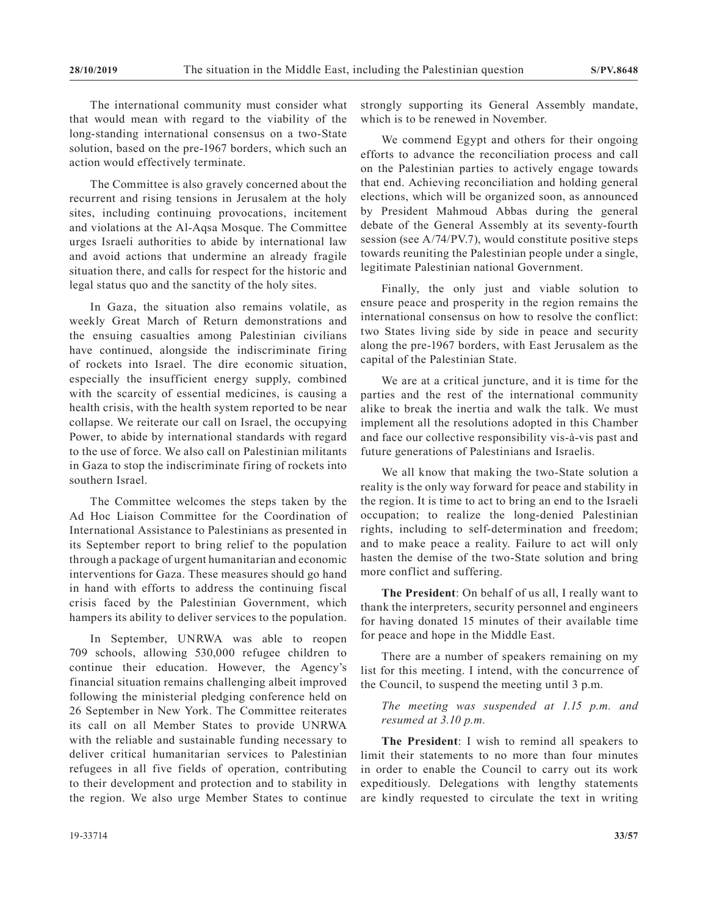The international community must consider what that would mean with regard to the viability of the long-standing international consensus on a two-State solution, based on the pre-1967 borders, which such an action would effectively terminate.

The Committee is also gravely concerned about the recurrent and rising tensions in Jerusalem at the holy sites, including continuing provocations, incitement and violations at the Al-Aqsa Mosque. The Committee urges Israeli authorities to abide by international law and avoid actions that undermine an already fragile situation there, and calls for respect for the historic and legal status quo and the sanctity of the holy sites.

In Gaza, the situation also remains volatile, as weekly Great March of Return demonstrations and the ensuing casualties among Palestinian civilians have continued, alongside the indiscriminate firing of rockets into Israel. The dire economic situation, especially the insufficient energy supply, combined with the scarcity of essential medicines, is causing a health crisis, with the health system reported to be near collapse. We reiterate our call on Israel, the occupying Power, to abide by international standards with regard to the use of force. We also call on Palestinian militants in Gaza to stop the indiscriminate firing of rockets into southern Israel.

The Committee welcomes the steps taken by the Ad Hoc Liaison Committee for the Coordination of International Assistance to Palestinians as presented in its September report to bring relief to the population through a package of urgent humanitarian and economic interventions for Gaza. These measures should go hand in hand with efforts to address the continuing fiscal crisis faced by the Palestinian Government, which hampers its ability to deliver services to the population.

In September, UNRWA was able to reopen 709 schools, allowing 530,000 refugee children to continue their education. However, the Agency's financial situation remains challenging albeit improved following the ministerial pledging conference held on 26 September in New York. The Committee reiterates its call on all Member States to provide UNRWA with the reliable and sustainable funding necessary to deliver critical humanitarian services to Palestinian refugees in all five fields of operation, contributing to their development and protection and to stability in the region. We also urge Member States to continue strongly supporting its General Assembly mandate, which is to be renewed in November.

We commend Egypt and others for their ongoing efforts to advance the reconciliation process and call on the Palestinian parties to actively engage towards that end. Achieving reconciliation and holding general elections, which will be organized soon, as announced by President Mahmoud Abbas during the general debate of the General Assembly at its seventy-fourth session (see A/74/PV.7), would constitute positive steps towards reuniting the Palestinian people under a single, legitimate Palestinian national Government.

Finally, the only just and viable solution to ensure peace and prosperity in the region remains the international consensus on how to resolve the conflict: two States living side by side in peace and security along the pre-1967 borders, with East Jerusalem as the capital of the Palestinian State.

We are at a critical juncture, and it is time for the parties and the rest of the international community alike to break the inertia and walk the talk. We must implement all the resolutions adopted in this Chamber and face our collective responsibility vis-à-vis past and future generations of Palestinians and Israelis.

We all know that making the two-State solution a reality is the only way forward for peace and stability in the region. It is time to act to bring an end to the Israeli occupation; to realize the long-denied Palestinian rights, including to self-determination and freedom; and to make peace a reality. Failure to act will only hasten the demise of the two-State solution and bring more conflict and suffering.

**The President**: On behalf of us all, I really want to thank the interpreters, security personnel and engineers for having donated 15 minutes of their available time for peace and hope in the Middle East.

There are a number of speakers remaining on my list for this meeting. I intend, with the concurrence of the Council, to suspend the meeting until 3 p.m.

*The meeting was suspended at 1.15 p.m. and resumed at 3.10 p.m.*

**The President**: I wish to remind all speakers to limit their statements to no more than four minutes in order to enable the Council to carry out its work expeditiously. Delegations with lengthy statements are kindly requested to circulate the text in writing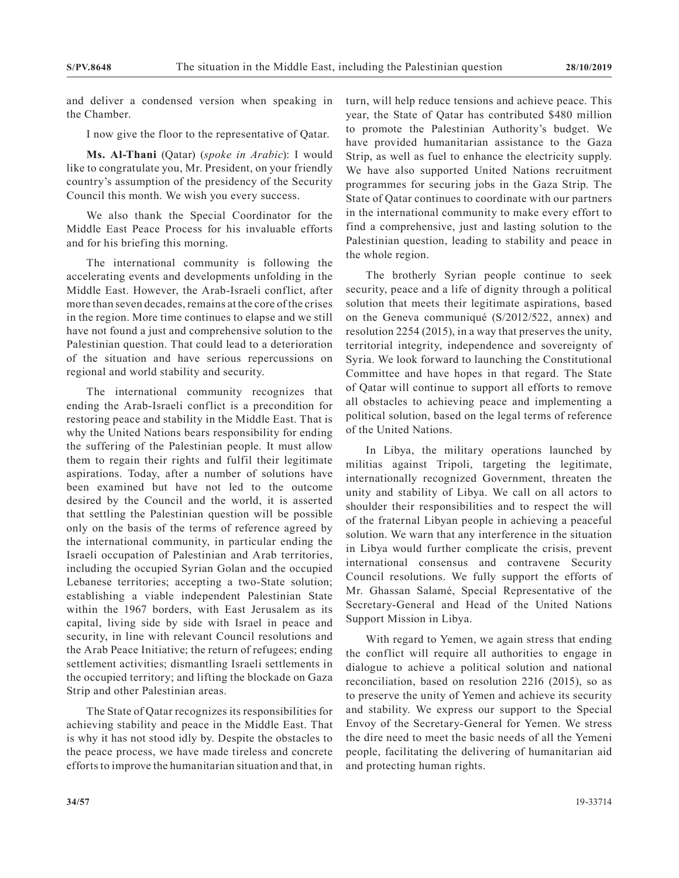and deliver a condensed version when speaking in the Chamber.

I now give the floor to the representative of Qatar.

**Ms. Al-Thani** (Qatar) (*spoke in Arabic*): I would like to congratulate you, Mr. President, on your friendly country's assumption of the presidency of the Security Council this month. We wish you every success.

We also thank the Special Coordinator for the Middle East Peace Process for his invaluable efforts and for his briefing this morning.

The international community is following the accelerating events and developments unfolding in the Middle East. However, the Arab-Israeli conflict, after more than seven decades, remains at the core of the crises in the region. More time continues to elapse and we still have not found a just and comprehensive solution to the Palestinian question. That could lead to a deterioration of the situation and have serious repercussions on regional and world stability and security.

The international community recognizes that ending the Arab-Israeli conflict is a precondition for restoring peace and stability in the Middle East. That is why the United Nations bears responsibility for ending the suffering of the Palestinian people. It must allow them to regain their rights and fulfil their legitimate aspirations. Today, after a number of solutions have been examined but have not led to the outcome desired by the Council and the world, it is asserted that settling the Palestinian question will be possible only on the basis of the terms of reference agreed by the international community, in particular ending the Israeli occupation of Palestinian and Arab territories, including the occupied Syrian Golan and the occupied Lebanese territories; accepting a two-State solution; establishing a viable independent Palestinian State within the 1967 borders, with East Jerusalem as its capital, living side by side with Israel in peace and security, in line with relevant Council resolutions and the Arab Peace Initiative; the return of refugees; ending settlement activities; dismantling Israeli settlements in the occupied territory; and lifting the blockade on Gaza Strip and other Palestinian areas.

The State of Qatar recognizes its responsibilities for achieving stability and peace in the Middle East. That is why it has not stood idly by. Despite the obstacles to the peace process, we have made tireless and concrete efforts to improve the humanitarian situation and that, in turn, will help reduce tensions and achieve peace. This year, the State of Qatar has contributed $480 million to promote the Palestinian Authority's budget. We have provided humanitarian assistance to the Gaza Strip, as well as fuel to enhance the electricity supply. We have also supported United Nations recruitment programmes for securing jobs in the Gaza Strip. The State of Qatar continues to coordinate with our partners in the international community to make every effort to find a comprehensive, just and lasting solution to the Palestinian question, leading to stability and peace in the whole region.

The brotherly Syrian people continue to seek security, peace and a life of dignity through a political solution that meets their legitimate aspirations, based on the Geneva communiqué (S/2012/522, annex) and resolution 2254 (2015), in a way that preserves the unity, territorial integrity, independence and sovereignty of Syria. We look forward to launching the Constitutional Committee and have hopes in that regard. The State of Qatar will continue to support all efforts to remove all obstacles to achieving peace and implementing a political solution, based on the legal terms of reference of the United Nations.

In Libya, the military operations launched by militias against Tripoli, targeting the legitimate, internationally recognized Government, threaten the unity and stability of Libya. We call on all actors to shoulder their responsibilities and to respect the will of the fraternal Libyan people in achieving a peaceful solution. We warn that any interference in the situation in Libya would further complicate the crisis, prevent international consensus and contravene Security Council resolutions. We fully support the efforts of Mr. Ghassan Salamé, Special Representative of the Secretary-General and Head of the United Nations Support Mission in Libya.

With regard to Yemen, we again stress that ending the conflict will require all authorities to engage in dialogue to achieve a political solution and national reconciliation, based on resolution 2216 (2015), so as to preserve the unity of Yemen and achieve its security and stability. We express our support to the Special Envoy of the Secretary-General for Yemen. We stress the dire need to meet the basic needs of all the Yemeni people, facilitating the delivering of humanitarian aid and protecting human rights.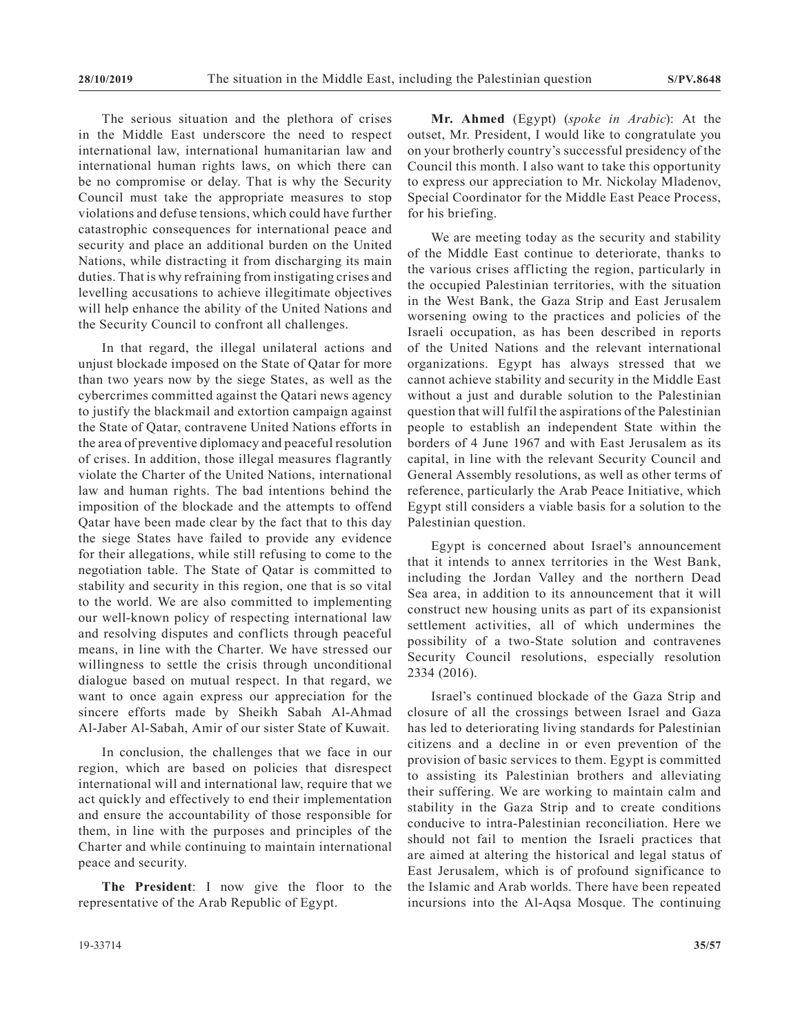The serious situation and the plethora of crises in the Middle East underscore the need to respect international law, international humanitarian law and international human rights laws, on which there can be no compromise or delay. That is why the Security Council must take the appropriate measures to stop violations and defuse tensions, which could have further catastrophic consequences for international peace and security and place an additional burden on the United Nations, while distracting it from discharging its main duties. That is why refraining from instigating crises and levelling accusations to achieve illegitimate objectives will help enhance the ability of the United Nations and the Security Council to confront all challenges.

In that regard, the illegal unilateral actions and unjust blockade imposed on the State of Qatar for more than two years now by the siege States, as well as the cybercrimes committed against the Qatari news agency to justify the blackmail and extortion campaign against the State of Qatar, contravene United Nations efforts in the area of preventive diplomacy and peaceful resolution of crises. In addition, those illegal measures flagrantly violate the Charter of the United Nations, international law and human rights. The bad intentions behind the imposition of the blockade and the attempts to offend Qatar have been made clear by the fact that to this day the siege States have failed to provide any evidence for their allegations, while still refusing to come to the negotiation table. The State of Qatar is committed to stability and security in this region, one that is so vital to the world. We are also committed to implementing our well-known policy of respecting international law and resolving disputes and conflicts through peaceful means, in line with the Charter. We have stressed our willingness to settle the crisis through unconditional dialogue based on mutual respect. In that regard, we want to once again express our appreciation for the sincere efforts made by Sheikh Sabah Al-Ahmad Al-Jaber Al-Sabah, Amir of our sister State of Kuwait.

In conclusion, the challenges that we face in our region, which are based on policies that disrespect international will and international law, require that we act quickly and effectively to end their implementation and ensure the accountability of those responsible for them, in line with the purposes and principles of the Charter and while continuing to maintain international peace and security.

**The President**: I now give the floor to the representative of the Arab Republic of Egypt.

**Mr. Ahmed** (Egypt) (*spoke in Arabic*): At the outset, Mr. President, I would like to congratulate you on your brotherly country's successful presidency of the Council this month. I also want to take this opportunity to express our appreciation to Mr. Nickolay Mladenov, Special Coordinator for the Middle East Peace Process, for his briefing.

We are meeting today as the security and stability of the Middle East continue to deteriorate, thanks to the various crises afflicting the region, particularly in the occupied Palestinian territories, with the situation in the West Bank, the Gaza Strip and East Jerusalem worsening owing to the practices and policies of the Israeli occupation, as has been described in reports of the United Nations and the relevant international organizations. Egypt has always stressed that we cannot achieve stability and security in the Middle East without a just and durable solution to the Palestinian question that will fulfil the aspirations of the Palestinian people to establish an independent State within the borders of 4 June 1967 and with East Jerusalem as its capital, in line with the relevant Security Council and General Assembly resolutions, as well as other terms of reference, particularly the Arab Peace Initiative, which Egypt still considers a viable basis for a solution to the Palestinian question.

Egypt is concerned about Israel's announcement that it intends to annex territories in the West Bank, including the Jordan Valley and the northern Dead Sea area, in addition to its announcement that it will construct new housing units as part of its expansionist settlement activities, all of which undermines the possibility of a two-State solution and contravenes Security Council resolutions, especially resolution 2334 (2016).

Israel's continued blockade of the Gaza Strip and closure of all the crossings between Israel and Gaza has led to deteriorating living standards for Palestinian citizens and a decline in or even prevention of the provision of basic services to them. Egypt is committed to assisting its Palestinian brothers and alleviating their suffering. We are working to maintain calm and stability in the Gaza Strip and to create conditions conducive to intra-Palestinian reconciliation. Here we should not fail to mention the Israeli practices that are aimed at altering the historical and legal status of East Jerusalem, which is of profound significance to the Islamic and Arab worlds. There have been repeated incursions into the Al-Aqsa Mosque. The continuing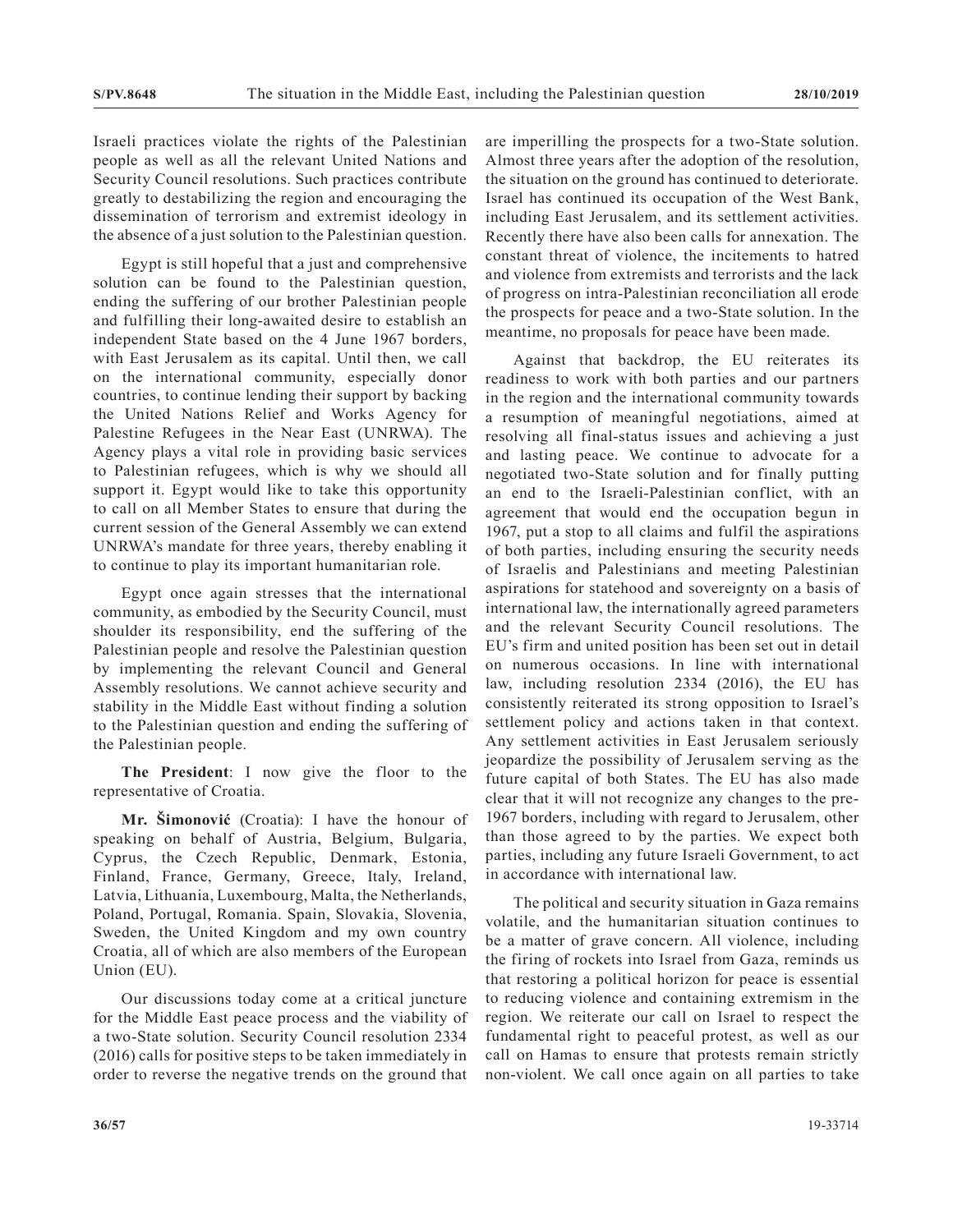Israeli practices violate the rights of the Palestinian people as well as all the relevant United Nations and Security Council resolutions. Such practices contribute greatly to destabilizing the region and encouraging the dissemination of terrorism and extremist ideology in the absence of a just solution to the Palestinian question.

Egypt is still hopeful that a just and comprehensive solution can be found to the Palestinian question, ending the suffering of our brother Palestinian people and fulfilling their long-awaited desire to establish an independent State based on the 4 June 1967 borders, with East Jerusalem as its capital. Until then, we call on the international community, especially donor countries, to continue lending their support by backing the United Nations Relief and Works Agency for Palestine Refugees in the Near East (UNRWA). The Agency plays a vital role in providing basic services to Palestinian refugees, which is why we should all support it. Egypt would like to take this opportunity to call on all Member States to ensure that during the current session of the General Assembly we can extend UNRWA's mandate for three years, thereby enabling it to continue to play its important humanitarian role.

Egypt once again stresses that the international community, as embodied by the Security Council, must shoulder its responsibility, end the suffering of the Palestinian people and resolve the Palestinian question by implementing the relevant Council and General Assembly resolutions. We cannot achieve security and stability in the Middle East without finding a solution to the Palestinian question and ending the suffering of the Palestinian people.

**The President**: I now give the floor to the representative of Croatia.

**Mr. Šimonović** (Croatia): I have the honour of speaking on behalf of Austria, Belgium, Bulgaria, Cyprus, the Czech Republic, Denmark, Estonia, Finland, France, Germany, Greece, Italy, Ireland, Latvia, Lithuania, Luxembourg, Malta, the Netherlands, Poland, Portugal, Romania. Spain, Slovakia, Slovenia, Sweden, the United Kingdom and my own country Croatia, all of which are also members of the European Union (EU).

Our discussions today come at a critical juncture for the Middle East peace process and the viability of a two-State solution. Security Council resolution 2334 (2016) calls for positive steps to be taken immediately in order to reverse the negative trends on the ground that are imperilling the prospects for a two-State solution. Almost three years after the adoption of the resolution, the situation on the ground has continued to deteriorate. Israel has continued its occupation of the West Bank, including East Jerusalem, and its settlement activities. Recently there have also been calls for annexation. The constant threat of violence, the incitements to hatred and violence from extremists and terrorists and the lack of progress on intra-Palestinian reconciliation all erode the prospects for peace and a two-State solution. In the meantime, no proposals for peace have been made.

Against that backdrop, the EU reiterates its readiness to work with both parties and our partners in the region and the international community towards a resumption of meaningful negotiations, aimed at resolving all final-status issues and achieving a just and lasting peace. We continue to advocate for a negotiated two-State solution and for finally putting an end to the Israeli-Palestinian conflict, with an agreement that would end the occupation begun in 1967, put a stop to all claims and fulfil the aspirations of both parties, including ensuring the security needs of Israelis and Palestinians and meeting Palestinian aspirations for statehood and sovereignty on a basis of international law, the internationally agreed parameters and the relevant Security Council resolutions. The EU's firm and united position has been set out in detail on numerous occasions. In line with international law, including resolution 2334 (2016), the EU has consistently reiterated its strong opposition to Israel's settlement policy and actions taken in that context. Any settlement activities in East Jerusalem seriously jeopardize the possibility of Jerusalem serving as the future capital of both States. The EU has also made clear that it will not recognize any changes to the pre-1967 borders, including with regard to Jerusalem, other than those agreed to by the parties. We expect both parties, including any future Israeli Government, to act in accordance with international law.

The political and security situation in Gaza remains volatile, and the humanitarian situation continues to be a matter of grave concern. All violence, including the firing of rockets into Israel from Gaza, reminds us that restoring a political horizon for peace is essential to reducing violence and containing extremism in the region. We reiterate our call on Israel to respect the fundamental right to peaceful protest, as well as our call on Hamas to ensure that protests remain strictly non-violent. We call once again on all parties to take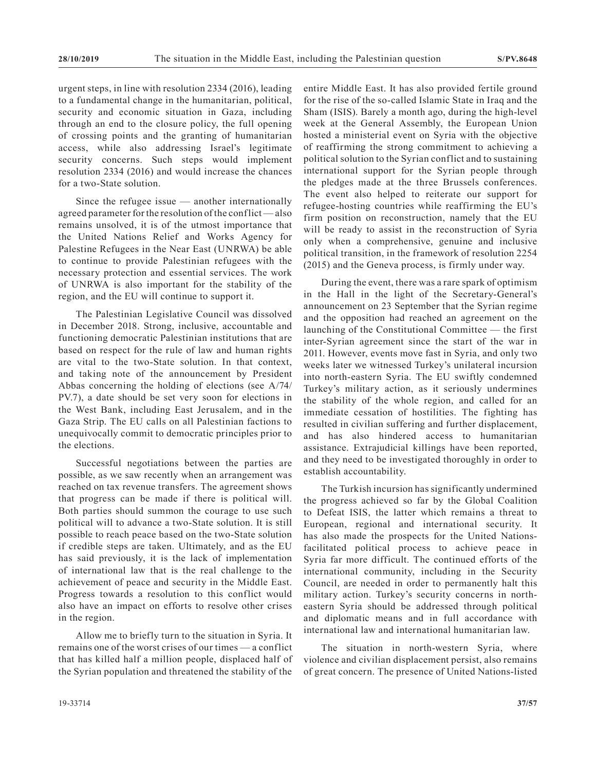urgent steps, in line with resolution 2334 (2016), leading to a fundamental change in the humanitarian, political, security and economic situation in Gaza, including through an end to the closure policy, the full opening of crossing points and the granting of humanitarian access, while also addressing Israel's legitimate security concerns. Such steps would implement resolution 2334 (2016) and would increase the chances for a two-State solution.

Since the refugee issue — another internationally agreed parameter for the resolution of the conflict — also remains unsolved, it is of the utmost importance that the United Nations Relief and Works Agency for Palestine Refugees in the Near East (UNRWA) be able to continue to provide Palestinian refugees with the necessary protection and essential services. The work of UNRWA is also important for the stability of the region, and the EU will continue to support it.

The Palestinian Legislative Council was dissolved in December 2018. Strong, inclusive, accountable and functioning democratic Palestinian institutions that are based on respect for the rule of law and human rights are vital to the two-State solution. In that context, and taking note of the announcement by President Abbas concerning the holding of elections (see A/74/PV.7), a date should be set very soon for elections in the West Bank, including East Jerusalem, and in the Gaza Strip. The EU calls on all Palestinian factions to unequivocally commit to democratic principles prior to the elections.

Successful negotiations between the parties are possible, as we saw recently when an arrangement was reached on tax revenue transfers. The agreement shows that progress can be made if there is political will. Both parties should summon the courage to use such political will to advance a two-State solution. It is still possible to reach peace based on the two-State solution if credible steps are taken. Ultimately, and as the EU has said previously, it is the lack of implementation of international law that is the real challenge to the achievement of peace and security in the Middle East. Progress towards a resolution to this conflict would also have an impact on efforts to resolve other crises in the region.

Allow me to briefly turn to the situation in Syria. It remains one of the worst crises of our times — a conflict that has killed half a million people, displaced half of the Syrian population and threatened the stability of the entire Middle East. It has also provided fertile ground for the rise of the so-called Islamic State in Iraq and the Sham (ISIS). Barely a month ago, during the high-level week at the General Assembly, the European Union hosted a ministerial event on Syria with the objective of reaffirming the strong commitment to achieving a political solution to the Syrian conflict and to sustaining international support for the Syrian people through the pledges made at the three Brussels conferences. The event also helped to reiterate our support for refugee-hosting countries while reaffirming the EU's firm position on reconstruction, namely that the EU will be ready to assist in the reconstruction of Syria only when a comprehensive, genuine and inclusive political transition, in the framework of resolution 2254 (2015) and the Geneva process, is firmly under way.

During the event, there was a rare spark of optimism in the Hall in the light of the Secretary-General's announcement on 23 September that the Syrian regime and the opposition had reached an agreement on the launching of the Constitutional Committee — the first inter-Syrian agreement since the start of the war in 2011. However, events move fast in Syria, and only two weeks later we witnessed Turkey's unilateral incursion into north-eastern Syria. The EU swiftly condemned Turkey's military action, as it seriously undermines the stability of the whole region, and called for an immediate cessation of hostilities. The fighting has resulted in civilian suffering and further displacement, and has also hindered access to humanitarian assistance. Extrajudicial killings have been reported, and they need to be investigated thoroughly in order to establish accountability.

The Turkish incursion has significantly undermined the progress achieved so far by the Global Coalition to Defeat ISIS, the latter which remains a threat to European, regional and international security. It has also made the prospects for the United Nations-facilitated political process to achieve peace in Syria far more difficult. The continued efforts of the international community, including in the Security Council, are needed in order to permanently halt this military action. Turkey's security concerns in north-eastern Syria should be addressed through political and diplomatic means and in full accordance with international law and international humanitarian law.

The situation in north-western Syria, where violence and civilian displacement persist, also remains of great concern. The presence of United Nations-listed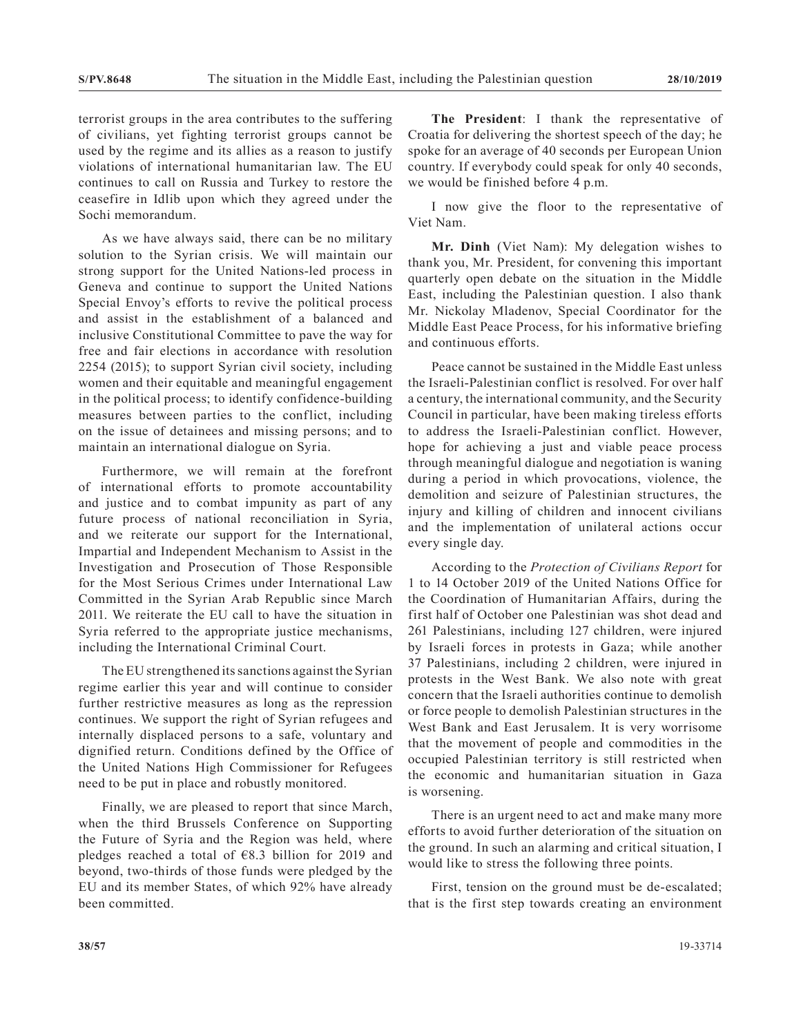terrorist groups in the area contributes to the suffering of civilians, yet fighting terrorist groups cannot be used by the regime and its allies as a reason to justify violations of international humanitarian law. The EU continues to call on Russia and Turkey to restore the ceasefire in Idlib upon which they agreed under the Sochi memorandum.

As we have always said, there can be no military solution to the Syrian crisis. We will maintain our strong support for the United Nations-led process in Geneva and continue to support the United Nations Special Envoy's efforts to revive the political process and assist in the establishment of a balanced and inclusive Constitutional Committee to pave the way for free and fair elections in accordance with resolution 2254 (2015); to support Syrian civil society, including women and their equitable and meaningful engagement in the political process; to identify confidence-building measures between parties to the conflict, including on the issue of detainees and missing persons; and to maintain an international dialogue on Syria.

Furthermore, we will remain at the forefront of international efforts to promote accountability and justice and to combat impunity as part of any future process of national reconciliation in Syria, and we reiterate our support for the International, Impartial and Independent Mechanism to Assist in the Investigation and Prosecution of Those Responsible for the Most Serious Crimes under International Law Committed in the Syrian Arab Republic since March 2011. We reiterate the EU call to have the situation in Syria referred to the appropriate justice mechanisms, including the International Criminal Court.

The EU strengthened its sanctions against the Syrian regime earlier this year and will continue to consider further restrictive measures as long as the repression continues. We support the right of Syrian refugees and internally displaced persons to a safe, voluntary and dignified return. Conditions defined by the Office of the United Nations High Commissioner for Refugees need to be put in place and robustly monitored.

Finally, we are pleased to report that since March, when the third Brussels Conference on Supporting the Future of Syria and the Region was held, where pledges reached a total of €8.3 billion for 2019 and beyond, two-thirds of those funds were pledged by the EU and its member States, of which 92% have already been committed.

**The President**: I thank the representative of Croatia for delivering the shortest speech of the day; he spoke for an average of 40 seconds per European Union country. If everybody could speak for only 40 seconds, we would be finished before 4 p.m.

I now give the floor to the representative of Viet Nam.

**Mr. Dinh** (Viet Nam): My delegation wishes to thank you, Mr. President, for convening this important quarterly open debate on the situation in the Middle East, including the Palestinian question. I also thank Mr. Nickolay Mladenov, Special Coordinator for the Middle East Peace Process, for his informative briefing and continuous efforts.

Peace cannot be sustained in the Middle East unless the Israeli-Palestinian conflict is resolved. For over half a century, the international community, and the Security Council in particular, have been making tireless efforts to address the Israeli-Palestinian conflict. However, hope for achieving a just and viable peace process through meaningful dialogue and negotiation is waning during a period in which provocations, violence, the demolition and seizure of Palestinian structures, the injury and killing of children and innocent civilians and the implementation of unilateral actions occur every single day.

According to the *Protection of Civilians Report* for 1 to 14 October 2019 of the United Nations Office for the Coordination of Humanitarian Affairs, during the first half of October one Palestinian was shot dead and 261 Palestinians, including 127 children, were injured by Israeli forces in protests in Gaza; while another 37 Palestinians, including 2 children, were injured in protests in the West Bank. We also note with great concern that the Israeli authorities continue to demolish or force people to demolish Palestinian structures in the West Bank and East Jerusalem. It is very worrisome that the movement of people and commodities in the occupied Palestinian territory is still restricted when the economic and humanitarian situation in Gaza is worsening.

There is an urgent need to act and make many more efforts to avoid further deterioration of the situation on the ground. In such an alarming and critical situation, I would like to stress the following three points.

First, tension on the ground must be de-escalated; that is the first step towards creating an environment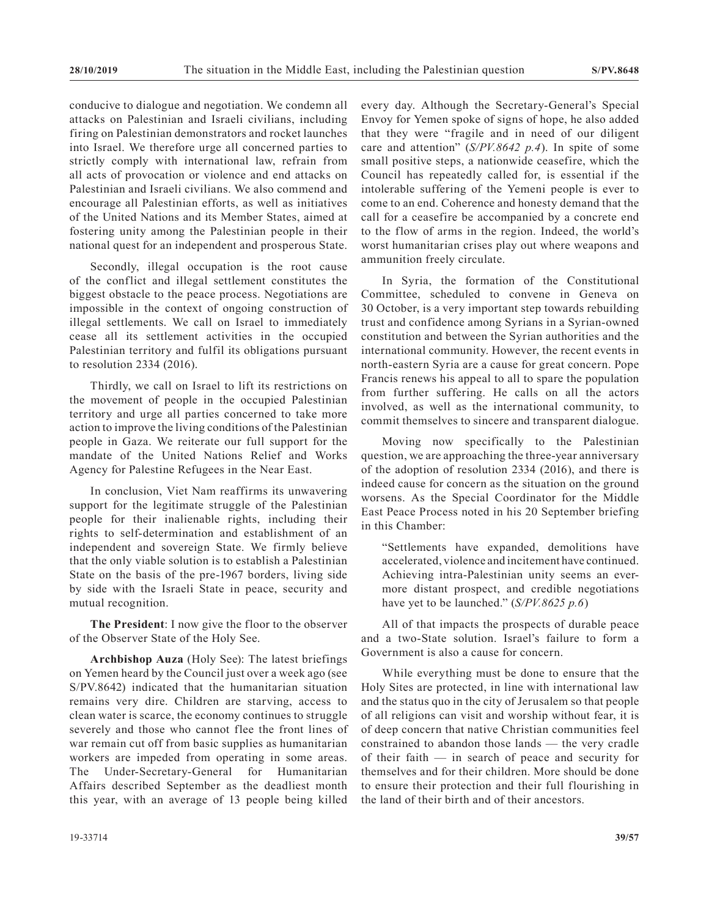conducive to dialogue and negotiation. We condemn all attacks on Palestinian and Israeli civilians, including firing on Palestinian demonstrators and rocket launches into Israel. We therefore urge all concerned parties to strictly comply with international law, refrain from all acts of provocation or violence and end attacks on Palestinian and Israeli civilians. We also commend and encourage all Palestinian efforts, as well as initiatives of the United Nations and its Member States, aimed at fostering unity among the Palestinian people in their national quest for an independent and prosperous State.

Secondly, illegal occupation is the root cause of the conflict and illegal settlement constitutes the biggest obstacle to the peace process. Negotiations are impossible in the context of ongoing construction of illegal settlements. We call on Israel to immediately cease all its settlement activities in the occupied Palestinian territory and fulfil its obligations pursuant to resolution 2334 (2016).

Thirdly, we call on Israel to lift its restrictions on the movement of people in the occupied Palestinian territory and urge all parties concerned to take more action to improve the living conditions of the Palestinian people in Gaza. We reiterate our full support for the mandate of the United Nations Relief and Works Agency for Palestine Refugees in the Near East.

In conclusion, Viet Nam reaffirms its unwavering support for the legitimate struggle of the Palestinian people for their inalienable rights, including their rights to self-determination and establishment of an independent and sovereign State. We firmly believe that the only viable solution is to establish a Palestinian State on the basis of the pre-1967 borders, living side by side with the Israeli State in peace, security and mutual recognition.

**The President**: I now give the floor to the observer of the Observer State of the Holy See.

**Archbishop Auza** (Holy See): The latest briefings on Yemen heard by the Council just over a week ago (see S/PV.8642) indicated that the humanitarian situation remains very dire. Children are starving, access to clean water is scarce, the economy continues to struggle severely and those who cannot flee the front lines of war remain cut off from basic supplies as humanitarian workers are impeded from operating in some areas. The Under-Secretary-General for Humanitarian Affairs described September as the deadliest month this year, with an average of 13 people being killed every day. Although the Secretary-General's Special Envoy for Yemen spoke of signs of hope, he also added that they were "fragile and in need of our diligent care and attention" (*S/PV.8642 p.4*). In spite of some small positive steps, a nationwide ceasefire, which the Council has repeatedly called for, is essential if the intolerable suffering of the Yemeni people is ever to come to an end. Coherence and honesty demand that the call for a ceasefire be accompanied by a concrete end to the flow of arms in the region. Indeed, the world's worst humanitarian crises play out where weapons and ammunition freely circulate.

In Syria, the formation of the Constitutional Committee, scheduled to convene in Geneva on 30 October, is a very important step towards rebuilding trust and confidence among Syrians in a Syrian-owned constitution and between the Syrian authorities and the international community. However, the recent events in north-eastern Syria are a cause for great concern. Pope Francis renews his appeal to all to spare the population from further suffering. He calls on all the actors involved, as well as the international community, to commit themselves to sincere and transparent dialogue.

Moving now specifically to the Palestinian question, we are approaching the three-year anniversary of the adoption of resolution 2334 (2016), and there is indeed cause for concern as the situation on the ground worsens. As the Special Coordinator for the Middle East Peace Process noted in his 20 September briefing in this Chamber:

> "Settlements have expanded, demolitions have accelerated, violence and incitement have continued. Achieving intra-Palestinian unity seems an ever-more distant prospect, and credible negotiations have yet to be launched." (*S/PV.8625 p.6*)

All of that impacts the prospects of durable peace and a two-State solution. Israel's failure to form a Government is also a cause for concern.

While everything must be done to ensure that the Holy Sites are protected, in line with international law and the status quo in the city of Jerusalem so that people of all religions can visit and worship without fear, it is of deep concern that native Christian communities feel constrained to abandon those lands — the very cradle of their faith — in search of peace and security for themselves and for their children. More should be done to ensure their protection and their full flourishing in the land of their birth and of their ancestors.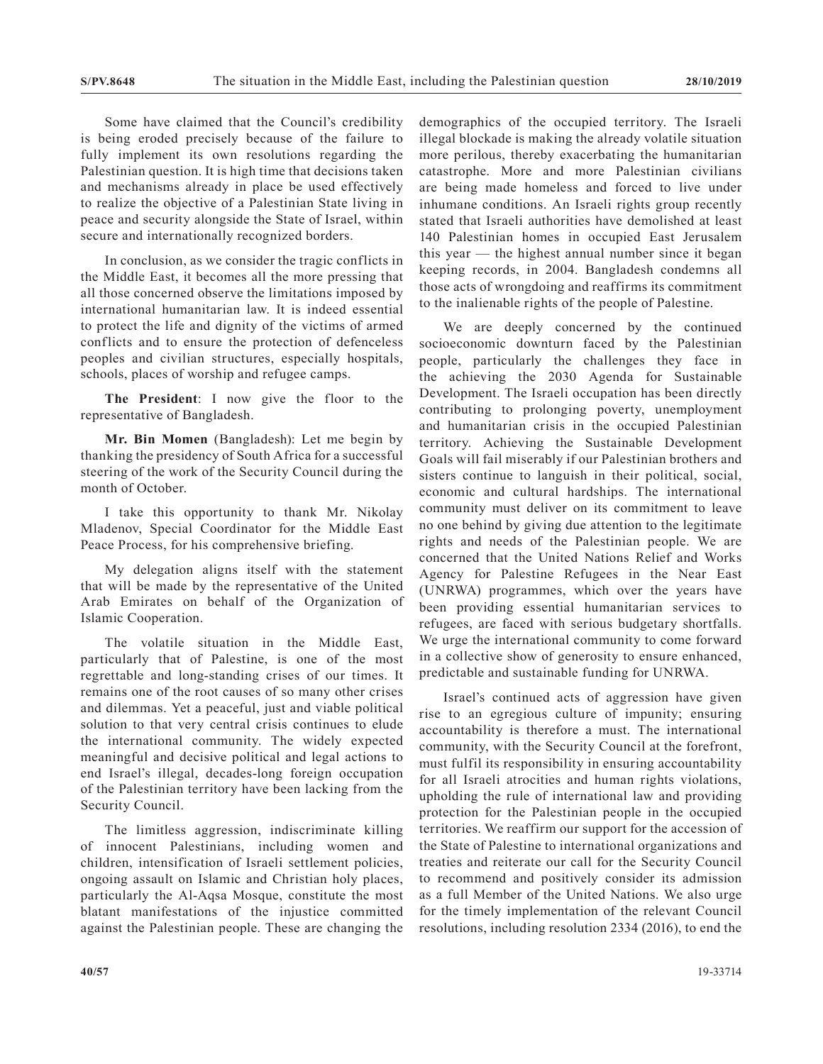Some have claimed that the Council's credibility is being eroded precisely because of the failure to fully implement its own resolutions regarding the Palestinian question. It is high time that decisions taken and mechanisms already in place be used effectively to realize the objective of a Palestinian State living in peace and security alongside the State of Israel, within secure and internationally recognized borders.

In conclusion, as we consider the tragic conflicts in the Middle East, it becomes all the more pressing that all those concerned observe the limitations imposed by international humanitarian law. It is indeed essential to protect the life and dignity of the victims of armed conflicts and to ensure the protection of defenceless peoples and civilian structures, especially hospitals, schools, places of worship and refugee camps.

**The President**: I now give the floor to the representative of Bangladesh.

**Mr. Bin Momen** (Bangladesh): Let me begin by thanking the presidency of South Africa for a successful steering of the work of the Security Council during the month of October.

I take this opportunity to thank Mr. Nikolay Mladenov, Special Coordinator for the Middle East Peace Process, for his comprehensive briefing.

My delegation aligns itself with the statement that will be made by the representative of the United Arab Emirates on behalf of the Organization of Islamic Cooperation.

The volatile situation in the Middle East, particularly that of Palestine, is one of the most regrettable and long-standing crises of our times. It remains one of the root causes of so many other crises and dilemmas. Yet a peaceful, just and viable political solution to that very central crisis continues to elude the international community. The widely expected meaningful and decisive political and legal actions to end Israel's illegal, decades-long foreign occupation of the Palestinian territory have been lacking from the Security Council.

The limitless aggression, indiscriminate killing of innocent Palestinians, including women and children, intensification of Israeli settlement policies, ongoing assault on Islamic and Christian holy places, particularly the Al-Aqsa Mosque, constitute the most blatant manifestations of the injustice committed against the Palestinian people. These are changing the demographics of the occupied territory. The Israeli illegal blockade is making the already volatile situation more perilous, thereby exacerbating the humanitarian catastrophe. More and more Palestinian civilians are being made homeless and forced to live under inhumane conditions. An Israeli rights group recently stated that Israeli authorities have demolished at least 140 Palestinian homes in occupied East Jerusalem this year — the highest annual number since it began keeping records, in 2004. Bangladesh condemns all those acts of wrongdoing and reaffirms its commitment to the inalienable rights of the people of Palestine.

We are deeply concerned by the continued socioeconomic downturn faced by the Palestinian people, particularly the challenges they face in the achieving the 2030 Agenda for Sustainable Development. The Israeli occupation has been directly contributing to prolonging poverty, unemployment and humanitarian crisis in the occupied Palestinian territory. Achieving the Sustainable Development Goals will fail miserably if our Palestinian brothers and sisters continue to languish in their political, social, economic and cultural hardships. The international community must deliver on its commitment to leave no one behind by giving due attention to the legitimate rights and needs of the Palestinian people. We are concerned that the United Nations Relief and Works Agency for Palestine Refugees in the Near East (UNRWA) programmes, which over the years have been providing essential humanitarian services to refugees, are faced with serious budgetary shortfalls. We urge the international community to come forward in a collective show of generosity to ensure enhanced, predictable and sustainable funding for UNRWA.

Israel's continued acts of aggression have given rise to an egregious culture of impunity; ensuring accountability is therefore a must. The international community, with the Security Council at the forefront, must fulfil its responsibility in ensuring accountability for all Israeli atrocities and human rights violations, upholding the rule of international law and providing protection for the Palestinian people in the occupied territories. We reaffirm our support for the accession of the State of Palestine to international organizations and treaties and reiterate our call for the Security Council to recommend and positively consider its admission as a full Member of the United Nations. We also urge for the timely implementation of the relevant Council resolutions, including resolution 2334 (2016), to end the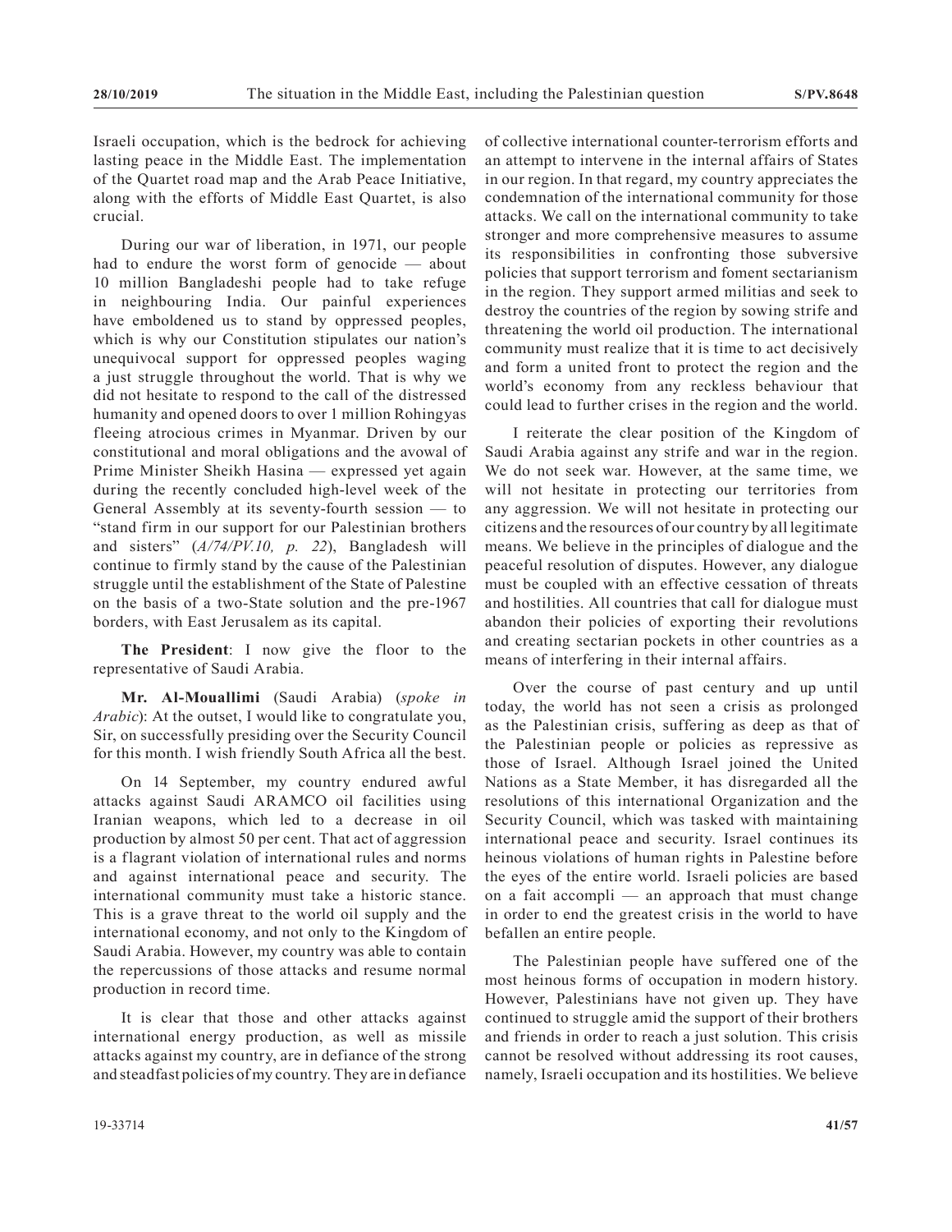Israeli occupation, which is the bedrock for achieving lasting peace in the Middle East. The implementation of the Quartet road map and the Arab Peace Initiative, along with the efforts of Middle East Quartet, is also crucial.

During our war of liberation, in 1971, our people had to endure the worst form of genocide — about 10 million Bangladeshi people had to take refuge in neighbouring India. Our painful experiences have emboldened us to stand by oppressed peoples, which is why our Constitution stipulates our nation's unequivocal support for oppressed peoples waging a just struggle throughout the world. That is why we did not hesitate to respond to the call of the distressed humanity and opened doors to over 1 million Rohingyas fleeing atrocious crimes in Myanmar. Driven by our constitutional and moral obligations and the avowal of Prime Minister Sheikh Hasina — expressed yet again during the recently concluded high-level week of the General Assembly at its seventy-fourth session — to "stand firm in our support for our Palestinian brothers and sisters" (*A/74/PV.10, p. 22*), Bangladesh will continue to firmly stand by the cause of the Palestinian struggle until the establishment of the State of Palestine on the basis of a two-State solution and the pre-1967 borders, with East Jerusalem as its capital.

**The President**: I now give the floor to the representative of Saudi Arabia.

**Mr. Al-Mouallimi** (Saudi Arabia) (*spoke in Arabic*): At the outset, I would like to congratulate you, Sir, on successfully presiding over the Security Council for this month. I wish friendly South Africa all the best.

On 14 September, my country endured awful attacks against Saudi ARAMCO oil facilities using Iranian weapons, which led to a decrease in oil production by almost 50 per cent. That act of aggression is a flagrant violation of international rules and norms and against international peace and security. The international community must take a historic stance. This is a grave threat to the world oil supply and the international economy, and not only to the Kingdom of Saudi Arabia. However, my country was able to contain the repercussions of those attacks and resume normal production in record time.

It is clear that those and other attacks against international energy production, as well as missile attacks against my country, are in defiance of the strong and steadfast policies of my country. They are in defiance of collective international counter-terrorism efforts and an attempt to intervene in the internal affairs of States in our region. In that regard, my country appreciates the condemnation of the international community for those attacks. We call on the international community to take stronger and more comprehensive measures to assume its responsibilities in confronting those subversive policies that support terrorism and foment sectarianism in the region. They support armed militias and seek to destroy the countries of the region by sowing strife and threatening the world oil production. The international community must realize that it is time to act decisively and form a united front to protect the region and the world's economy from any reckless behaviour that could lead to further crises in the region and the world.

I reiterate the clear position of the Kingdom of Saudi Arabia against any strife and war in the region. We do not seek war. However, at the same time, we will not hesitate in protecting our territories from any aggression. We will not hesitate in protecting our citizens and the resources of our country by all legitimate means. We believe in the principles of dialogue and the peaceful resolution of disputes. However, any dialogue must be coupled with an effective cessation of threats and hostilities. All countries that call for dialogue must abandon their policies of exporting their revolutions and creating sectarian pockets in other countries as a means of interfering in their internal affairs.

Over the course of past century and up until today, the world has not seen a crisis as prolonged as the Palestinian crisis, suffering as deep as that of the Palestinian people or policies as repressive as those of Israel. Although Israel joined the United Nations as a State Member, it has disregarded all the resolutions of this international Organization and the Security Council, which was tasked with maintaining international peace and security. Israel continues its heinous violations of human rights in Palestine before the eyes of the entire world. Israeli policies are based on a fait accompli — an approach that must change in order to end the greatest crisis in the world to have befallen an entire people.

The Palestinian people have suffered one of the most heinous forms of occupation in modern history. However, Palestinians have not given up. They have continued to struggle amid the support of their brothers and friends in order to reach a just solution. This crisis cannot be resolved without addressing its root causes, namely, Israeli occupation and its hostilities. We believe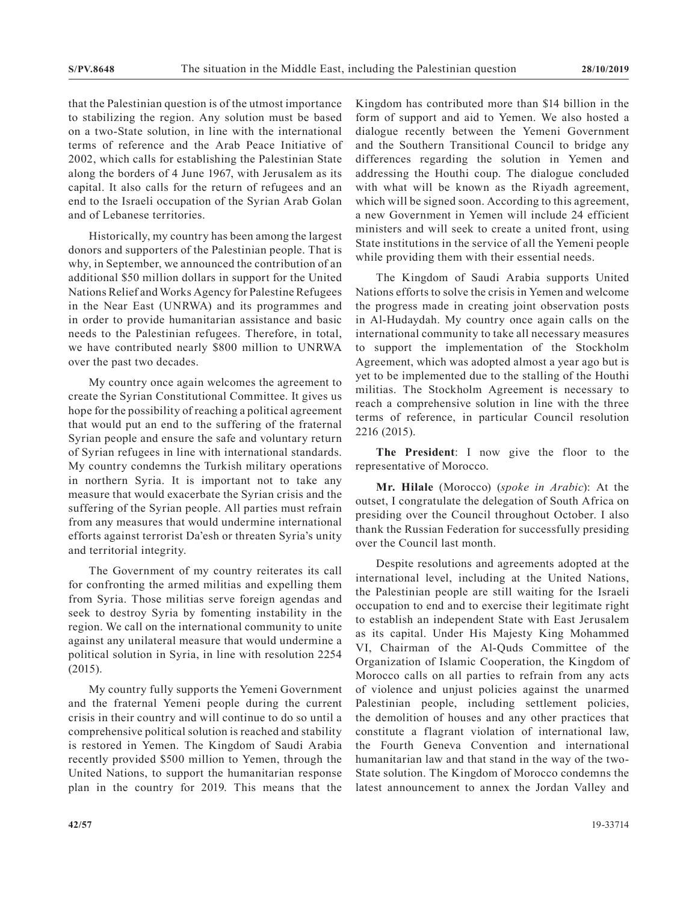that the Palestinian question is of the utmost importance to stabilizing the region. Any solution must be based on a two-State solution, in line with the international terms of reference and the Arab Peace Initiative of 2002, which calls for establishing the Palestinian State along the borders of 4 June 1967, with Jerusalem as its capital. It also calls for the return of refugees and an end to the Israeli occupation of the Syrian Arab Golan and of Lebanese territories.

Historically, my country has been among the largest donors and supporters of the Palestinian people. That is why, in September, we announced the contribution of an additional $50 million dollars in support for the United Nations Relief and Works Agency for Palestine Refugees in the Near East (UNRWA) and its programmes and in order to provide humanitarian assistance and basic needs to the Palestinian refugees. Therefore, in total, we have contributed nearly $800 million to UNRWA over the past two decades.

My country once again welcomes the agreement to create the Syrian Constitutional Committee. It gives us hope for the possibility of reaching a political agreement that would put an end to the suffering of the fraternal Syrian people and ensure the safe and voluntary return of Syrian refugees in line with international standards. My country condemns the Turkish military operations in northern Syria. It is important not to take any measure that would exacerbate the Syrian crisis and the suffering of the Syrian people. All parties must refrain from any measures that would undermine international efforts against terrorist Da'esh or threaten Syria's unity and territorial integrity.

The Government of my country reiterates its call for confronting the armed militias and expelling them from Syria. Those militias serve foreign agendas and seek to destroy Syria by fomenting instability in the region. We call on the international community to unite against any unilateral measure that would undermine a political solution in Syria, in line with resolution 2254 (2015).

My country fully supports the Yemeni Government and the fraternal Yemeni people during the current crisis in their country and will continue to do so until a comprehensive political solution is reached and stability is restored in Yemen. The Kingdom of Saudi Arabia recently provided $500 million to Yemen, through the United Nations, to support the humanitarian response plan in the country for 2019. This means that the Kingdom has contributed more than $14 billion in the form of support and aid to Yemen. We also hosted a dialogue recently between the Yemeni Government and the Southern Transitional Council to bridge any differences regarding the solution in Yemen and addressing the Houthi coup. The dialogue concluded with what will be known as the Riyadh agreement, which will be signed soon. According to this agreement, a new Government in Yemen will include 24 efficient ministers and will seek to create a united front, using State institutions in the service of all the Yemeni people while providing them with their essential needs.

The Kingdom of Saudi Arabia supports United Nations efforts to solve the crisis in Yemen and welcome the progress made in creating joint observation posts in Al-Hudaydah. My country once again calls on the international community to take all necessary measures to support the implementation of the Stockholm Agreement, which was adopted almost a year ago but is yet to be implemented due to the stalling of the Houthi militias. The Stockholm Agreement is necessary to reach a comprehensive solution in line with the three terms of reference, in particular Council resolution 2216 (2015).

**The President**: I now give the floor to the representative of Morocco.

**Mr. Hilale** (Morocco) (*spoke in Arabic*): At the outset, I congratulate the delegation of South Africa on presiding over the Council throughout October. I also thank the Russian Federation for successfully presiding over the Council last month.

Despite resolutions and agreements adopted at the international level, including at the United Nations, the Palestinian people are still waiting for the Israeli occupation to end and to exercise their legitimate right to establish an independent State with East Jerusalem as its capital. Under His Majesty King Mohammed VI, Chairman of the Al-Quds Committee of the Organization of Islamic Cooperation, the Kingdom of Morocco calls on all parties to refrain from any acts of violence and unjust policies against the unarmed Palestinian people, including settlement policies, the demolition of houses and any other practices that constitute a flagrant violation of international law, the Fourth Geneva Convention and international humanitarian law and that stand in the way of the two-State solution. The Kingdom of Morocco condemns the latest announcement to annex the Jordan Valley and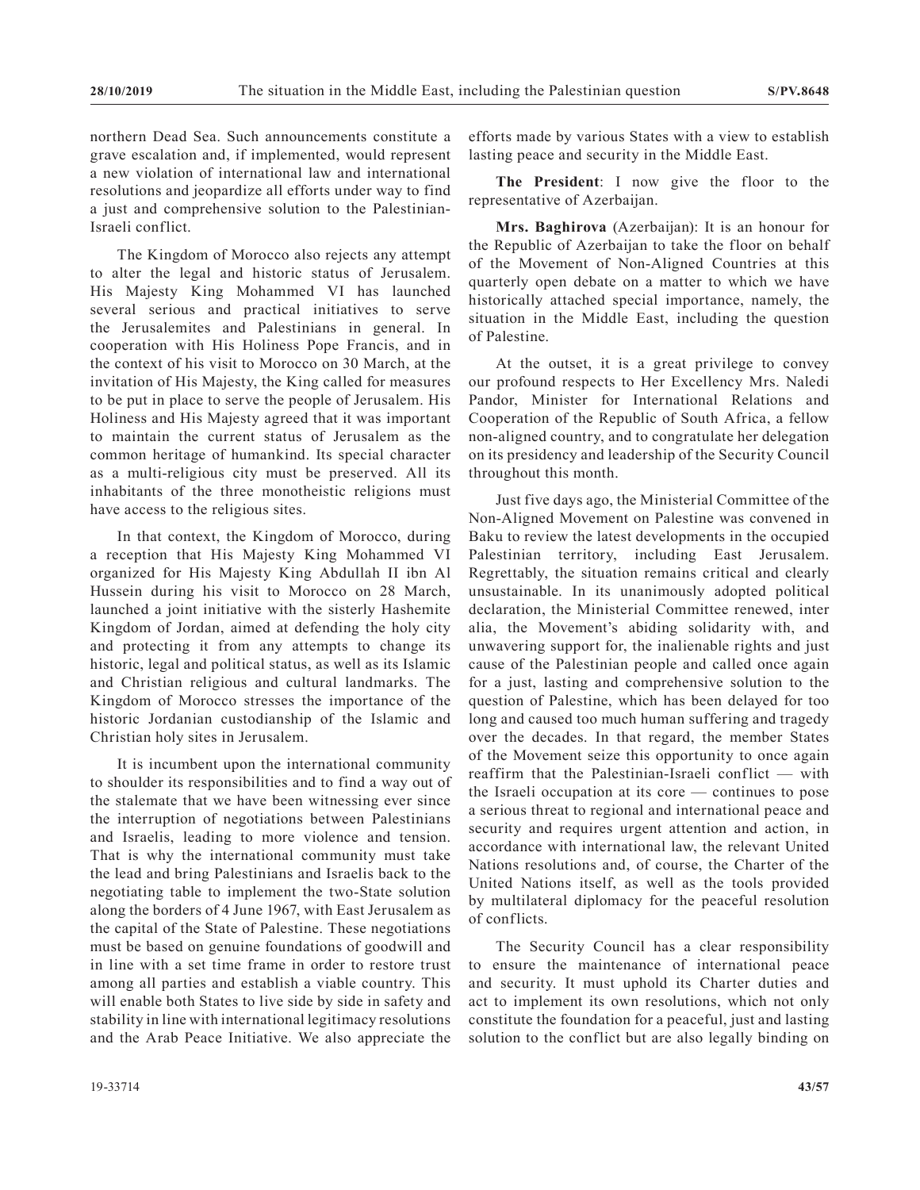northern Dead Sea. Such announcements constitute a grave escalation and, if implemented, would represent a new violation of international law and international resolutions and jeopardize all efforts under way to find a just and comprehensive solution to the Palestinian-Israeli conflict.

The Kingdom of Morocco also rejects any attempt to alter the legal and historic status of Jerusalem. His Majesty King Mohammed VI has launched several serious and practical initiatives to serve the Jerusalemites and Palestinians in general. In cooperation with His Holiness Pope Francis, and in the context of his visit to Morocco on 30 March, at the invitation of His Majesty, the King called for measures to be put in place to serve the people of Jerusalem. His Holiness and His Majesty agreed that it was important to maintain the current status of Jerusalem as the common heritage of humankind. Its special character as a multi-religious city must be preserved. All its inhabitants of the three monotheistic religions must have access to the religious sites.

In that context, the Kingdom of Morocco, during a reception that His Majesty King Mohammed VI organized for His Majesty King Abdullah II ibn Al Hussein during his visit to Morocco on 28 March, launched a joint initiative with the sisterly Hashemite Kingdom of Jordan, aimed at defending the holy city and protecting it from any attempts to change its historic, legal and political status, as well as its Islamic and Christian religious and cultural landmarks. The Kingdom of Morocco stresses the importance of the historic Jordanian custodianship of the Islamic and Christian holy sites in Jerusalem.

It is incumbent upon the international community to shoulder its responsibilities and to find a way out of the stalemate that we have been witnessing ever since the interruption of negotiations between Palestinians and Israelis, leading to more violence and tension. That is why the international community must take the lead and bring Palestinians and Israelis back to the negotiating table to implement the two-State solution along the borders of 4 June 1967, with East Jerusalem as the capital of the State of Palestine. These negotiations must be based on genuine foundations of goodwill and in line with a set time frame in order to restore trust among all parties and establish a viable country. This will enable both States to live side by side in safety and stability in line with international legitimacy resolutions and the Arab Peace Initiative. We also appreciate the efforts made by various States with a view to establish lasting peace and security in the Middle East.

**The President**: I now give the floor to the representative of Azerbaijan.

**Mrs. Baghirova** (Azerbaijan): It is an honour for the Republic of Azerbaijan to take the floor on behalf of the Movement of Non-Aligned Countries at this quarterly open debate on a matter to which we have historically attached special importance, namely, the situation in the Middle East, including the question of Palestine.

At the outset, it is a great privilege to convey our profound respects to Her Excellency Mrs. Naledi Pandor, Minister for International Relations and Cooperation of the Republic of South Africa, a fellow non-aligned country, and to congratulate her delegation on its presidency and leadership of the Security Council throughout this month.

Just five days ago, the Ministerial Committee of the Non-Aligned Movement on Palestine was convened in Baku to review the latest developments in the occupied Palestinian territory, including East Jerusalem. Regrettably, the situation remains critical and clearly unsustainable. In its unanimously adopted political declaration, the Ministerial Committee renewed, inter alia, the Movement's abiding solidarity with, and unwavering support for, the inalienable rights and just cause of the Palestinian people and called once again for a just, lasting and comprehensive solution to the question of Palestine, which has been delayed for too long and caused too much human suffering and tragedy over the decades. In that regard, the member States of the Movement seize this opportunity to once again reaffirm that the Palestinian-Israeli conflict — with the Israeli occupation at its core — continues to pose a serious threat to regional and international peace and security and requires urgent attention and action, in accordance with international law, the relevant United Nations resolutions and, of course, the Charter of the United Nations itself, as well as the tools provided by multilateral diplomacy for the peaceful resolution of conflicts.

The Security Council has a clear responsibility to ensure the maintenance of international peace and security. It must uphold its Charter duties and act to implement its own resolutions, which not only constitute the foundation for a peaceful, just and lasting solution to the conflict but are also legally binding on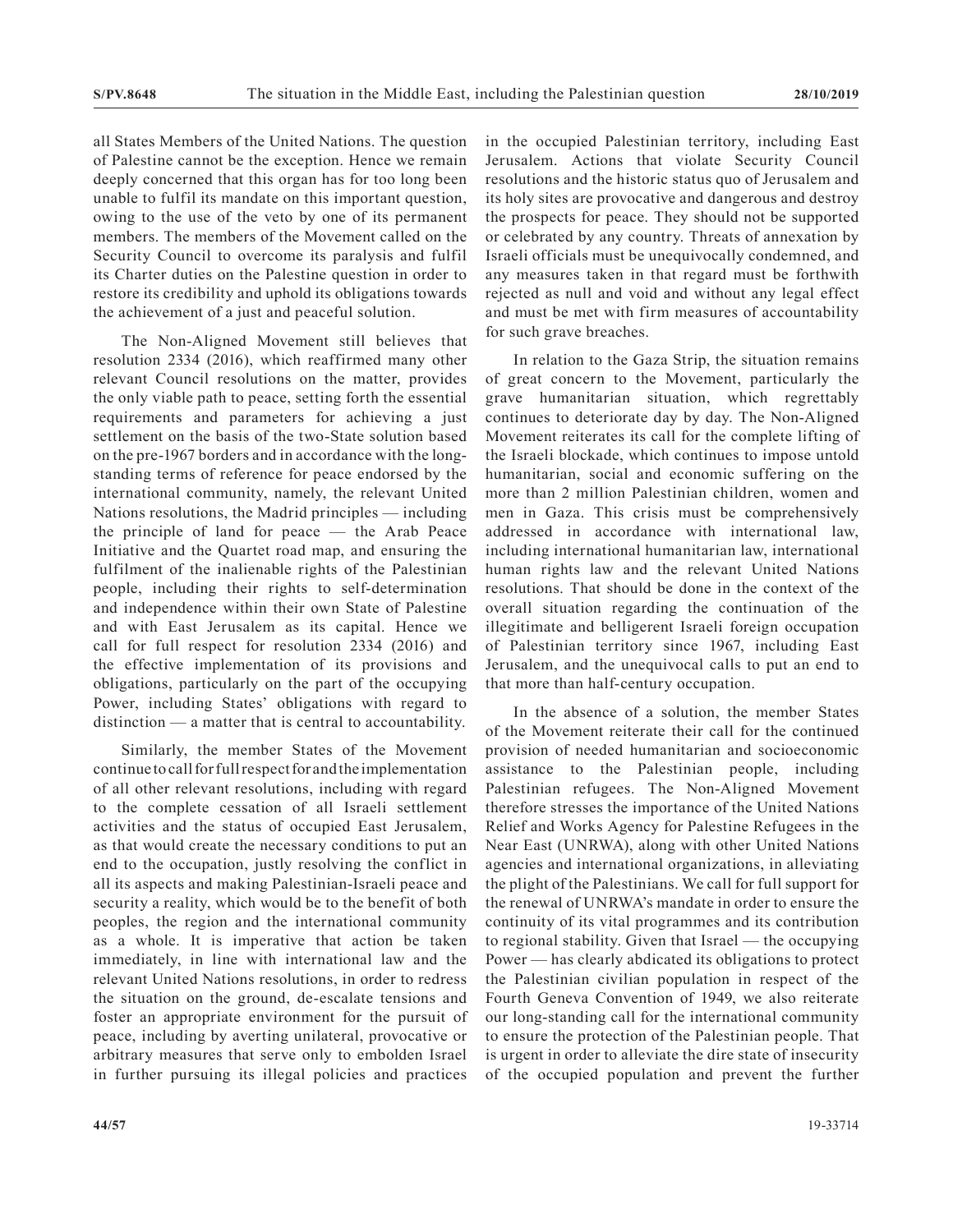all States Members of the United Nations. The question of Palestine cannot be the exception. Hence we remain deeply concerned that this organ has for too long been unable to fulfil its mandate on this important question, owing to the use of the veto by one of its permanent members. The members of the Movement called on the Security Council to overcome its paralysis and fulfil its Charter duties on the Palestine question in order to restore its credibility and uphold its obligations towards the achievement of a just and peaceful solution.

The Non-Aligned Movement still believes that resolution 2334 (2016), which reaffirmed many other relevant Council resolutions on the matter, provides the only viable path to peace, setting forth the essential requirements and parameters for achieving a just settlement on the basis of the two-State solution based on the pre-1967 borders and in accordance with the long-standing terms of reference for peace endorsed by the international community, namely, the relevant United Nations resolutions, the Madrid principles — including the principle of land for peace — the Arab Peace Initiative and the Quartet road map, and ensuring the fulfilment of the inalienable rights of the Palestinian people, including their rights to self-determination and independence within their own State of Palestine and with East Jerusalem as its capital. Hence we call for full respect for resolution 2334 (2016) and the effective implementation of its provisions and obligations, particularly on the part of the occupying Power, including States' obligations with regard to distinction — a matter that is central to accountability.

Similarly, the member States of the Movement continue to call for full respect for and the implementation of all other relevant resolutions, including with regard to the complete cessation of all Israeli settlement activities and the status of occupied East Jerusalem, as that would create the necessary conditions to put an end to the occupation, justly resolving the conflict in all its aspects and making Palestinian-Israeli peace and security a reality, which would be to the benefit of both peoples, the region and the international community as a whole. It is imperative that action be taken immediately, in line with international law and the relevant United Nations resolutions, in order to redress the situation on the ground, de-escalate tensions and foster an appropriate environment for the pursuit of peace, including by averting unilateral, provocative or arbitrary measures that serve only to embolden Israel in further pursuing its illegal policies and practices in the occupied Palestinian territory, including East Jerusalem. Actions that violate Security Council resolutions and the historic status quo of Jerusalem and its holy sites are provocative and dangerous and destroy the prospects for peace. They should not be supported or celebrated by any country. Threats of annexation by Israeli officials must be unequivocally condemned, and any measures taken in that regard must be forthwith rejected as null and void and without any legal effect and must be met with firm measures of accountability for such grave breaches.

In relation to the Gaza Strip, the situation remains of great concern to the Movement, particularly the grave humanitarian situation, which regrettably continues to deteriorate day by day. The Non-Aligned Movement reiterates its call for the complete lifting of the Israeli blockade, which continues to impose untold humanitarian, social and economic suffering on the more than 2 million Palestinian children, women and men in Gaza. This crisis must be comprehensively addressed in accordance with international law, including international humanitarian law, international human rights law and the relevant United Nations resolutions. That should be done in the context of the overall situation regarding the continuation of the illegitimate and belligerent Israeli foreign occupation of Palestinian territory since 1967, including East Jerusalem, and the unequivocal calls to put an end to that more than half-century occupation.

In the absence of a solution, the member States of the Movement reiterate their call for the continued provision of needed humanitarian and socioeconomic assistance to the Palestinian people, including Palestinian refugees. The Non-Aligned Movement therefore stresses the importance of the United Nations Relief and Works Agency for Palestine Refugees in the Near East (UNRWA), along with other United Nations agencies and international organizations, in alleviating the plight of the Palestinians. We call for full support for the renewal of UNRWA's mandate in order to ensure the continuity of its vital programmes and its contribution to regional stability. Given that Israel — the occupying Power — has clearly abdicated its obligations to protect the Palestinian civilian population in respect of the Fourth Geneva Convention of 1949, we also reiterate our long-standing call for the international community to ensure the protection of the Palestinian people. That is urgent in order to alleviate the dire state of insecurity of the occupied population and prevent the further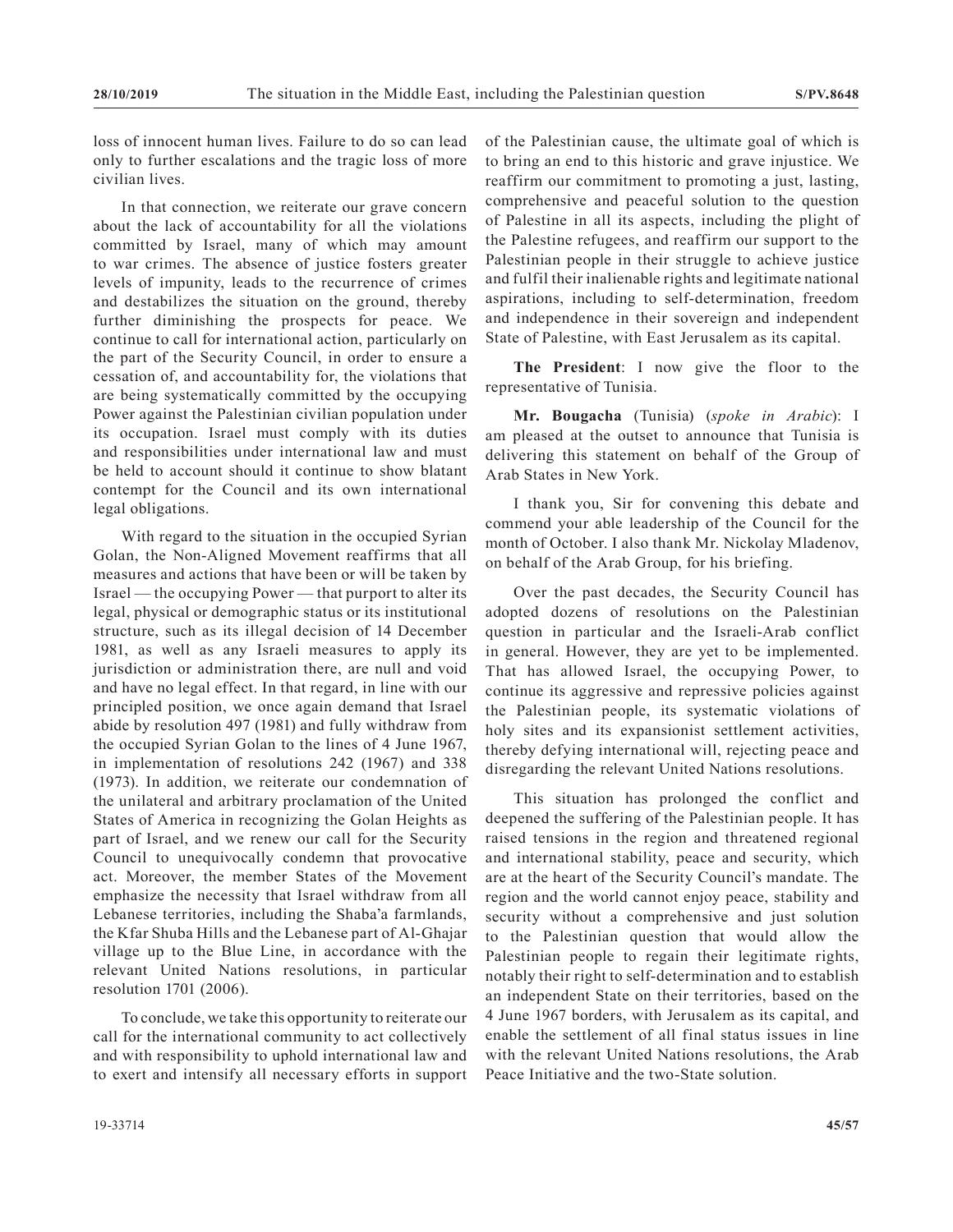loss of innocent human lives. Failure to do so can lead only to further escalations and the tragic loss of more civilian lives.

In that connection, we reiterate our grave concern about the lack of accountability for all the violations committed by Israel, many of which may amount to war crimes. The absence of justice fosters greater levels of impunity, leads to the recurrence of crimes and destabilizes the situation on the ground, thereby further diminishing the prospects for peace. We continue to call for international action, particularly on the part of the Security Council, in order to ensure a cessation of, and accountability for, the violations that are being systematically committed by the occupying Power against the Palestinian civilian population under its occupation. Israel must comply with its duties and responsibilities under international law and must be held to account should it continue to show blatant contempt for the Council and its own international legal obligations.

With regard to the situation in the occupied Syrian Golan, the Non-Aligned Movement reaffirms that all measures and actions that have been or will be taken by Israel — the occupying Power — that purport to alter its legal, physical or demographic status or its institutional structure, such as its illegal decision of 14 December 1981, as well as any Israeli measures to apply its jurisdiction or administration there, are null and void and have no legal effect. In that regard, in line with our principled position, we once again demand that Israel abide by resolution 497 (1981) and fully withdraw from the occupied Syrian Golan to the lines of 4 June 1967, in implementation of resolutions 242 (1967) and 338 (1973). In addition, we reiterate our condemnation of the unilateral and arbitrary proclamation of the United States of America in recognizing the Golan Heights as part of Israel, and we renew our call for the Security Council to unequivocally condemn that provocative act. Moreover, the member States of the Movement emphasize the necessity that Israel withdraw from all Lebanese territories, including the Shaba'a farmlands, the Kfar Shuba Hills and the Lebanese part of Al-Ghajar village up to the Blue Line, in accordance with the relevant United Nations resolutions, in particular resolution 1701 (2006).

To conclude, we take this opportunity to reiterate our call for the international community to act collectively and with responsibility to uphold international law and to exert and intensify all necessary efforts in support of the Palestinian cause, the ultimate goal of which is to bring an end to this historic and grave injustice. We reaffirm our commitment to promoting a just, lasting, comprehensive and peaceful solution to the question of Palestine in all its aspects, including the plight of the Palestine refugees, and reaffirm our support to the Palestinian people in their struggle to achieve justice and fulfil their inalienable rights and legitimate national aspirations, including to self-determination, freedom and independence in their sovereign and independent State of Palestine, with East Jerusalem as its capital.

**The President**: I now give the floor to the representative of Tunisia.

**Mr. Bougacha** (Tunisia) (*spoke in Arabic*): I am pleased at the outset to announce that Tunisia is delivering this statement on behalf of the Group of Arab States in New York.

I thank you, Sir for convening this debate and commend your able leadership of the Council for the month of October. I also thank Mr. Nickolay Mladenov, on behalf of the Arab Group, for his briefing.

Over the past decades, the Security Council has adopted dozens of resolutions on the Palestinian question in particular and the Israeli-Arab conflict in general. However, they are yet to be implemented. That has allowed Israel, the occupying Power, to continue its aggressive and repressive policies against the Palestinian people, its systematic violations of holy sites and its expansionist settlement activities, thereby defying international will, rejecting peace and disregarding the relevant United Nations resolutions.

This situation has prolonged the conflict and deepened the suffering of the Palestinian people. It has raised tensions in the region and threatened regional and international stability, peace and security, which are at the heart of the Security Council's mandate. The region and the world cannot enjoy peace, stability and security without a comprehensive and just solution to the Palestinian question that would allow the Palestinian people to regain their legitimate rights, notably their right to self-determination and to establish an independent State on their territories, based on the 4 June 1967 borders, with Jerusalem as its capital, and enable the settlement of all final status issues in line with the relevant United Nations resolutions, the Arab Peace Initiative and the two-State solution.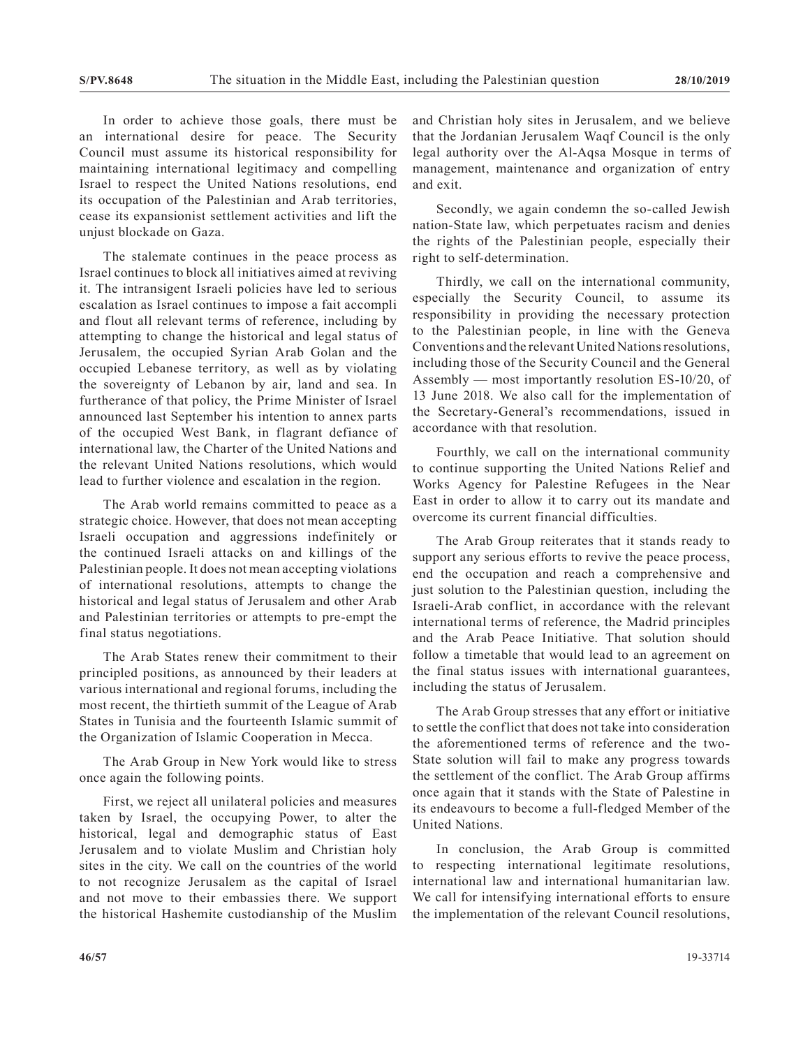In order to achieve those goals, there must be an international desire for peace. The Security Council must assume its historical responsibility for maintaining international legitimacy and compelling Israel to respect the United Nations resolutions, end its occupation of the Palestinian and Arab territories, cease its expansionist settlement activities and lift the unjust blockade on Gaza.

The stalemate continues in the peace process as Israel continues to block all initiatives aimed at reviving it. The intransigent Israeli policies have led to serious escalation as Israel continues to impose a fait accompli and flout all relevant terms of reference, including by attempting to change the historical and legal status of Jerusalem, the occupied Syrian Arab Golan and the occupied Lebanese territory, as well as by violating the sovereignty of Lebanon by air, land and sea. In furtherance of that policy, the Prime Minister of Israel announced last September his intention to annex parts of the occupied West Bank, in flagrant defiance of international law, the Charter of the United Nations and the relevant United Nations resolutions, which would lead to further violence and escalation in the region.

The Arab world remains committed to peace as a strategic choice. However, that does not mean accepting Israeli occupation and aggressions indefinitely or the continued Israeli attacks on and killings of the Palestinian people. It does not mean accepting violations of international resolutions, attempts to change the historical and legal status of Jerusalem and other Arab and Palestinian territories or attempts to pre-empt the final status negotiations.

The Arab States renew their commitment to their principled positions, as announced by their leaders at various international and regional forums, including the most recent, the thirtieth summit of the League of Arab States in Tunisia and the fourteenth Islamic summit of the Organization of Islamic Cooperation in Mecca.

The Arab Group in New York would like to stress once again the following points.

First, we reject all unilateral policies and measures taken by Israel, the occupying Power, to alter the historical, legal and demographic status of East Jerusalem and to violate Muslim and Christian holy sites in the city. We call on the countries of the world to not recognize Jerusalem as the capital of Israel and not move to their embassies there. We support the historical Hashemite custodianship of the Muslim and Christian holy sites in Jerusalem, and we believe that the Jordanian Jerusalem Waqf Council is the only legal authority over the Al-Aqsa Mosque in terms of management, maintenance and organization of entry and exit.

Secondly, we again condemn the so-called Jewish nation-State law, which perpetuates racism and denies the rights of the Palestinian people, especially their right to self-determination.

Thirdly, we call on the international community, especially the Security Council, to assume its responsibility in providing the necessary protection to the Palestinian people, in line with the Geneva Conventions and the relevant United Nations resolutions, including those of the Security Council and the General Assembly — most importantly resolution ES-10/20, of 13 June 2018. We also call for the implementation of the Secretary-General's recommendations, issued in accordance with that resolution.

Fourthly, we call on the international community to continue supporting the United Nations Relief and Works Agency for Palestine Refugees in the Near East in order to allow it to carry out its mandate and overcome its current financial difficulties.

The Arab Group reiterates that it stands ready to support any serious efforts to revive the peace process, end the occupation and reach a comprehensive and just solution to the Palestinian question, including the Israeli-Arab conflict, in accordance with the relevant international terms of reference, the Madrid principles and the Arab Peace Initiative. That solution should follow a timetable that would lead to an agreement on the final status issues with international guarantees, including the status of Jerusalem.

The Arab Group stresses that any effort or initiative to settle the conflict that does not take into consideration the aforementioned terms of reference and the two-State solution will fail to make any progress towards the settlement of the conflict. The Arab Group affirms once again that it stands with the State of Palestine in its endeavours to become a full-fledged Member of the United Nations.

In conclusion, the Arab Group is committed to respecting international legitimate resolutions, international law and international humanitarian law. We call for intensifying international efforts to ensure the implementation of the relevant Council resolutions,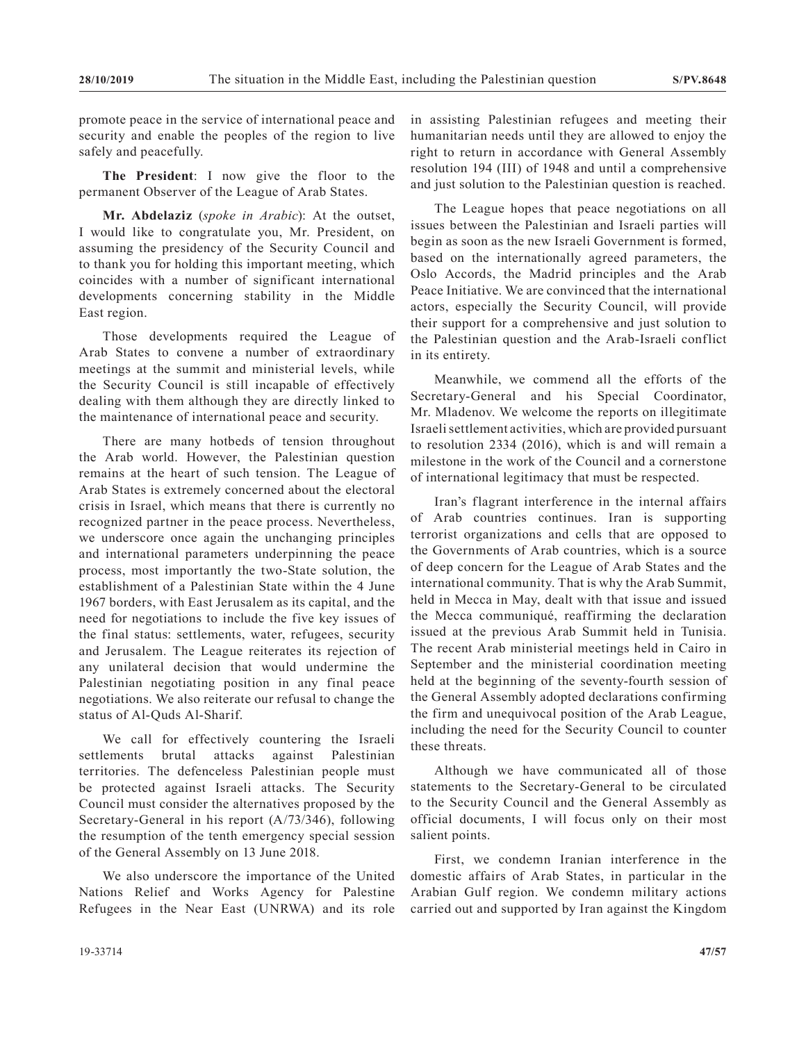promote peace in the service of international peace and security and enable the peoples of the region to live safely and peacefully.

**The President**: I now give the floor to the permanent Observer of the League of Arab States.

**Mr. Abdelaziz** (*spoke in Arabic*): At the outset, I would like to congratulate you, Mr. President, on assuming the presidency of the Security Council and to thank you for holding this important meeting, which coincides with a number of significant international developments concerning stability in the Middle East region.

Those developments required the League of Arab States to convene a number of extraordinary meetings at the summit and ministerial levels, while the Security Council is still incapable of effectively dealing with them although they are directly linked to the maintenance of international peace and security.

There are many hotbeds of tension throughout the Arab world. However, the Palestinian question remains at the heart of such tension. The League of Arab States is extremely concerned about the electoral crisis in Israel, which means that there is currently no recognized partner in the peace process. Nevertheless, we underscore once again the unchanging principles and international parameters underpinning the peace process, most importantly the two-State solution, the establishment of a Palestinian State within the 4 June 1967 borders, with East Jerusalem as its capital, and the need for negotiations to include the five key issues of the final status: settlements, water, refugees, security and Jerusalem. The League reiterates its rejection of any unilateral decision that would undermine the Palestinian negotiating position in any final peace negotiations. We also reiterate our refusal to change the status of Al-Quds Al-Sharif.

We call for effectively countering the Israeli settlements brutal attacks against Palestinian territories. The defenceless Palestinian people must be protected against Israeli attacks. The Security Council must consider the alternatives proposed by the Secretary-General in his report (A/73/346), following the resumption of the tenth emergency special session of the General Assembly on 13 June 2018.

We also underscore the importance of the United Nations Relief and Works Agency for Palestine Refugees in the Near East (UNRWA) and its role in assisting Palestinian refugees and meeting their humanitarian needs until they are allowed to enjoy the right to return in accordance with General Assembly resolution 194 (III) of 1948 and until a comprehensive and just solution to the Palestinian question is reached.

The League hopes that peace negotiations on all issues between the Palestinian and Israeli parties will begin as soon as the new Israeli Government is formed, based on the internationally agreed parameters, the Oslo Accords, the Madrid principles and the Arab Peace Initiative. We are convinced that the international actors, especially the Security Council, will provide their support for a comprehensive and just solution to the Palestinian question and the Arab-Israeli conflict in its entirety.

Meanwhile, we commend all the efforts of the Secretary-General and his Special Coordinator, Mr. Mladenov. We welcome the reports on illegitimate Israeli settlement activities, which are provided pursuant to resolution 2334 (2016), which is and will remain a milestone in the work of the Council and a cornerstone of international legitimacy that must be respected.

Iran's flagrant interference in the internal affairs of Arab countries continues. Iran is supporting terrorist organizations and cells that are opposed to the Governments of Arab countries, which is a source of deep concern for the League of Arab States and the international community. That is why the Arab Summit, held in Mecca in May, dealt with that issue and issued the Mecca communiqué, reaffirming the declaration issued at the previous Arab Summit held in Tunisia. The recent Arab ministerial meetings held in Cairo in September and the ministerial coordination meeting held at the beginning of the seventy-fourth session of the General Assembly adopted declarations confirming the firm and unequivocal position of the Arab League, including the need for the Security Council to counter these threats.

Although we have communicated all of those statements to the Secretary-General to be circulated to the Security Council and the General Assembly as official documents, I will focus only on their most salient points.

First, we condemn Iranian interference in the domestic affairs of Arab States, in particular in the Arabian Gulf region. We condemn military actions carried out and supported by Iran against the Kingdom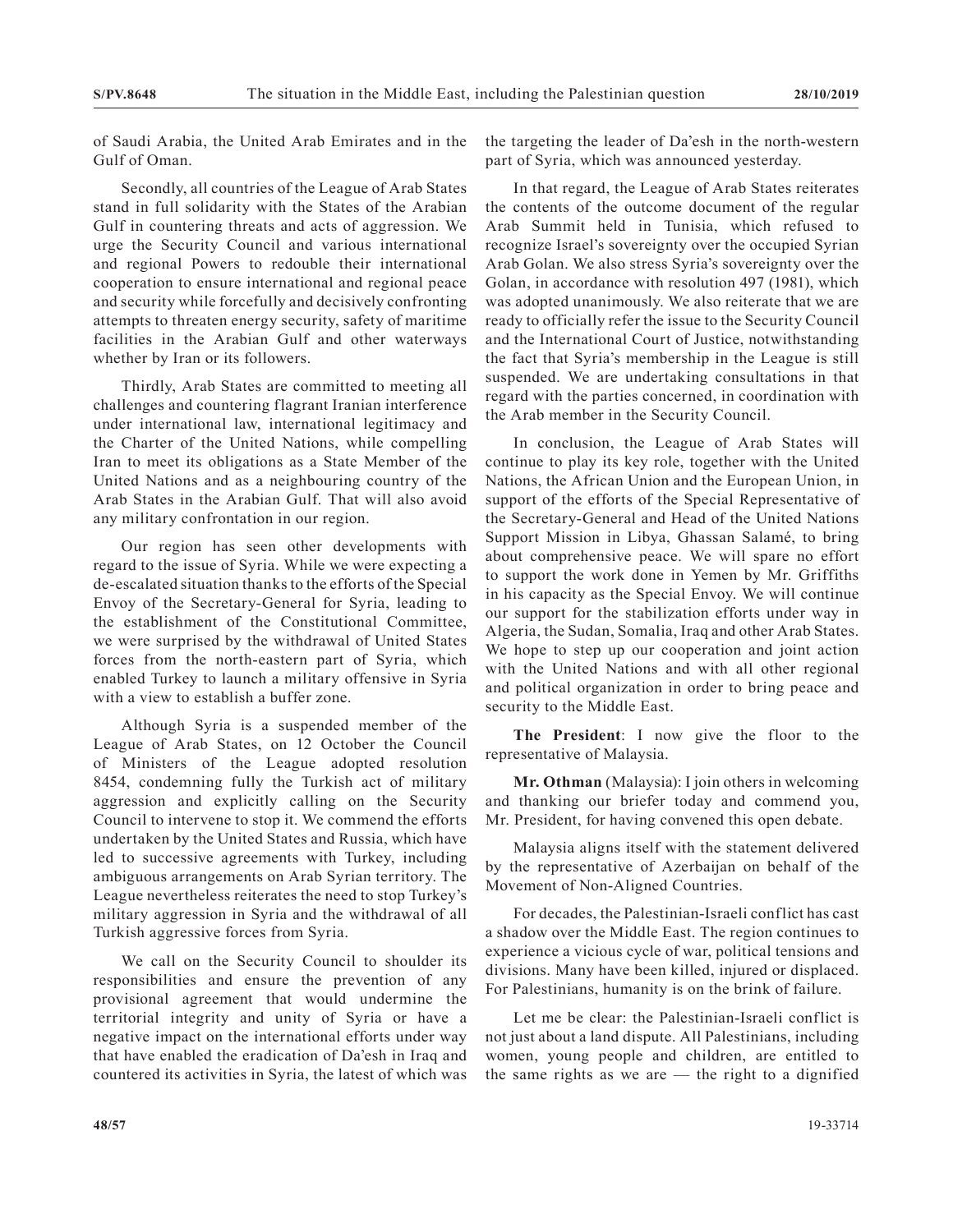of Saudi Arabia, the United Arab Emirates and in the Gulf of Oman.

Secondly, all countries of the League of Arab States stand in full solidarity with the States of the Arabian Gulf in countering threats and acts of aggression. We urge the Security Council and various international and regional Powers to redouble their international cooperation to ensure international and regional peace and security while forcefully and decisively confronting attempts to threaten energy security, safety of maritime facilities in the Arabian Gulf and other waterways whether by Iran or its followers.

Thirdly, Arab States are committed to meeting all challenges and countering flagrant Iranian interference under international law, international legitimacy and the Charter of the United Nations, while compelling Iran to meet its obligations as a State Member of the United Nations and as a neighbouring country of the Arab States in the Arabian Gulf. That will also avoid any military confrontation in our region.

Our region has seen other developments with regard to the issue of Syria. While we were expecting a de-escalated situation thanks to the efforts of the Special Envoy of the Secretary-General for Syria, leading to the establishment of the Constitutional Committee, we were surprised by the withdrawal of United States forces from the north-eastern part of Syria, which enabled Turkey to launch a military offensive in Syria with a view to establish a buffer zone.

Although Syria is a suspended member of the League of Arab States, on 12 October the Council of Ministers of the League adopted resolution 8454, condemning fully the Turkish act of military aggression and explicitly calling on the Security Council to intervene to stop it. We commend the efforts undertaken by the United States and Russia, which have led to successive agreements with Turkey, including ambiguous arrangements on Arab Syrian territory. The League nevertheless reiterates the need to stop Turkey's military aggression in Syria and the withdrawal of all Turkish aggressive forces from Syria.

We call on the Security Council to shoulder its responsibilities and ensure the prevention of any provisional agreement that would undermine the territorial integrity and unity of Syria or have a negative impact on the international efforts under way that have enabled the eradication of Da'esh in Iraq and countered its activities in Syria, the latest of which was the targeting the leader of Da'esh in the north-western part of Syria, which was announced yesterday.

In that regard, the League of Arab States reiterates the contents of the outcome document of the regular Arab Summit held in Tunisia, which refused to recognize Israel's sovereignty over the occupied Syrian Arab Golan. We also stress Syria's sovereignty over the Golan, in accordance with resolution 497 (1981), which was adopted unanimously. We also reiterate that we are ready to officially refer the issue to the Security Council and the International Court of Justice, notwithstanding the fact that Syria's membership in the League is still suspended. We are undertaking consultations in that regard with the parties concerned, in coordination with the Arab member in the Security Council.

In conclusion, the League of Arab States will continue to play its key role, together with the United Nations, the African Union and the European Union, in support of the efforts of the Special Representative of the Secretary-General and Head of the United Nations Support Mission in Libya, Ghassan Salamé, to bring about comprehensive peace. We will spare no effort to support the work done in Yemen by Mr. Griffiths in his capacity as the Special Envoy. We will continue our support for the stabilization efforts under way in Algeria, the Sudan, Somalia, Iraq and other Arab States. We hope to step up our cooperation and joint action with the United Nations and with all other regional and political organization in order to bring peace and security to the Middle East.

**The President**: I now give the floor to the representative of Malaysia.

**Mr. Othman** (Malaysia): I join others in welcoming and thanking our briefer today and commend you, Mr. President, for having convened this open debate.

Malaysia aligns itself with the statement delivered by the representative of Azerbaijan on behalf of the Movement of Non-Aligned Countries.

For decades, the Palestinian-Israeli conflict has cast a shadow over the Middle East. The region continues to experience a vicious cycle of war, political tensions and divisions. Many have been killed, injured or displaced. For Palestinians, humanity is on the brink of failure.

Let me be clear: the Palestinian-Israeli conflict is not just about a land dispute. All Palestinians, including women, young people and children, are entitled to the same rights as we are — the right to a dignified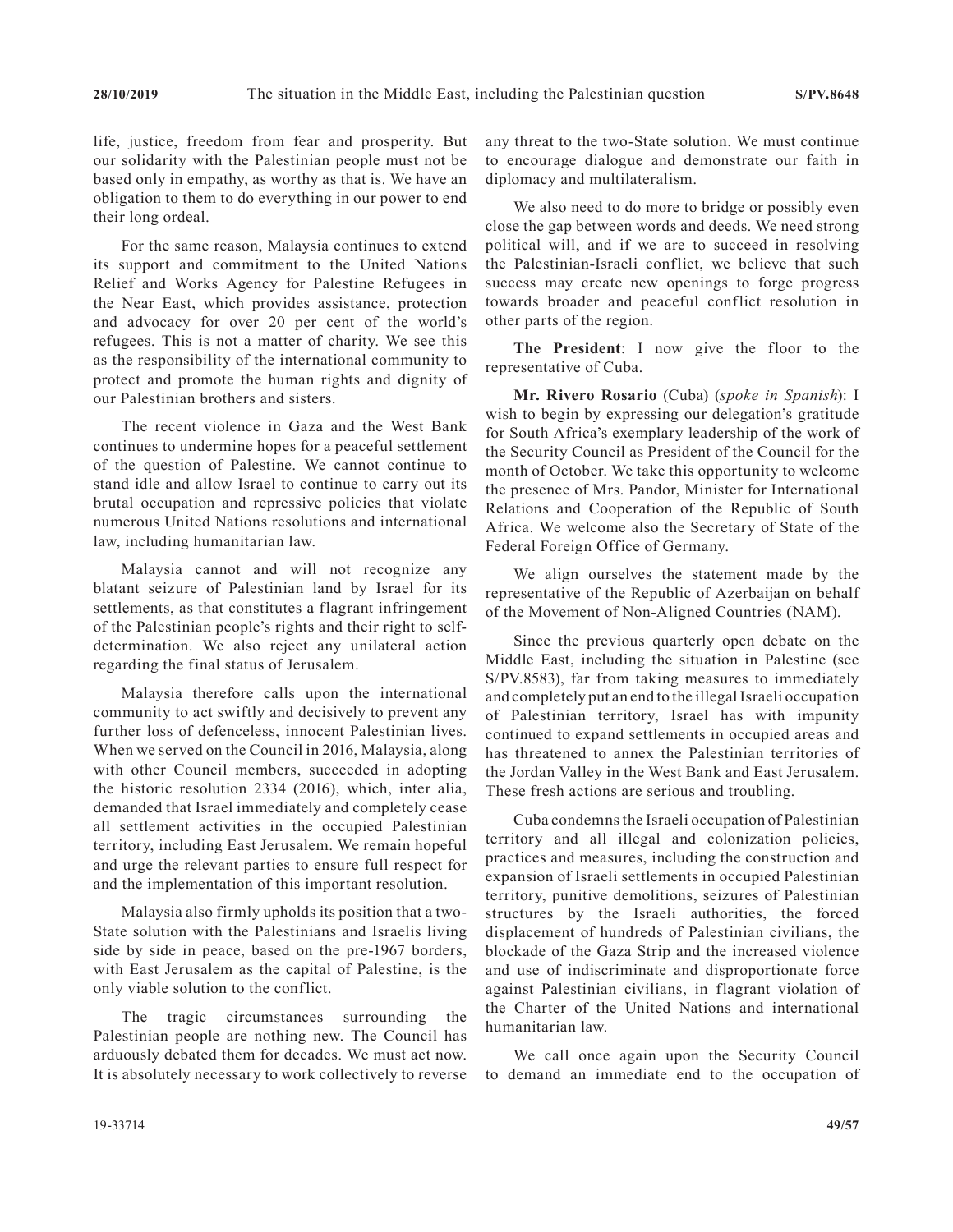life, justice, freedom from fear and prosperity. But our solidarity with the Palestinian people must not be based only in empathy, as worthy as that is. We have an obligation to them to do everything in our power to end their long ordeal.

For the same reason, Malaysia continues to extend its support and commitment to the United Nations Relief and Works Agency for Palestine Refugees in the Near East, which provides assistance, protection and advocacy for over 20 per cent of the world's refugees. This is not a matter of charity. We see this as the responsibility of the international community to protect and promote the human rights and dignity of our Palestinian brothers and sisters.

The recent violence in Gaza and the West Bank continues to undermine hopes for a peaceful settlement of the question of Palestine. We cannot continue to stand idle and allow Israel to continue to carry out its brutal occupation and repressive policies that violate numerous United Nations resolutions and international law, including humanitarian law.

Malaysia cannot and will not recognize any blatant seizure of Palestinian land by Israel for its settlements, as that constitutes a flagrant infringement of the Palestinian people's rights and their right to self-determination. We also reject any unilateral action regarding the final status of Jerusalem.

Malaysia therefore calls upon the international community to act swiftly and decisively to prevent any further loss of defenceless, innocent Palestinian lives. When we served on the Council in 2016, Malaysia, along with other Council members, succeeded in adopting the historic resolution 2334 (2016), which, inter alia, demanded that Israel immediately and completely cease all settlement activities in the occupied Palestinian territory, including East Jerusalem. We remain hopeful and urge the relevant parties to ensure full respect for and the implementation of this important resolution.

Malaysia also firmly upholds its position that a two-State solution with the Palestinians and Israelis living side by side in peace, based on the pre-1967 borders, with East Jerusalem as the capital of Palestine, is the only viable solution to the conflict.

The tragic circumstances surrounding the Palestinian people are nothing new. The Council has arduously debated them for decades. We must act now. It is absolutely necessary to work collectively to reverse any threat to the two-State solution. We must continue to encourage dialogue and demonstrate our faith in diplomacy and multilateralism.

We also need to do more to bridge or possibly even close the gap between words and deeds. We need strong political will, and if we are to succeed in resolving the Palestinian-Israeli conflict, we believe that such success may create new openings to forge progress towards broader and peaceful conflict resolution in other parts of the region.

**The President**: I now give the floor to the representative of Cuba.

**Mr. Rivero Rosario** (Cuba) (*spoke in Spanish*): I wish to begin by expressing our delegation's gratitude for South Africa's exemplary leadership of the work of the Security Council as President of the Council for the month of October. We take this opportunity to welcome the presence of Mrs. Pandor, Minister for International Relations and Cooperation of the Republic of South Africa. We welcome also the Secretary of State of the Federal Foreign Office of Germany.

We align ourselves the statement made by the representative of the Republic of Azerbaijan on behalf of the Movement of Non-Aligned Countries (NAM).

Since the previous quarterly open debate on the Middle East, including the situation in Palestine (see S/PV.8583), far from taking measures to immediately and completely put an end to the illegal Israeli occupation of Palestinian territory, Israel has with impunity continued to expand settlements in occupied areas and has threatened to annex the Palestinian territories of the Jordan Valley in the West Bank and East Jerusalem. These fresh actions are serious and troubling.

Cuba condemns the Israeli occupation of Palestinian territory and all illegal and colonization policies, practices and measures, including the construction and expansion of Israeli settlements in occupied Palestinian territory, punitive demolitions, seizures of Palestinian structures by the Israeli authorities, the forced displacement of hundreds of Palestinian civilians, the blockade of the Gaza Strip and the increased violence and use of indiscriminate and disproportionate force against Palestinian civilians, in flagrant violation of the Charter of the United Nations and international humanitarian law.

We call once again upon the Security Council to demand an immediate end to the occupation of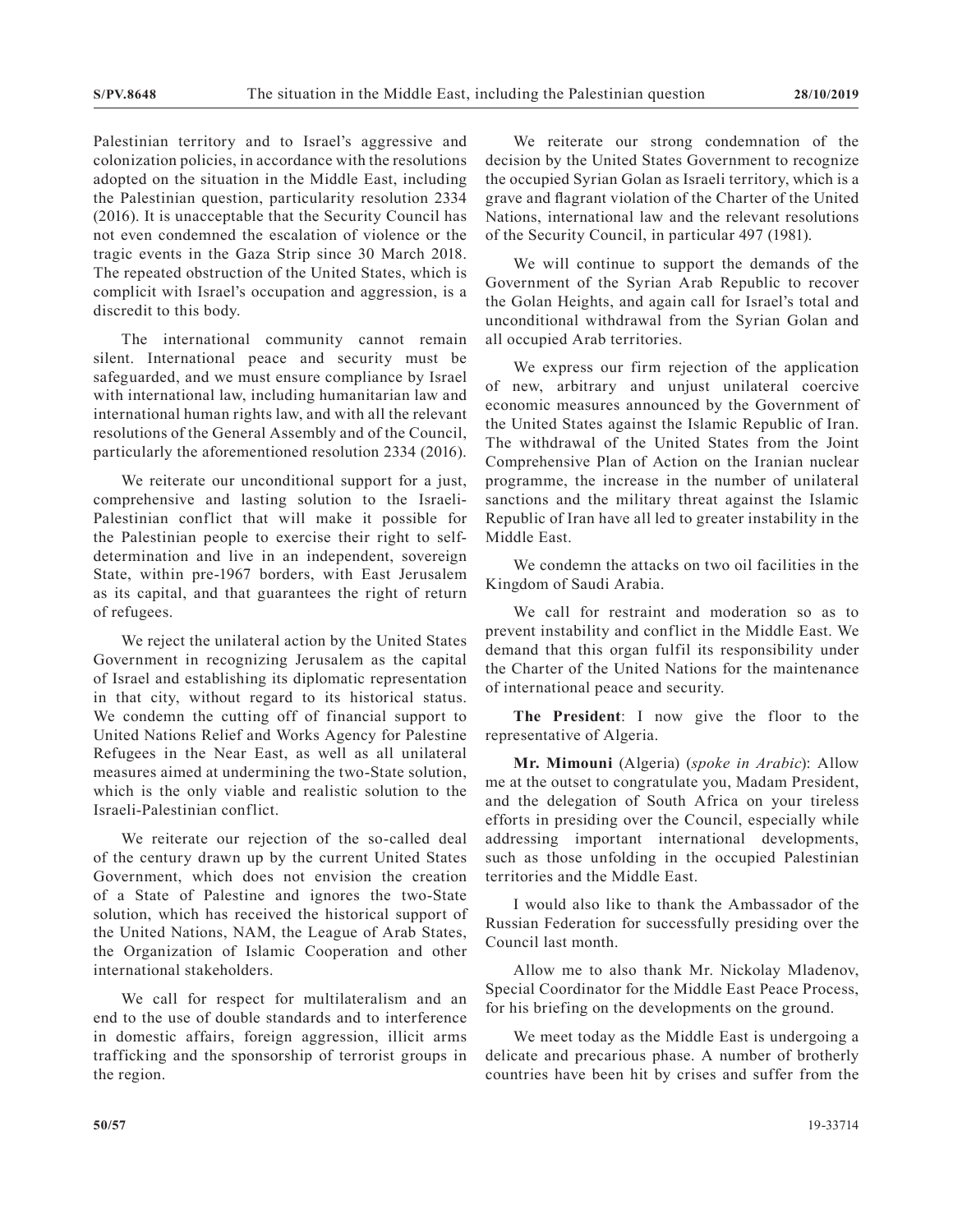Palestinian territory and to Israel's aggressive and colonization policies, in accordance with the resolutions adopted on the situation in the Middle East, including the Palestinian question, particularity resolution 2334 (2016). It is unacceptable that the Security Council has not even condemned the escalation of violence or the tragic events in the Gaza Strip since 30 March 2018. The repeated obstruction of the United States, which is complicit with Israel's occupation and aggression, is a discredit to this body.

The international community cannot remain silent. International peace and security must be safeguarded, and we must ensure compliance by Israel with international law, including humanitarian law and international human rights law, and with all the relevant resolutions of the General Assembly and of the Council, particularly the aforementioned resolution 2334 (2016).

We reiterate our unconditional support for a just, comprehensive and lasting solution to the Israeli-Palestinian conflict that will make it possible for the Palestinian people to exercise their right to self-determination and live in an independent, sovereign State, within pre-1967 borders, with East Jerusalem as its capital, and that guarantees the right of return of refugees.

We reject the unilateral action by the United States Government in recognizing Jerusalem as the capital of Israel and establishing its diplomatic representation in that city, without regard to its historical status. We condemn the cutting off of financial support to United Nations Relief and Works Agency for Palestine Refugees in the Near East, as well as all unilateral measures aimed at undermining the two-State solution, which is the only viable and realistic solution to the Israeli-Palestinian conflict.

We reiterate our rejection of the so-called deal of the century drawn up by the current United States Government, which does not envision the creation of a State of Palestine and ignores the two-State solution, which has received the historical support of the United Nations, NAM, the League of Arab States, the Organization of Islamic Cooperation and other international stakeholders.

We call for respect for multilateralism and an end to the use of double standards and to interference in domestic affairs, foreign aggression, illicit arms trafficking and the sponsorship of terrorist groups in the region.

We reiterate our strong condemnation of the decision by the United States Government to recognize the occupied Syrian Golan as Israeli territory, which is a grave and flagrant violation of the Charter of the United Nations, international law and the relevant resolutions of the Security Council, in particular 497 (1981).

We will continue to support the demands of the Government of the Syrian Arab Republic to recover the Golan Heights, and again call for Israel's total and unconditional withdrawal from the Syrian Golan and all occupied Arab territories.

We express our firm rejection of the application of new, arbitrary and unjust unilateral coercive economic measures announced by the Government of the United States against the Islamic Republic of Iran. The withdrawal of the United States from the Joint Comprehensive Plan of Action on the Iranian nuclear programme, the increase in the number of unilateral sanctions and the military threat against the Islamic Republic of Iran have all led to greater instability in the Middle East.

We condemn the attacks on two oil facilities in the Kingdom of Saudi Arabia.

We call for restraint and moderation so as to prevent instability and conflict in the Middle East. We demand that this organ fulfil its responsibility under the Charter of the United Nations for the maintenance of international peace and security.

**The President**: I now give the floor to the representative of Algeria.

**Mr. Mimouni** (Algeria) (*spoke in Arabic*): Allow me at the outset to congratulate you, Madam President, and the delegation of South Africa on your tireless efforts in presiding over the Council, especially while addressing important international developments, such as those unfolding in the occupied Palestinian territories and the Middle East.

I would also like to thank the Ambassador of the Russian Federation for successfully presiding over the Council last month.

Allow me to also thank Mr. Nickolay Mladenov, Special Coordinator for the Middle East Peace Process, for his briefing on the developments on the ground.

We meet today as the Middle East is undergoing a delicate and precarious phase. A number of brotherly countries have been hit by crises and suffer from the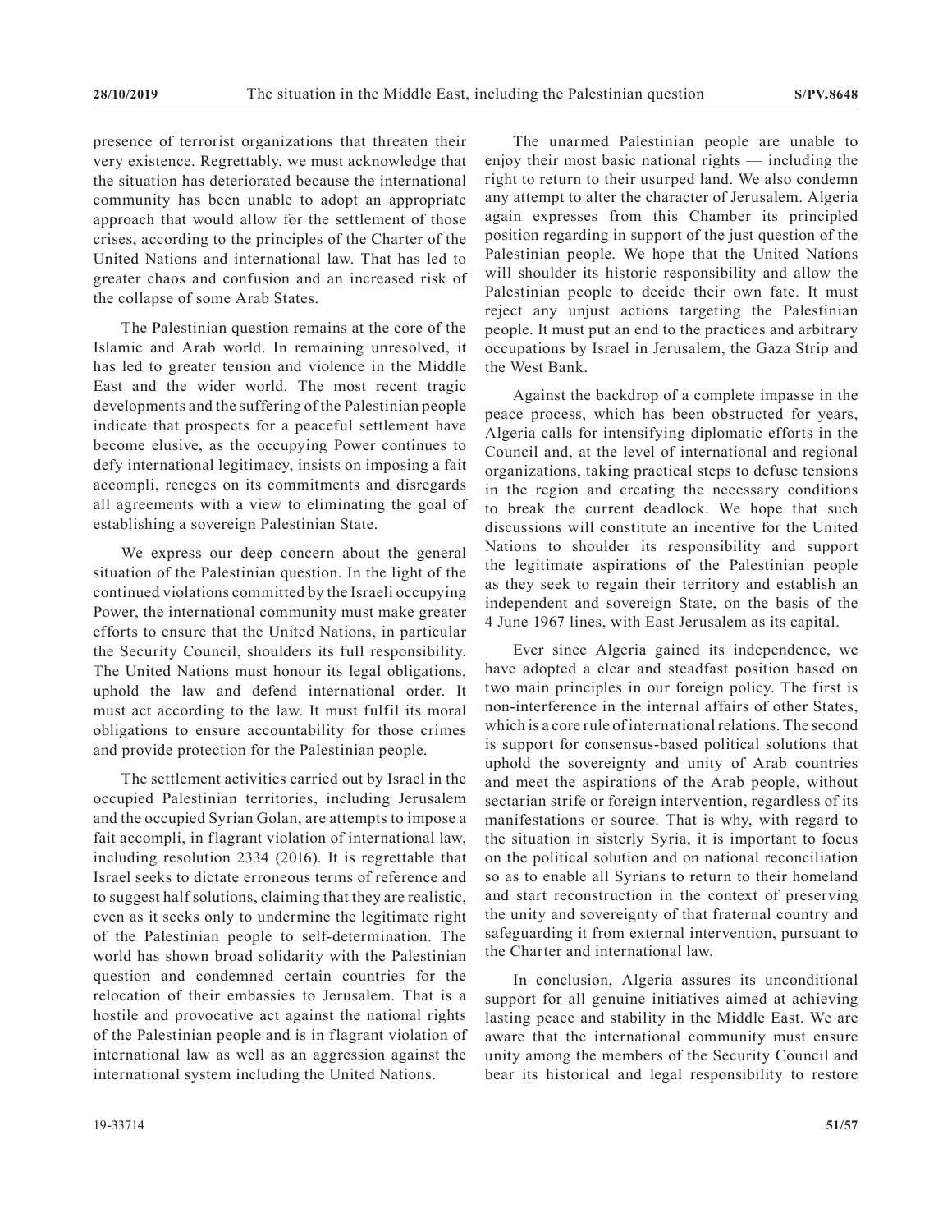presence of terrorist organizations that threaten their very existence. Regrettably, we must acknowledge that the situation has deteriorated because the international community has been unable to adopt an appropriate approach that would allow for the settlement of those crises, according to the principles of the Charter of the United Nations and international law. That has led to greater chaos and confusion and an increased risk of the collapse of some Arab States.

The Palestinian question remains at the core of the Islamic and Arab world. In remaining unresolved, it has led to greater tension and violence in the Middle East and the wider world. The most recent tragic developments and the suffering of the Palestinian people indicate that prospects for a peaceful settlement have become elusive, as the occupying Power continues to defy international legitimacy, insists on imposing a fait accompli, reneges on its commitments and disregards all agreements with a view to eliminating the goal of establishing a sovereign Palestinian State.

We express our deep concern about the general situation of the Palestinian question. In the light of the continued violations committed by the Israeli occupying Power, the international community must make greater efforts to ensure that the United Nations, in particular the Security Council, shoulders its full responsibility. The United Nations must honour its legal obligations, uphold the law and defend international order. It must act according to the law. It must fulfil its moral obligations to ensure accountability for those crimes and provide protection for the Palestinian people.

The settlement activities carried out by Israel in the occupied Palestinian territories, including Jerusalem and the occupied Syrian Golan, are attempts to impose a fait accompli, in flagrant violation of international law, including resolution 2334 (2016). It is regrettable that Israel seeks to dictate erroneous terms of reference and to suggest half solutions, claiming that they are realistic, even as it seeks only to undermine the legitimate right of the Palestinian people to self-determination. The world has shown broad solidarity with the Palestinian question and condemned certain countries for the relocation of their embassies to Jerusalem. That is a hostile and provocative act against the national rights of the Palestinian people and is in flagrant violation of international law as well as an aggression against the international system including the United Nations.

The unarmed Palestinian people are unable to enjoy their most basic national rights — including the right to return to their usurped land. We also condemn any attempt to alter the character of Jerusalem. Algeria again expresses from this Chamber its principled position regarding in support of the just question of the Palestinian people. We hope that the United Nations will shoulder its historic responsibility and allow the Palestinian people to decide their own fate. It must reject any unjust actions targeting the Palestinian people. It must put an end to the practices and arbitrary occupations by Israel in Jerusalem, the Gaza Strip and the West Bank.

Against the backdrop of a complete impasse in the peace process, which has been obstructed for years, Algeria calls for intensifying diplomatic efforts in the Council and, at the level of international and regional organizations, taking practical steps to defuse tensions in the region and creating the necessary conditions to break the current deadlock. We hope that such discussions will constitute an incentive for the United Nations to shoulder its responsibility and support the legitimate aspirations of the Palestinian people as they seek to regain their territory and establish an independent and sovereign State, on the basis of the 4 June 1967 lines, with East Jerusalem as its capital.

Ever since Algeria gained its independence, we have adopted a clear and steadfast position based on two main principles in our foreign policy. The first is non-interference in the internal affairs of other States, which is a core rule of international relations. The second is support for consensus-based political solutions that uphold the sovereignty and unity of Arab countries and meet the aspirations of the Arab people, without sectarian strife or foreign intervention, regardless of its manifestations or source. That is why, with regard to the situation in sisterly Syria, it is important to focus on the political solution and on national reconciliation so as to enable all Syrians to return to their homeland and start reconstruction in the context of preserving the unity and sovereignty of that fraternal country and safeguarding it from external intervention, pursuant to the Charter and international law.

In conclusion, Algeria assures its unconditional support for all genuine initiatives aimed at achieving lasting peace and stability in the Middle East. We are aware that the international community must ensure unity among the members of the Security Council and bear its historical and legal responsibility to restore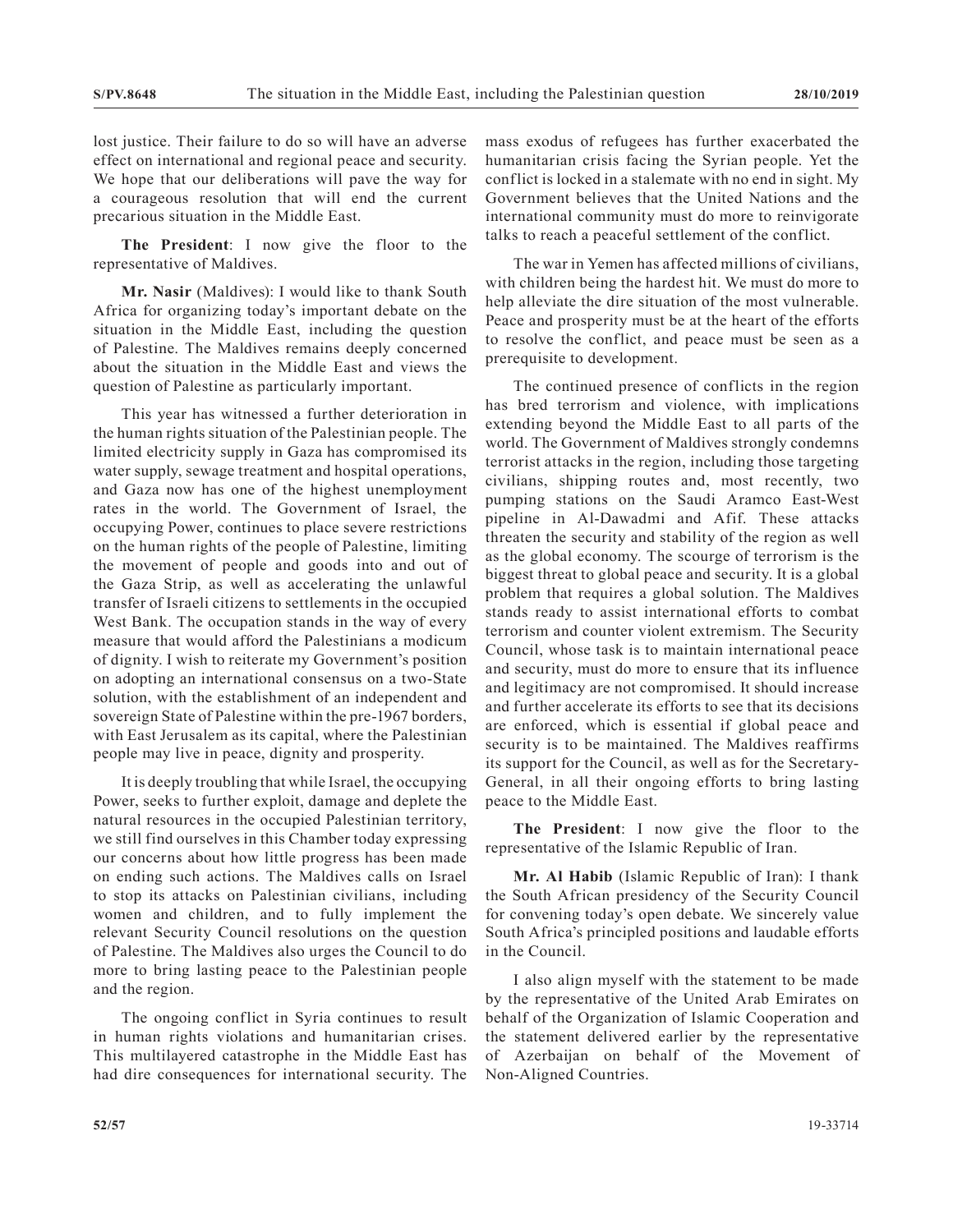lost justice. Their failure to do so will have an adverse effect on international and regional peace and security. We hope that our deliberations will pave the way for a courageous resolution that will end the current precarious situation in the Middle East.

**The President**: I now give the floor to the representative of Maldives.

**Mr. Nasir** (Maldives): I would like to thank South Africa for organizing today's important debate on the situation in the Middle East, including the question of Palestine. The Maldives remains deeply concerned about the situation in the Middle East and views the question of Palestine as particularly important.

This year has witnessed a further deterioration in the human rights situation of the Palestinian people. The limited electricity supply in Gaza has compromised its water supply, sewage treatment and hospital operations, and Gaza now has one of the highest unemployment rates in the world. The Government of Israel, the occupying Power, continues to place severe restrictions on the human rights of the people of Palestine, limiting the movement of people and goods into and out of the Gaza Strip, as well as accelerating the unlawful transfer of Israeli citizens to settlements in the occupied West Bank. The occupation stands in the way of every measure that would afford the Palestinians a modicum of dignity. I wish to reiterate my Government's position on adopting an international consensus on a two-State solution, with the establishment of an independent and sovereign State of Palestine within the pre-1967 borders, with East Jerusalem as its capital, where the Palestinian people may live in peace, dignity and prosperity.

It is deeply troubling that while Israel, the occupying Power, seeks to further exploit, damage and deplete the natural resources in the occupied Palestinian territory, we still find ourselves in this Chamber today expressing our concerns about how little progress has been made on ending such actions. The Maldives calls on Israel to stop its attacks on Palestinian civilians, including women and children, and to fully implement the relevant Security Council resolutions on the question of Palestine. The Maldives also urges the Council to do more to bring lasting peace to the Palestinian people and the region.

The ongoing conflict in Syria continues to result in human rights violations and humanitarian crises. This multilayered catastrophe in the Middle East has had dire consequences for international security. The mass exodus of refugees has further exacerbated the humanitarian crisis facing the Syrian people. Yet the conflict is locked in a stalemate with no end in sight. My Government believes that the United Nations and the international community must do more to reinvigorate talks to reach a peaceful settlement of the conflict.

The war in Yemen has affected millions of civilians, with children being the hardest hit. We must do more to help alleviate the dire situation of the most vulnerable. Peace and prosperity must be at the heart of the efforts to resolve the conflict, and peace must be seen as a prerequisite to development.

The continued presence of conflicts in the region has bred terrorism and violence, with implications extending beyond the Middle East to all parts of the world. The Government of Maldives strongly condemns terrorist attacks in the region, including those targeting civilians, shipping routes and, most recently, two pumping stations on the Saudi Aramco East-West pipeline in Al-Dawadmi and Afif. These attacks threaten the security and stability of the region as well as the global economy. The scourge of terrorism is the biggest threat to global peace and security. It is a global problem that requires a global solution. The Maldives stands ready to assist international efforts to combat terrorism and counter violent extremism. The Security Council, whose task is to maintain international peace and security, must do more to ensure that its influence and legitimacy are not compromised. It should increase and further accelerate its efforts to see that its decisions are enforced, which is essential if global peace and security is to be maintained. The Maldives reaffirms its support for the Council, as well as for the Secretary-General, in all their ongoing efforts to bring lasting peace to the Middle East.

**The President**: I now give the floor to the representative of the Islamic Republic of Iran.

**Mr. Al Habib** (Islamic Republic of Iran): I thank the South African presidency of the Security Council for convening today's open debate. We sincerely value South Africa's principled positions and laudable efforts in the Council.

I also align myself with the statement to be made by the representative of the United Arab Emirates on behalf of the Organization of Islamic Cooperation and the statement delivered earlier by the representative of Azerbaijan on behalf of the Movement of Non-Aligned Countries.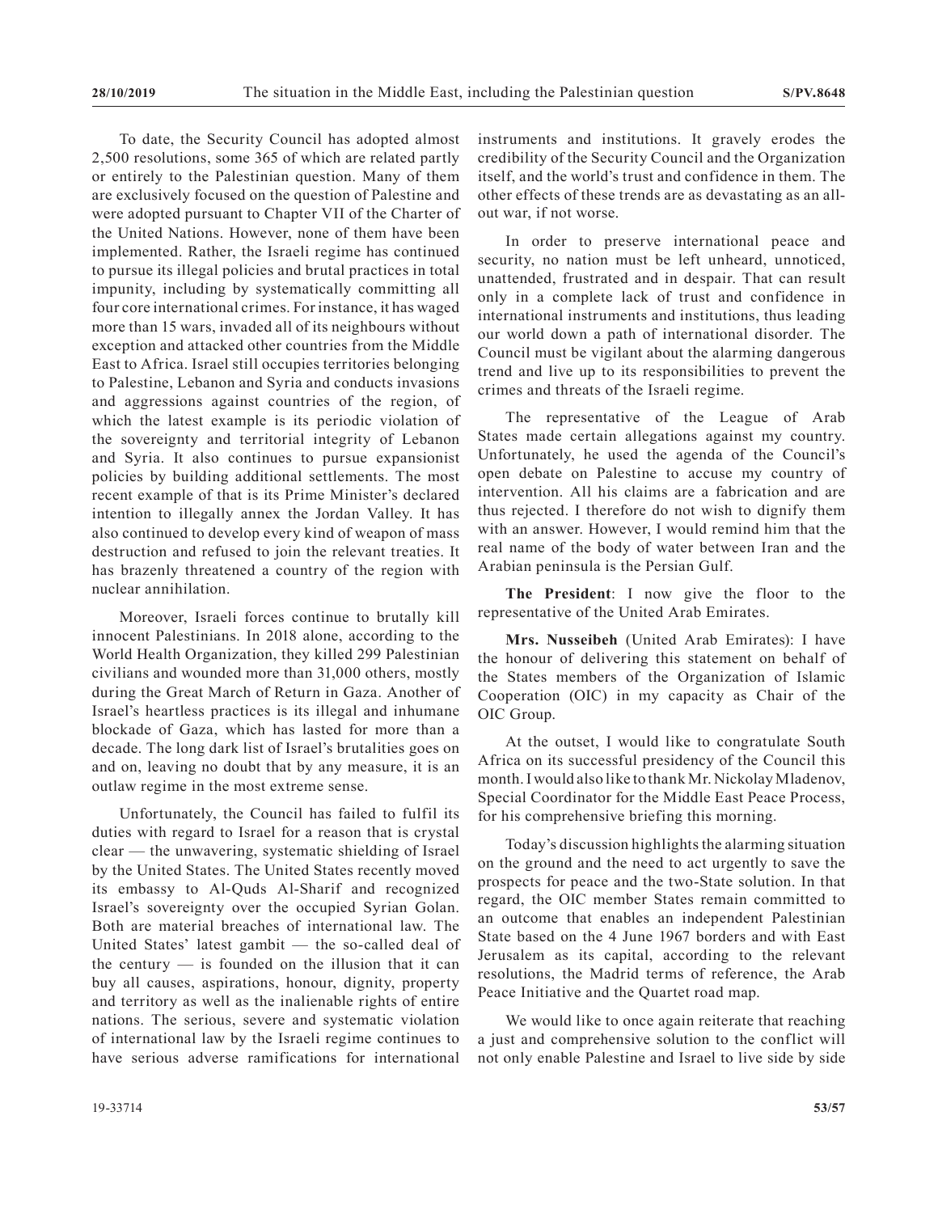To date, the Security Council has adopted almost 2,500 resolutions, some 365 of which are related partly or entirely to the Palestinian question. Many of them are exclusively focused on the question of Palestine and were adopted pursuant to Chapter VII of the Charter of the United Nations. However, none of them have been implemented. Rather, the Israeli regime has continued to pursue its illegal policies and brutal practices in total impunity, including by systematically committing all four core international crimes. For instance, it has waged more than 15 wars, invaded all of its neighbours without exception and attacked other countries from the Middle East to Africa. Israel still occupies territories belonging to Palestine, Lebanon and Syria and conducts invasions and aggressions against countries of the region, of which the latest example is its periodic violation of the sovereignty and territorial integrity of Lebanon and Syria. It also continues to pursue expansionist policies by building additional settlements. The most recent example of that is its Prime Minister's declared intention to illegally annex the Jordan Valley. It has also continued to develop every kind of weapon of mass destruction and refused to join the relevant treaties. It has brazenly threatened a country of the region with nuclear annihilation.

Moreover, Israeli forces continue to brutally kill innocent Palestinians. In 2018 alone, according to the World Health Organization, they killed 299 Palestinian civilians and wounded more than 31,000 others, mostly during the Great March of Return in Gaza. Another of Israel's heartless practices is its illegal and inhumane blockade of Gaza, which has lasted for more than a decade. The long dark list of Israel's brutalities goes on and on, leaving no doubt that by any measure, it is an outlaw regime in the most extreme sense.

Unfortunately, the Council has failed to fulfil its duties with regard to Israel for a reason that is crystal clear — the unwavering, systematic shielding of Israel by the United States. The United States recently moved its embassy to Al-Quds Al-Sharif and recognized Israel's sovereignty over the occupied Syrian Golan. Both are material breaches of international law. The United States' latest gambit — the so-called deal of the century — is founded on the illusion that it can buy all causes, aspirations, honour, dignity, property and territory as well as the inalienable rights of entire nations. The serious, severe and systematic violation of international law by the Israeli regime continues to have serious adverse ramifications for international instruments and institutions. It gravely erodes the credibility of the Security Council and the Organization itself, and the world's trust and confidence in them. The other effects of these trends are as devastating as an all-out war, if not worse.

In order to preserve international peace and security, no nation must be left unheard, unnoticed, unattended, frustrated and in despair. That can result only in a complete lack of trust and confidence in international instruments and institutions, thus leading our world down a path of international disorder. The Council must be vigilant about the alarming dangerous trend and live up to its responsibilities to prevent the crimes and threats of the Israeli regime.

The representative of the League of Arab States made certain allegations against my country. Unfortunately, he used the agenda of the Council's open debate on Palestine to accuse my country of intervention. All his claims are a fabrication and are thus rejected. I therefore do not wish to dignify them with an answer. However, I would remind him that the real name of the body of water between Iran and the Arabian peninsula is the Persian Gulf.

**The President**: I now give the floor to the representative of the United Arab Emirates.

**Mrs. Nusseibeh** (United Arab Emirates): I have the honour of delivering this statement on behalf of the States members of the Organization of Islamic Cooperation (OIC) in my capacity as Chair of the OIC Group.

At the outset, I would like to congratulate South Africa on its successful presidency of the Council this month. I would also like to thank Mr. Nickolay Mladenov, Special Coordinator for the Middle East Peace Process, for his comprehensive briefing this morning.

Today's discussion highlights the alarming situation on the ground and the need to act urgently to save the prospects for peace and the two-State solution. In that regard, the OIC member States remain committed to an outcome that enables an independent Palestinian State based on the 4 June 1967 borders and with East Jerusalem as its capital, according to the relevant resolutions, the Madrid terms of reference, the Arab Peace Initiative and the Quartet road map.

We would like to once again reiterate that reaching a just and comprehensive solution to the conflict will not only enable Palestine and Israel to live side by side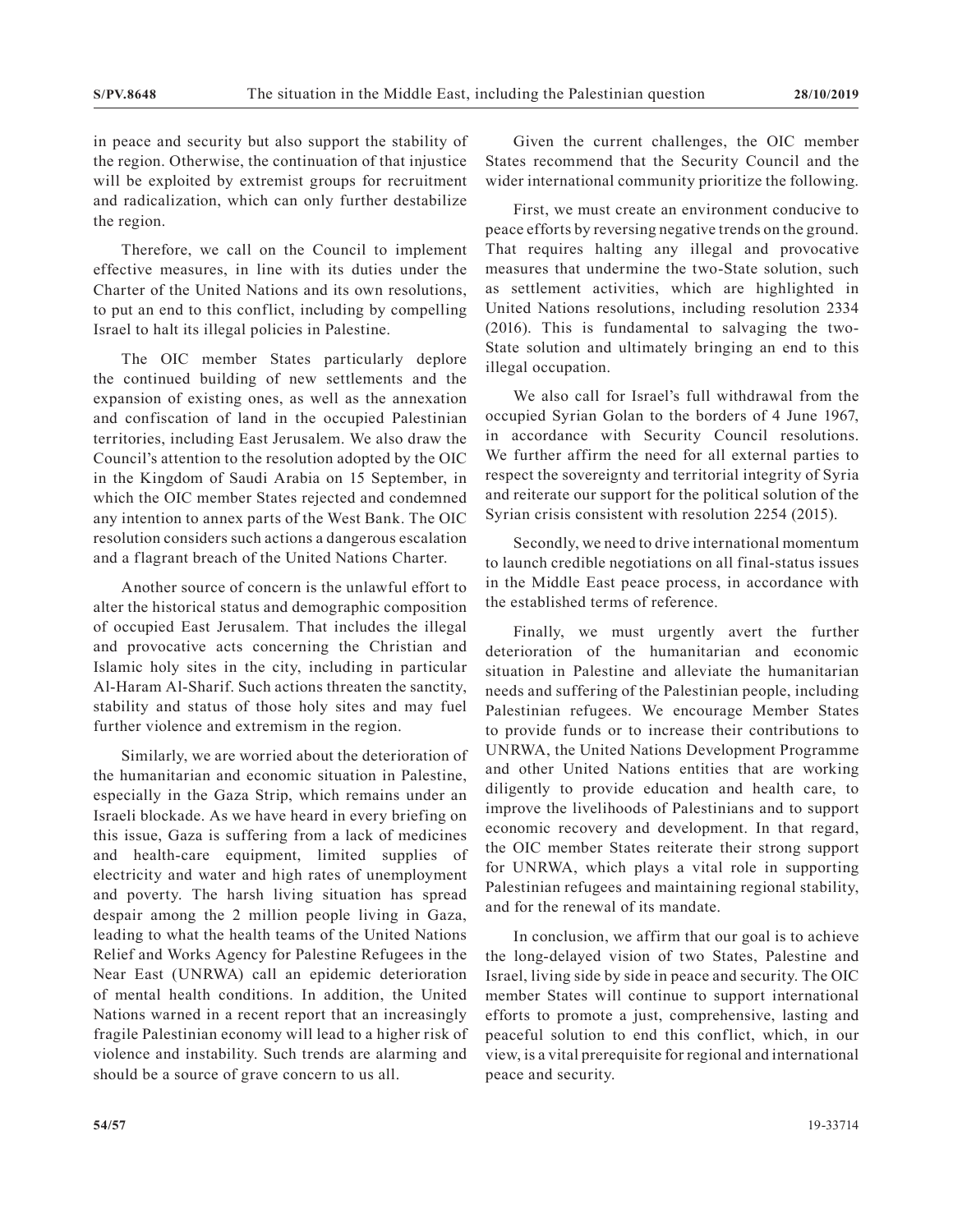in peace and security but also support the stability of the region. Otherwise, the continuation of that injustice will be exploited by extremist groups for recruitment and radicalization, which can only further destabilize the region.

Therefore, we call on the Council to implement effective measures, in line with its duties under the Charter of the United Nations and its own resolutions, to put an end to this conflict, including by compelling Israel to halt its illegal policies in Palestine.

The OIC member States particularly deplore the continued building of new settlements and the expansion of existing ones, as well as the annexation and confiscation of land in the occupied Palestinian territories, including East Jerusalem. We also draw the Council's attention to the resolution adopted by the OIC in the Kingdom of Saudi Arabia on 15 September, in which the OIC member States rejected and condemned any intention to annex parts of the West Bank. The OIC resolution considers such actions a dangerous escalation and a flagrant breach of the United Nations Charter.

Another source of concern is the unlawful effort to alter the historical status and demographic composition of occupied East Jerusalem. That includes the illegal and provocative acts concerning the Christian and Islamic holy sites in the city, including in particular Al-Haram Al-Sharif. Such actions threaten the sanctity, stability and status of those holy sites and may fuel further violence and extremism in the region.

Similarly, we are worried about the deterioration of the humanitarian and economic situation in Palestine, especially in the Gaza Strip, which remains under an Israeli blockade. As we have heard in every briefing on this issue, Gaza is suffering from a lack of medicines and health-care equipment, limited supplies of electricity and water and high rates of unemployment and poverty. The harsh living situation has spread despair among the 2 million people living in Gaza, leading to what the health teams of the United Nations Relief and Works Agency for Palestine Refugees in the Near East (UNRWA) call an epidemic deterioration of mental health conditions. In addition, the United Nations warned in a recent report that an increasingly fragile Palestinian economy will lead to a higher risk of violence and instability. Such trends are alarming and should be a source of grave concern to us all.

Given the current challenges, the OIC member States recommend that the Security Council and the wider international community prioritize the following.

First, we must create an environment conducive to peace efforts by reversing negative trends on the ground. That requires halting any illegal and provocative measures that undermine the two-State solution, such as settlement activities, which are highlighted in United Nations resolutions, including resolution 2334 (2016). This is fundamental to salvaging the two-State solution and ultimately bringing an end to this illegal occupation.

We also call for Israel's full withdrawal from the occupied Syrian Golan to the borders of 4 June 1967, in accordance with Security Council resolutions. We further affirm the need for all external parties to respect the sovereignty and territorial integrity of Syria and reiterate our support for the political solution of the Syrian crisis consistent with resolution 2254 (2015).

Secondly, we need to drive international momentum to launch credible negotiations on all final-status issues in the Middle East peace process, in accordance with the established terms of reference.

Finally, we must urgently avert the further deterioration of the humanitarian and economic situation in Palestine and alleviate the humanitarian needs and suffering of the Palestinian people, including Palestinian refugees. We encourage Member States to provide funds or to increase their contributions to UNRWA, the United Nations Development Programme and other United Nations entities that are working diligently to provide education and health care, to improve the livelihoods of Palestinians and to support economic recovery and development. In that regard, the OIC member States reiterate their strong support for UNRWA, which plays a vital role in supporting Palestinian refugees and maintaining regional stability, and for the renewal of its mandate.

In conclusion, we affirm that our goal is to achieve the long-delayed vision of two States, Palestine and Israel, living side by side in peace and security. The OIC member States will continue to support international efforts to promote a just, comprehensive, lasting and peaceful solution to end this conflict, which, in our view, is a vital prerequisite for regional and international peace and security.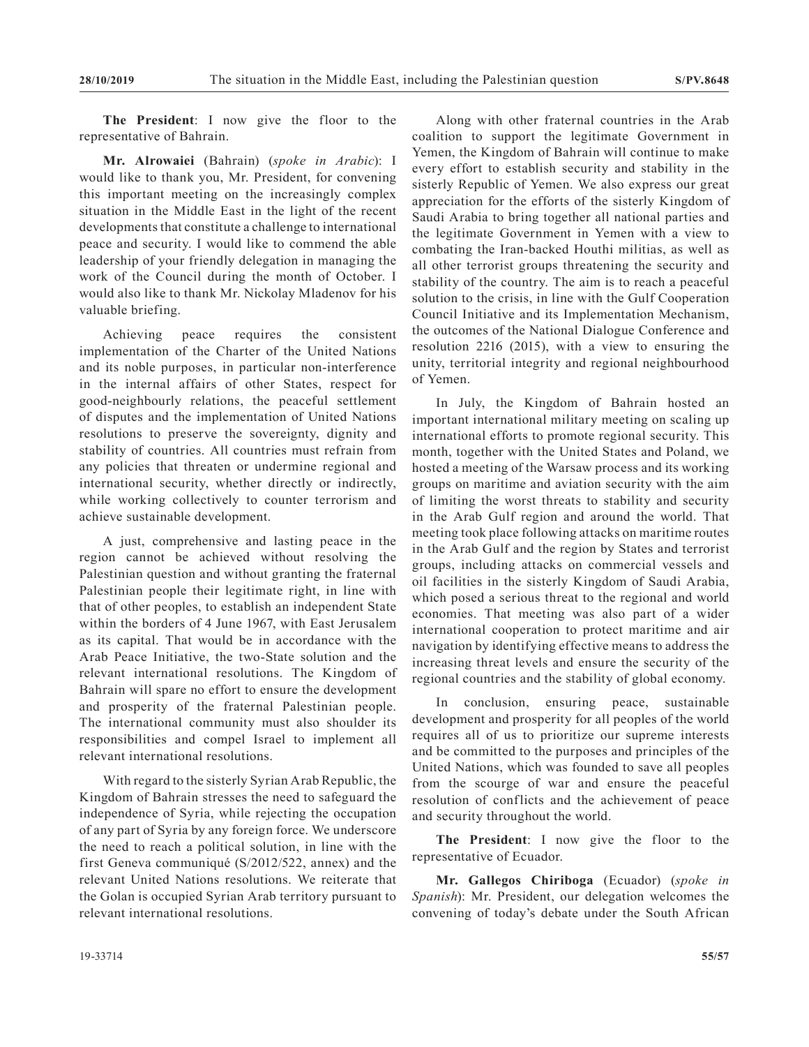**The President**: I now give the floor to the representative of Bahrain.

**Mr. Alrowaiei** (Bahrain) (*spoke in Arabic*): I would like to thank you, Mr. President, for convening this important meeting on the increasingly complex situation in the Middle East in the light of the recent developments that constitute a challenge to international peace and security. I would like to commend the able leadership of your friendly delegation in managing the work of the Council during the month of October. I would also like to thank Mr. Nickolay Mladenov for his valuable briefing.

Achieving peace requires the consistent implementation of the Charter of the United Nations and its noble purposes, in particular non-interference in the internal affairs of other States, respect for good-neighbourly relations, the peaceful settlement of disputes and the implementation of United Nations resolutions to preserve the sovereignty, dignity and stability of countries. All countries must refrain from any policies that threaten or undermine regional and international security, whether directly or indirectly, while working collectively to counter terrorism and achieve sustainable development.

A just, comprehensive and lasting peace in the region cannot be achieved without resolving the Palestinian question and without granting the fraternal Palestinian people their legitimate right, in line with that of other peoples, to establish an independent State within the borders of 4 June 1967, with East Jerusalem as its capital. That would be in accordance with the Arab Peace Initiative, the two-State solution and the relevant international resolutions. The Kingdom of Bahrain will spare no effort to ensure the development and prosperity of the fraternal Palestinian people. The international community must also shoulder its responsibilities and compel Israel to implement all relevant international resolutions.

With regard to the sisterly Syrian Arab Republic, the Kingdom of Bahrain stresses the need to safeguard the independence of Syria, while rejecting the occupation of any part of Syria by any foreign force. We underscore the need to reach a political solution, in line with the first Geneva communiqué (S/2012/522, annex) and the relevant United Nations resolutions. We reiterate that the Golan is occupied Syrian Arab territory pursuant to relevant international resolutions.

Along with other fraternal countries in the Arab coalition to support the legitimate Government in Yemen, the Kingdom of Bahrain will continue to make every effort to establish security and stability in the sisterly Republic of Yemen. We also express our great appreciation for the efforts of the sisterly Kingdom of Saudi Arabia to bring together all national parties and the legitimate Government in Yemen with a view to combating the Iran-backed Houthi militias, as well as all other terrorist groups threatening the security and stability of the country. The aim is to reach a peaceful solution to the crisis, in line with the Gulf Cooperation Council Initiative and its Implementation Mechanism, the outcomes of the National Dialogue Conference and resolution 2216 (2015), with a view to ensuring the unity, territorial integrity and regional neighbourhood of Yemen.

In July, the Kingdom of Bahrain hosted an important international military meeting on scaling up international efforts to promote regional security. This month, together with the United States and Poland, we hosted a meeting of the Warsaw process and its working groups on maritime and aviation security with the aim of limiting the worst threats to stability and security in the Arab Gulf region and around the world. That meeting took place following attacks on maritime routes in the Arab Gulf and the region by States and terrorist groups, including attacks on commercial vessels and oil facilities in the sisterly Kingdom of Saudi Arabia, which posed a serious threat to the regional and world economies. That meeting was also part of a wider international cooperation to protect maritime and air navigation by identifying effective means to address the increasing threat levels and ensure the security of the regional countries and the stability of global economy.

In conclusion, ensuring peace, sustainable development and prosperity for all peoples of the world requires all of us to prioritize our supreme interests and be committed to the purposes and principles of the United Nations, which was founded to save all peoples from the scourge of war and ensure the peaceful resolution of conflicts and the achievement of peace and security throughout the world.

**The President**: I now give the floor to the representative of Ecuador.

**Mr. Gallegos Chiriboga** (Ecuador) (*spoke in Spanish*): Mr. President, our delegation welcomes the convening of today's debate under the South African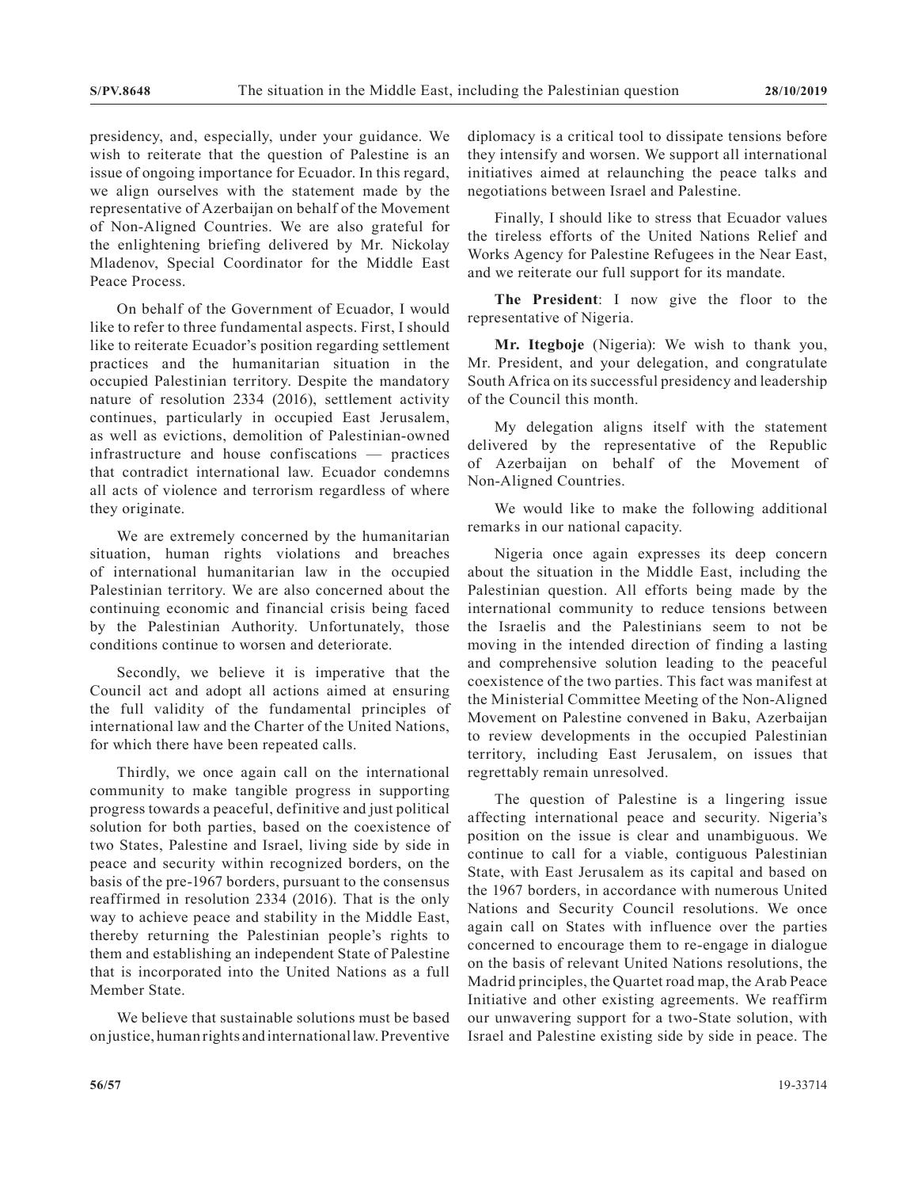presidency, and, especially, under your guidance. We wish to reiterate that the question of Palestine is an issue of ongoing importance for Ecuador. In this regard, we align ourselves with the statement made by the representative of Azerbaijan on behalf of the Movement of Non-Aligned Countries. We are also grateful for the enlightening briefing delivered by Mr. Nickolay Mladenov, Special Coordinator for the Middle East Peace Process.

On behalf of the Government of Ecuador, I would like to refer to three fundamental aspects. First, I should like to reiterate Ecuador's position regarding settlement practices and the humanitarian situation in the occupied Palestinian territory. Despite the mandatory nature of resolution 2334 (2016), settlement activity continues, particularly in occupied East Jerusalem, as well as evictions, demolition of Palestinian-owned infrastructure and house confiscations — practices that contradict international law. Ecuador condemns all acts of violence and terrorism regardless of where they originate.

We are extremely concerned by the humanitarian situation, human rights violations and breaches of international humanitarian law in the occupied Palestinian territory. We are also concerned about the continuing economic and financial crisis being faced by the Palestinian Authority. Unfortunately, those conditions continue to worsen and deteriorate.

Secondly, we believe it is imperative that the Council act and adopt all actions aimed at ensuring the full validity of the fundamental principles of international law and the Charter of the United Nations, for which there have been repeated calls.

Thirdly, we once again call on the international community to make tangible progress in supporting progress towards a peaceful, definitive and just political solution for both parties, based on the coexistence of two States, Palestine and Israel, living side by side in peace and security within recognized borders, on the basis of the pre-1967 borders, pursuant to the consensus reaffirmed in resolution 2334 (2016). That is the only way to achieve peace and stability in the Middle East, thereby returning the Palestinian people's rights to them and establishing an independent State of Palestine that is incorporated into the United Nations as a full Member State.

We believe that sustainable solutions must be based on justice, human rights and international law. Preventive diplomacy is a critical tool to dissipate tensions before they intensify and worsen. We support all international initiatives aimed at relaunching the peace talks and negotiations between Israel and Palestine.

Finally, I should like to stress that Ecuador values the tireless efforts of the United Nations Relief and Works Agency for Palestine Refugees in the Near East, and we reiterate our full support for its mandate.

**The President**: I now give the floor to the representative of Nigeria.

**Mr. Itegboje** (Nigeria): We wish to thank you, Mr. President, and your delegation, and congratulate South Africa on its successful presidency and leadership of the Council this month.

My delegation aligns itself with the statement delivered by the representative of the Republic of Azerbaijan on behalf of the Movement of Non-Aligned Countries.

We would like to make the following additional remarks in our national capacity.

Nigeria once again expresses its deep concern about the situation in the Middle East, including the Palestinian question. All efforts being made by the international community to reduce tensions between the Israelis and the Palestinians seem to not be moving in the intended direction of finding a lasting and comprehensive solution leading to the peaceful coexistence of the two parties. This fact was manifest at the Ministerial Committee Meeting of the Non-Aligned Movement on Palestine convened in Baku, Azerbaijan to review developments in the occupied Palestinian territory, including East Jerusalem, on issues that regrettably remain unresolved.

The question of Palestine is a lingering issue affecting international peace and security. Nigeria's position on the issue is clear and unambiguous. We continue to call for a viable, contiguous Palestinian State, with East Jerusalem as its capital and based on the 1967 borders, in accordance with numerous United Nations and Security Council resolutions. We once again call on States with influence over the parties concerned to encourage them to re-engage in dialogue on the basis of relevant United Nations resolutions, the Madrid principles, the Quartet road map, the Arab Peace Initiative and other existing agreements. We reaffirm our unwavering support for a two-State solution, with Israel and Palestine existing side by side in peace. The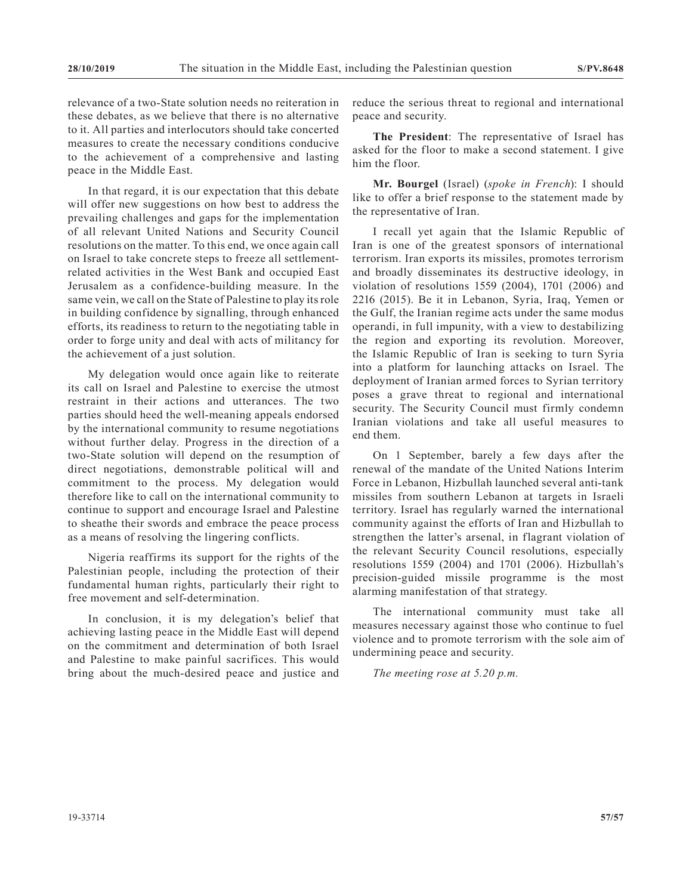relevance of a two-State solution needs no reiteration in these debates, as we believe that there is no alternative to it. All parties and interlocutors should take concerted measures to create the necessary conditions conducive to the achievement of a comprehensive and lasting peace in the Middle East.

In that regard, it is our expectation that this debate will offer new suggestions on how best to address the prevailing challenges and gaps for the implementation of all relevant United Nations and Security Council resolutions on the matter. To this end, we once again call on Israel to take concrete steps to freeze all settlement-related activities in the West Bank and occupied East Jerusalem as a confidence-building measure. In the same vein, we call on the State of Palestine to play its role in building confidence by signalling, through enhanced efforts, its readiness to return to the negotiating table in order to forge unity and deal with acts of militancy for the achievement of a just solution.

My delegation would once again like to reiterate its call on Israel and Palestine to exercise the utmost restraint in their actions and utterances. The two parties should heed the well-meaning appeals endorsed by the international community to resume negotiations without further delay. Progress in the direction of a two-State solution will depend on the resumption of direct negotiations, demonstrable political will and commitment to the process. My delegation would therefore like to call on the international community to continue to support and encourage Israel and Palestine to sheathe their swords and embrace the peace process as a means of resolving the lingering conflicts.

Nigeria reaffirms its support for the rights of the Palestinian people, including the protection of their fundamental human rights, particularly their right to free movement and self-determination.

In conclusion, it is my delegation's belief that achieving lasting peace in the Middle East will depend on the commitment and determination of both Israel and Palestine to make painful sacrifices. This would bring about the much-desired peace and justice and reduce the serious threat to regional and international peace and security.

**The President**: The representative of Israel has asked for the floor to make a second statement. I give him the floor.

**Mr. Bourgel** (Israel) (*spoke in French*): I should like to offer a brief response to the statement made by the representative of Iran.

I recall yet again that the Islamic Republic of Iran is one of the greatest sponsors of international terrorism. Iran exports its missiles, promotes terrorism and broadly disseminates its destructive ideology, in violation of resolutions 1559 (2004), 1701 (2006) and 2216 (2015). Be it in Lebanon, Syria, Iraq, Yemen or the Gulf, the Iranian regime acts under the same modus operandi, in full impunity, with a view to destabilizing the region and exporting its revolution. Moreover, the Islamic Republic of Iran is seeking to turn Syria into a platform for launching attacks on Israel. The deployment of Iranian armed forces to Syrian territory poses a grave threat to regional and international security. The Security Council must firmly condemn Iranian violations and take all useful measures to end them.

On 1 September, barely a few days after the renewal of the mandate of the United Nations Interim Force in Lebanon, Hizbullah launched several anti-tank missiles from southern Lebanon at targets in Israeli territory. Israel has regularly warned the international community against the efforts of Iran and Hizbullah to strengthen the latter's arsenal, in flagrant violation of the relevant Security Council resolutions, especially resolutions 1559 (2004) and 1701 (2006). Hizbullah's precision-guided missile programme is the most alarming manifestation of that strategy.

The international community must take all measures necessary against those who continue to fuel violence and to promote terrorism with the sole aim of undermining peace and security.

*The meeting rose at 5.20 p.m.*